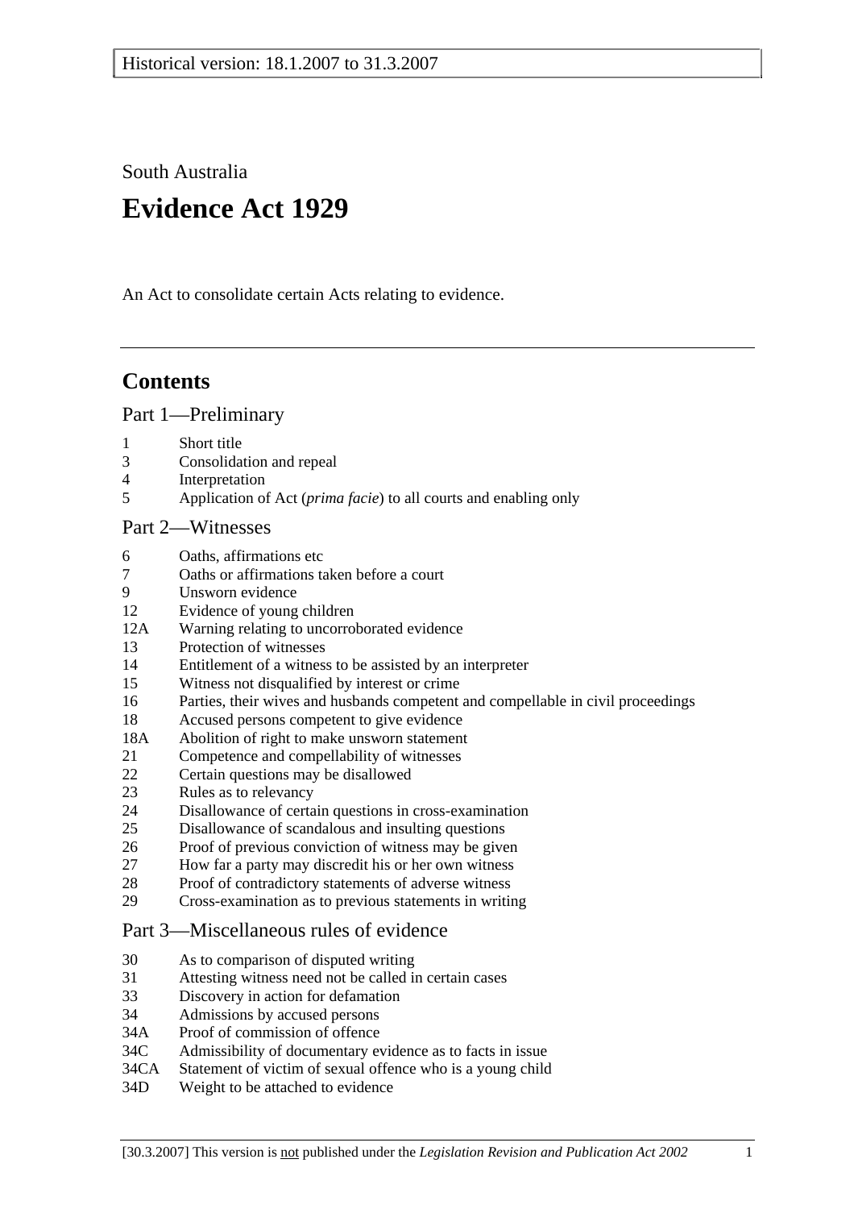South Australia

# Evidence Act 1929

An Act to consolidate certain Acts relating to evidence.

---

## Contents

### Part 1—Preliminary

1 Short title
3 Consolidation and repeal
4 Interpretation
5 Application of Act (*prima facie*) to all courts and enabling only

### Part 2—Witnesses

6 Oaths, affirmations etc
7 Oaths or affirmations taken before a court
9 Unsworn evidence
12 Evidence of young children
12A Warning relating to uncorroborated evidence
13 Protection of witnesses
14 Entitlement of a witness to be assisted by an interpreter
15 Witness not disqualified by interest or crime
16 Parties, their wives and husbands competent and compellable in civil proceedings
18 Accused persons competent to give evidence
18A Abolition of right to make unsworn statement
21 Competence and compellability of witnesses
22 Certain questions may be disallowed
23 Rules as to relevancy
24 Disallowance of certain questions in cross-examination
25 Disallowance of scandalous and insulting questions
26 Proof of previous conviction of witness may be given
27 How far a party may discredit his or her own witness
28 Proof of contradictory statements of adverse witness
29 Cross-examination as to previous statements in writing

### Part 3—Miscellaneous rules of evidence

30 As to comparison of disputed writing
31 Attesting witness need not be called in certain cases
33 Discovery in action for defamation
34 Admissions by accused persons
34A Proof of commission of offence
34C Admissibility of documentary evidence as to facts in issue
34CA Statement of victim of sexual offence who is a young child
34D Weight to be attached to evidence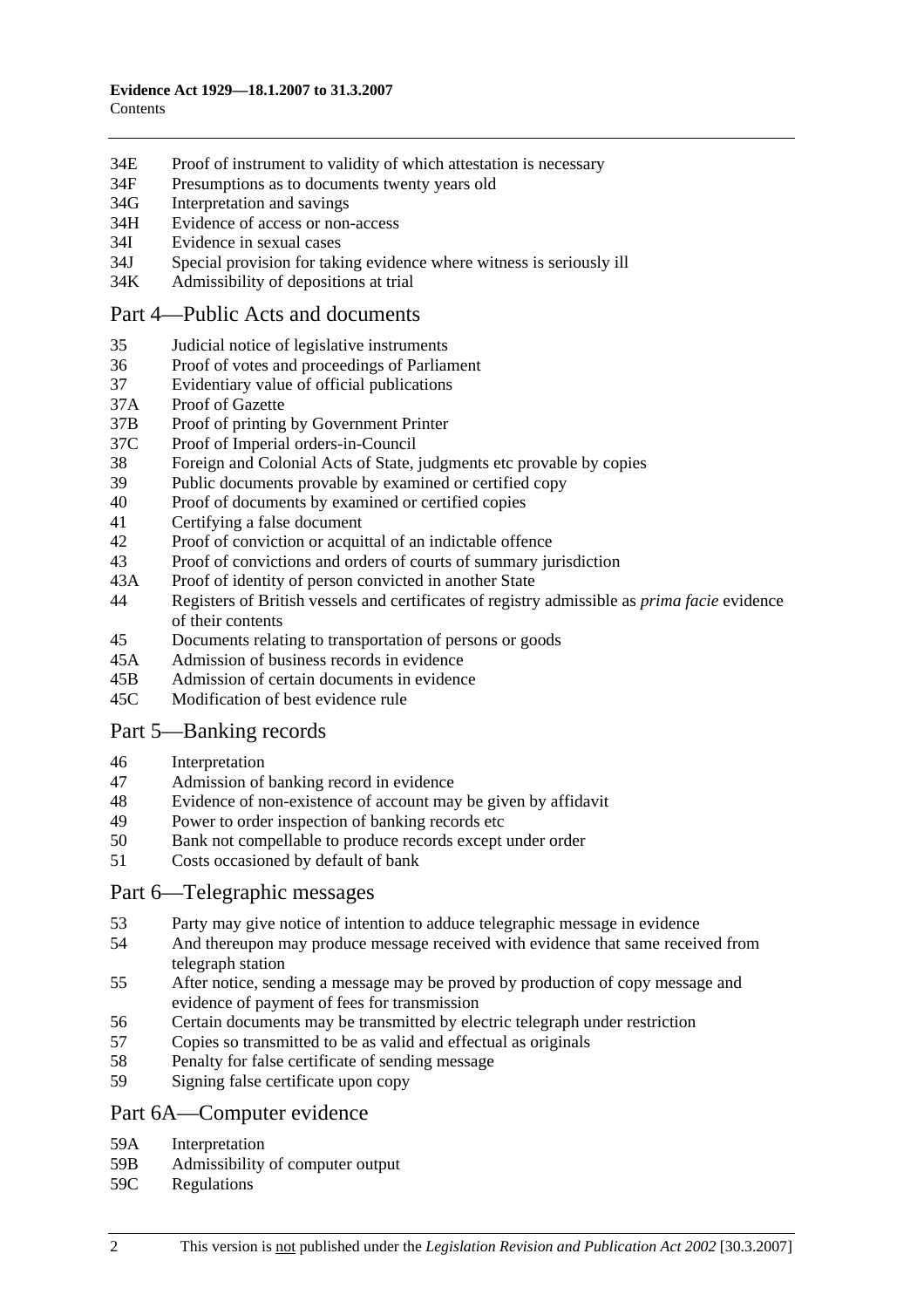34E Proof of instrument to validity of which attestation is necessary
34F Presumptions as to documents twenty years old
34G Interpretation and savings
34H Evidence of access or non-access
34I Evidence in sexual cases
34J Special provision for taking evidence where witness is seriously ill
34K Admissibility of depositions at trial

## Part 4—Public Acts and documents

35 Judicial notice of legislative instruments
36 Proof of votes and proceedings of Parliament
37 Evidentiary value of official publications
37A Proof of Gazette
37B Proof of printing by Government Printer
37C Proof of Imperial orders-in-Council
38 Foreign and Colonial Acts of State, judgments etc provable by copies
39 Public documents provable by examined or certified copy
40 Proof of documents by examined or certified copies
41 Certifying a false document
42 Proof of conviction or acquittal of an indictable offence
43 Proof of convictions and orders of courts of summary jurisdiction
43A Proof of identity of person convicted in another State
44 Registers of British vessels and certificates of registry admissible as *prima facie* evidence of their contents
45 Documents relating to transportation of persons or goods
45A Admission of business records in evidence
45B Admission of certain documents in evidence
45C Modification of best evidence rule

## Part 5—Banking records

46 Interpretation
47 Admission of banking record in evidence
48 Evidence of non-existence of account may be given by affidavit
49 Power to order inspection of banking records etc
50 Bank not compellable to produce records except under order
51 Costs occasioned by default of bank

## Part 6—Telegraphic messages

53 Party may give notice of intention to adduce telegraphic message in evidence
54 And thereupon may produce message received with evidence that same received from telegraph station
55 After notice, sending a message may be proved by production of copy message and evidence of payment of fees for transmission
56 Certain documents may be transmitted by electric telegraph under restriction
57 Copies so transmitted to be as valid and effectual as originals
58 Penalty for false certificate of sending message
59 Signing false certificate upon copy

## Part 6A—Computer evidence

59A Interpretation
59B Admissibility of computer output
59C Regulations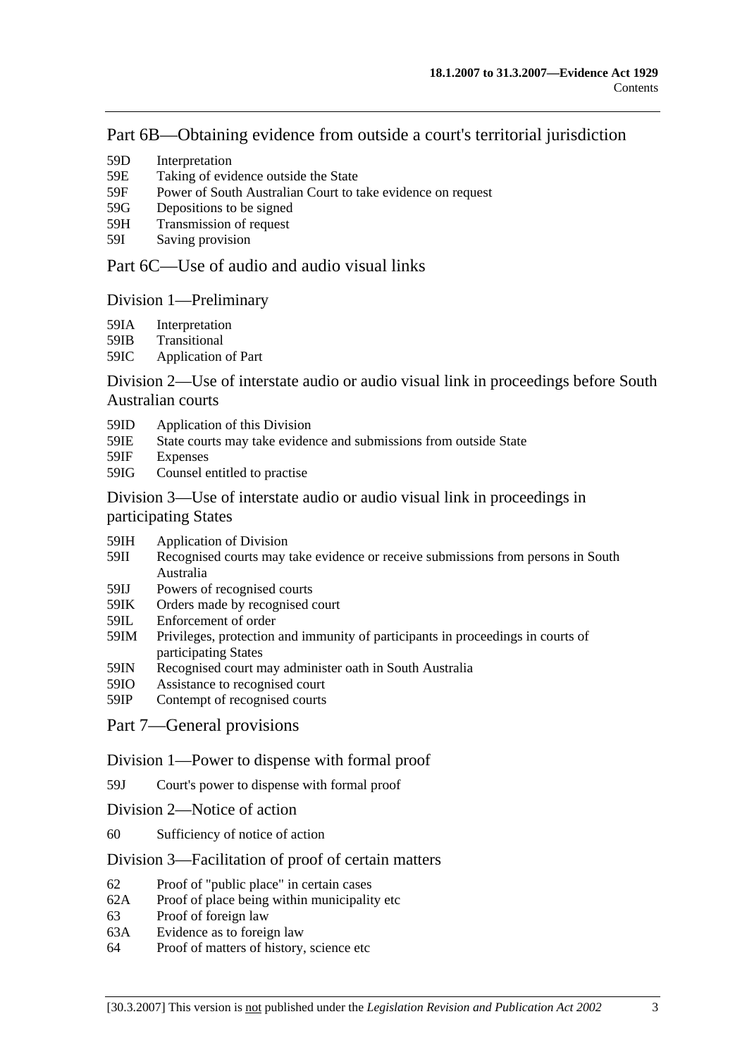## Part 6B—Obtaining evidence from outside a court's territorial jurisdiction

59D Interpretation
59E Taking of evidence outside the State
59F Power of South Australian Court to take evidence on request
59G Depositions to be signed
59H Transmission of request
59I Saving provision

## Part 6C—Use of audio and audio visual links

### Division 1—Preliminary

59IA Interpretation
59IB Transitional
59IC Application of Part

### Division 2—Use of interstate audio or audio visual link in proceedings before South Australian courts

59ID Application of this Division
59IE State courts may take evidence and submissions from outside State
59IF Expenses
59IG Counsel entitled to practise

### Division 3—Use of interstate audio or audio visual link in proceedings in participating States

59IH Application of Division
59II Recognised courts may take evidence or receive submissions from persons in South Australia
59IJ Powers of recognised courts
59IK Orders made by recognised court
59IL Enforcement of order
59IM Privileges, protection and immunity of participants in proceedings in courts of participating States
59IN Recognised court may administer oath in South Australia
59IO Assistance to recognised court
59IP Contempt of recognised courts

## Part 7—General provisions

### Division 1—Power to dispense with formal proof

59J Court's power to dispense with formal proof

### Division 2—Notice of action

60 Sufficiency of notice of action

### Division 3—Facilitation of proof of certain matters

62 Proof of "public place" in certain cases
62A Proof of place being within municipality etc
63 Proof of foreign law
63A Evidence as to foreign law
64 Proof of matters of history, science etc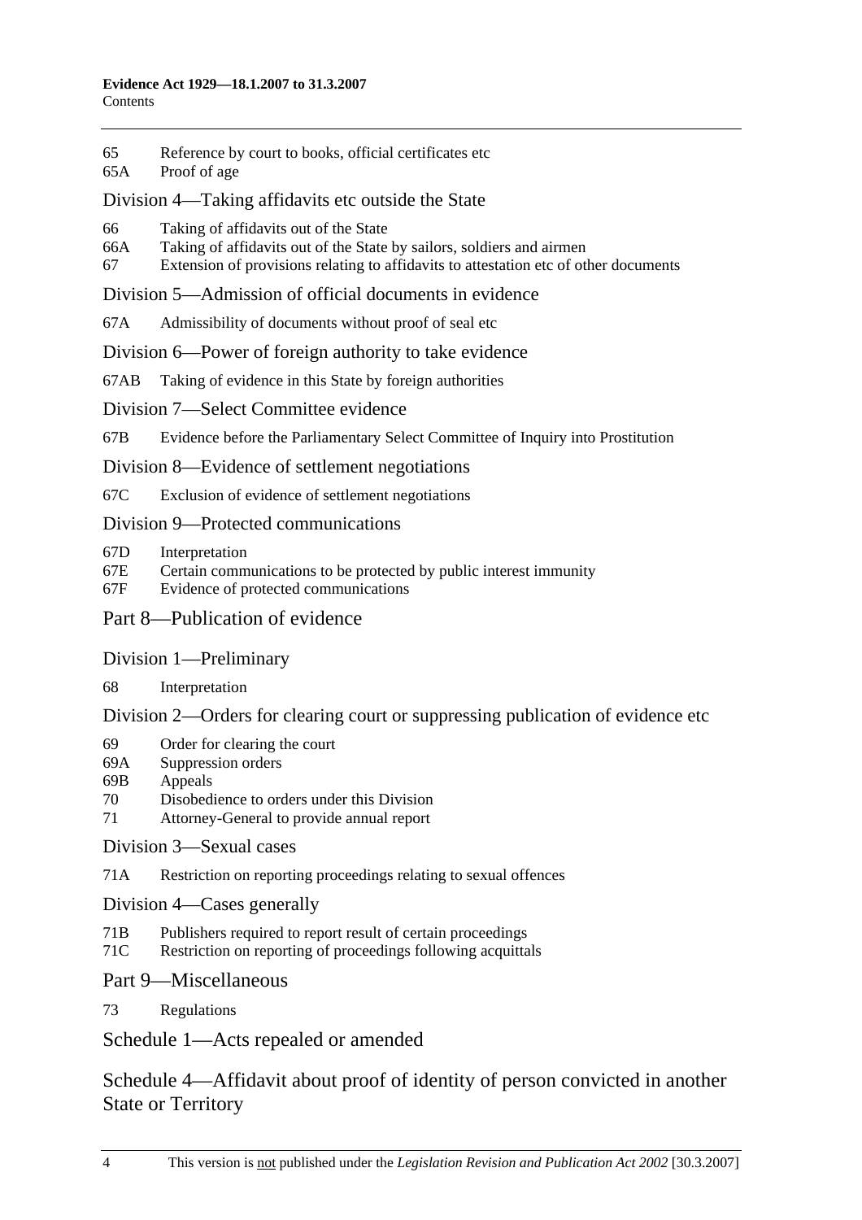65 Reference by court to books, official certificates etc
65A Proof of age

## Division 4—Taking affidavits etc outside the State

66 Taking of affidavits out of the State
66A Taking of affidavits out of the State by sailors, soldiers and airmen
67 Extension of provisions relating to affidavits to attestation etc of other documents

## Division 5—Admission of official documents in evidence

67A Admissibility of documents without proof of seal etc

## Division 6—Power of foreign authority to take evidence

67AB Taking of evidence in this State by foreign authorities

## Division 7—Select Committee evidence

67B Evidence before the Parliamentary Select Committee of Inquiry into Prostitution

## Division 8—Evidence of settlement negotiations

67C Exclusion of evidence of settlement negotiations

## Division 9—Protected communications

67D Interpretation
67E Certain communications to be protected by public interest immunity
67F Evidence of protected communications

# Part 8—Publication of evidence

## Division 1—Preliminary

68 Interpretation

## Division 2—Orders for clearing court or suppressing publication of evidence etc

69 Order for clearing the court
69A Suppression orders
69B Appeals
70 Disobedience to orders under this Division
71 Attorney-General to provide annual report

## Division 3—Sexual cases

71A Restriction on reporting proceedings relating to sexual offences

## Division 4—Cases generally

71B Publishers required to report result of certain proceedings
71C Restriction on reporting of proceedings following acquittals

# Part 9—Miscellaneous

73 Regulations

# Schedule 1—Acts repealed or amended

# Schedule 4—Affidavit about proof of identity of person convicted in another State or Territory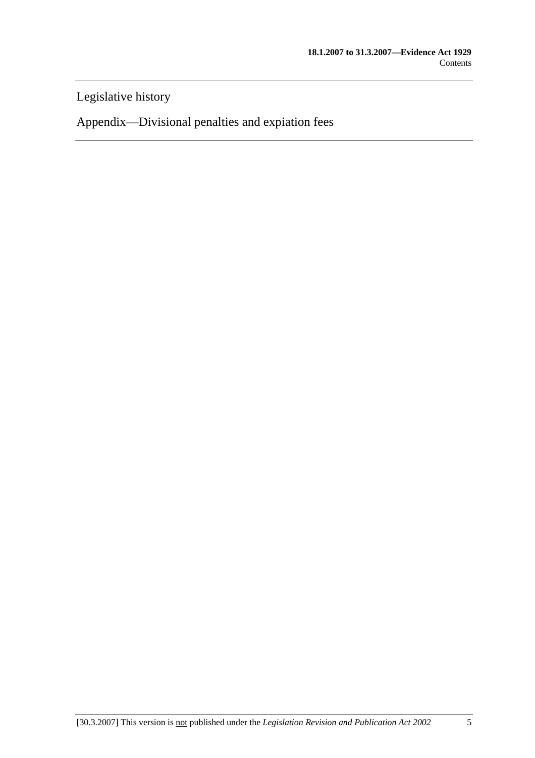Legislative history

Appendix—Divisional penalties and expiation fees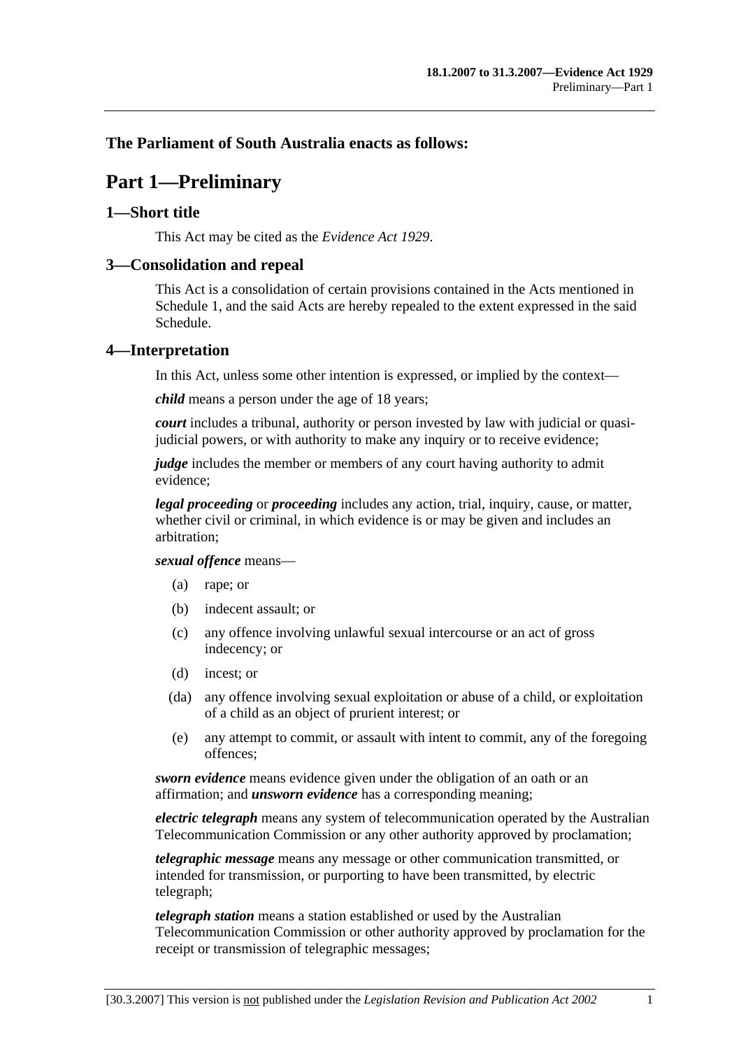**The Parliament of South Australia enacts as follows:**

# Part 1—Preliminary

## 1—Short title

This Act may be cited as the *Evidence Act 1929*.

## 3—Consolidation and repeal

This Act is a consolidation of certain provisions contained in the Acts mentioned in Schedule 1, and the said Acts are hereby repealed to the extent expressed in the said Schedule.

## 4—Interpretation

In this Act, unless some other intention is expressed, or implied by the context—

***child*** means a person under the age of 18 years;

***court*** includes a tribunal, authority or person invested by law with judicial or quasi-judicial powers, or with authority to make any inquiry or to receive evidence;

***judge*** includes the member or members of any court having authority to admit evidence;

***legal proceeding*** or ***proceeding*** includes any action, trial, inquiry, cause, or matter, whether civil or criminal, in which evidence is or may be given and includes an arbitration;

***sexual offence*** means—

- (a) rape; or
- (b) indecent assault; or
- (c) any offence involving unlawful sexual intercourse or an act of gross indecency; or
- (d) incest; or
- (da) any offence involving sexual exploitation or abuse of a child, or exploitation of a child as an object of prurient interest; or
- (e) any attempt to commit, or assault with intent to commit, any of the foregoing offences;

***sworn evidence*** means evidence given under the obligation of an oath or an affirmation; and ***unsworn evidence*** has a corresponding meaning;

***electric telegraph*** means any system of telecommunication operated by the Australian Telecommunication Commission or any other authority approved by proclamation;

***telegraphic message*** means any message or other communication transmitted, or intended for transmission, or purporting to have been transmitted, by electric telegraph;

***telegraph station*** means a station established or used by the Australian Telecommunication Commission or other authority approved by proclamation for the receipt or transmission of telegraphic messages;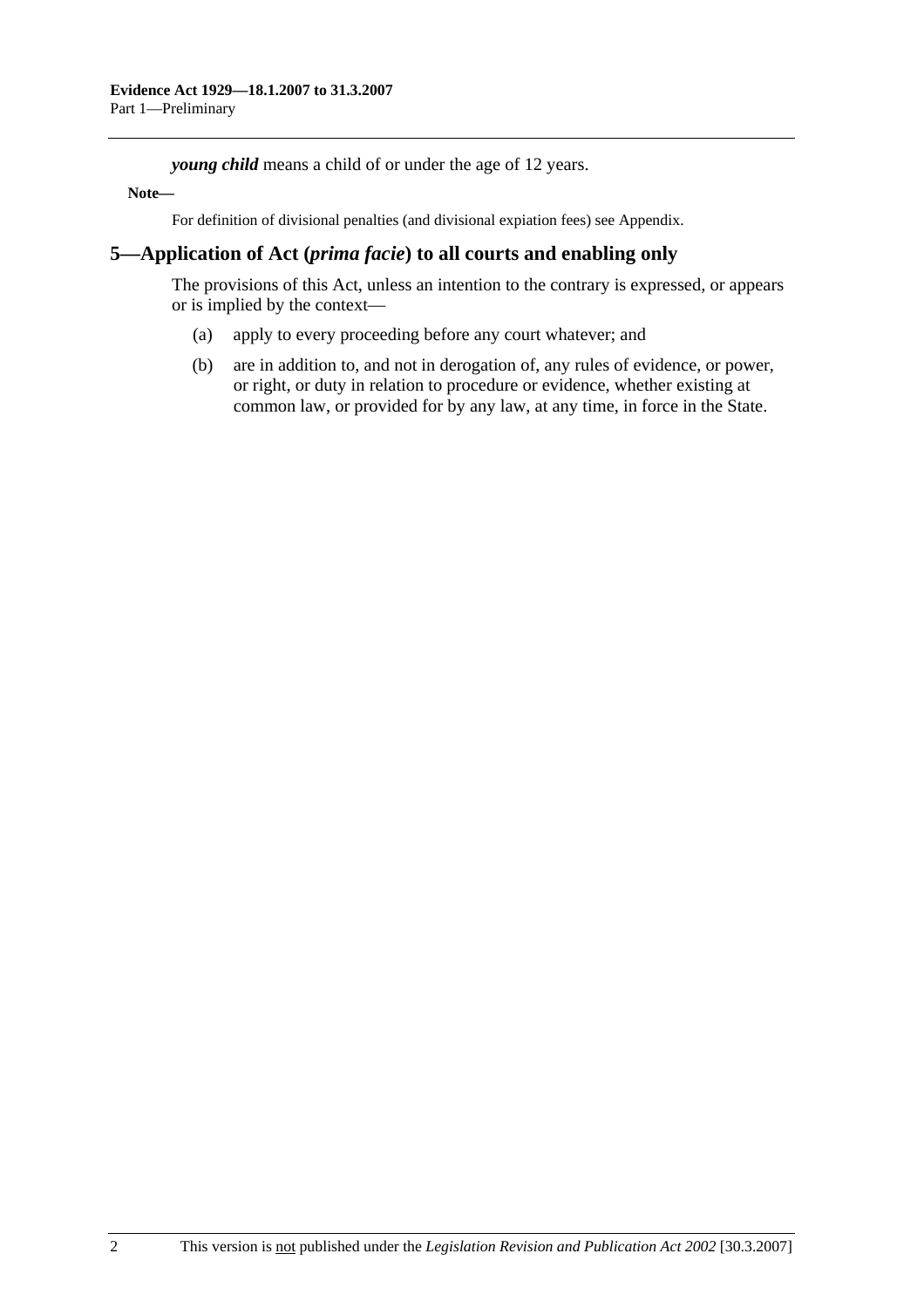***young child*** means a child of or under the age of 12 years.

**Note—**

For definition of divisional penalties (and divisional expiation fees) see Appendix.

## 5—Application of Act (*prima facie*) to all courts and enabling only

The provisions of this Act, unless an intention to the contrary is expressed, or appears or is implied by the context—

(a) apply to every proceeding before any court whatever; and

(b) are in addition to, and not in derogation of, any rules of evidence, or power, or right, or duty in relation to procedure or evidence, whether existing at common law, or provided for by any law, at any time, in force in the State.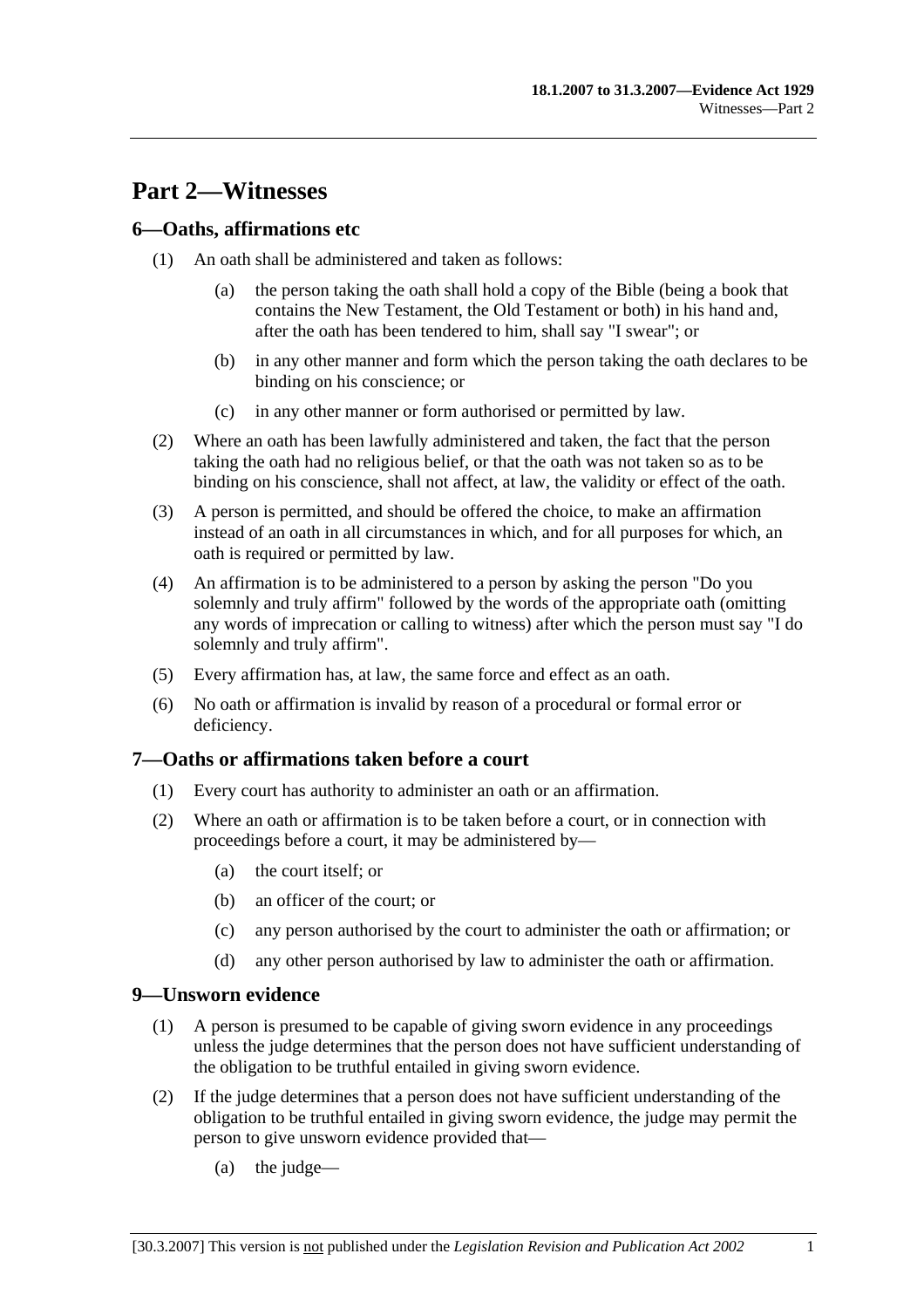# Part 2—Witnesses

## 6—Oaths, affirmations etc

(1) An oath shall be administered and taken as follows:

(a) the person taking the oath shall hold a copy of the Bible (being a book that contains the New Testament, the Old Testament or both) in his hand and, after the oath has been tendered to him, shall say "I swear"; or

(b) in any other manner and form which the person taking the oath declares to be binding on his conscience; or

(c) in any other manner or form authorised or permitted by law.

(2) Where an oath has been lawfully administered and taken, the fact that the person taking the oath had no religious belief, or that the oath was not taken so as to be binding on his conscience, shall not affect, at law, the validity or effect of the oath.

(3) A person is permitted, and should be offered the choice, to make an affirmation instead of an oath in all circumstances in which, and for all purposes for which, an oath is required or permitted by law.

(4) An affirmation is to be administered to a person by asking the person "Do you solemnly and truly affirm" followed by the words of the appropriate oath (omitting any words of imprecation or calling to witness) after which the person must say "I do solemnly and truly affirm".

(5) Every affirmation has, at law, the same force and effect as an oath.

(6) No oath or affirmation is invalid by reason of a procedural or formal error or deficiency.

## 7—Oaths or affirmations taken before a court

(1) Every court has authority to administer an oath or an affirmation.

(2) Where an oath or affirmation is to be taken before a court, or in connection with proceedings before a court, it may be administered by—

(a) the court itself; or

(b) an officer of the court; or

(c) any person authorised by the court to administer the oath or affirmation; or

(d) any other person authorised by law to administer the oath or affirmation.

## 9—Unsworn evidence

(1) A person is presumed to be capable of giving sworn evidence in any proceedings unless the judge determines that the person does not have sufficient understanding of the obligation to be truthful entailed in giving sworn evidence.

(2) If the judge determines that a person does not have sufficient understanding of the obligation to be truthful entailed in giving sworn evidence, the judge may permit the person to give unsworn evidence provided that—

(a) the judge—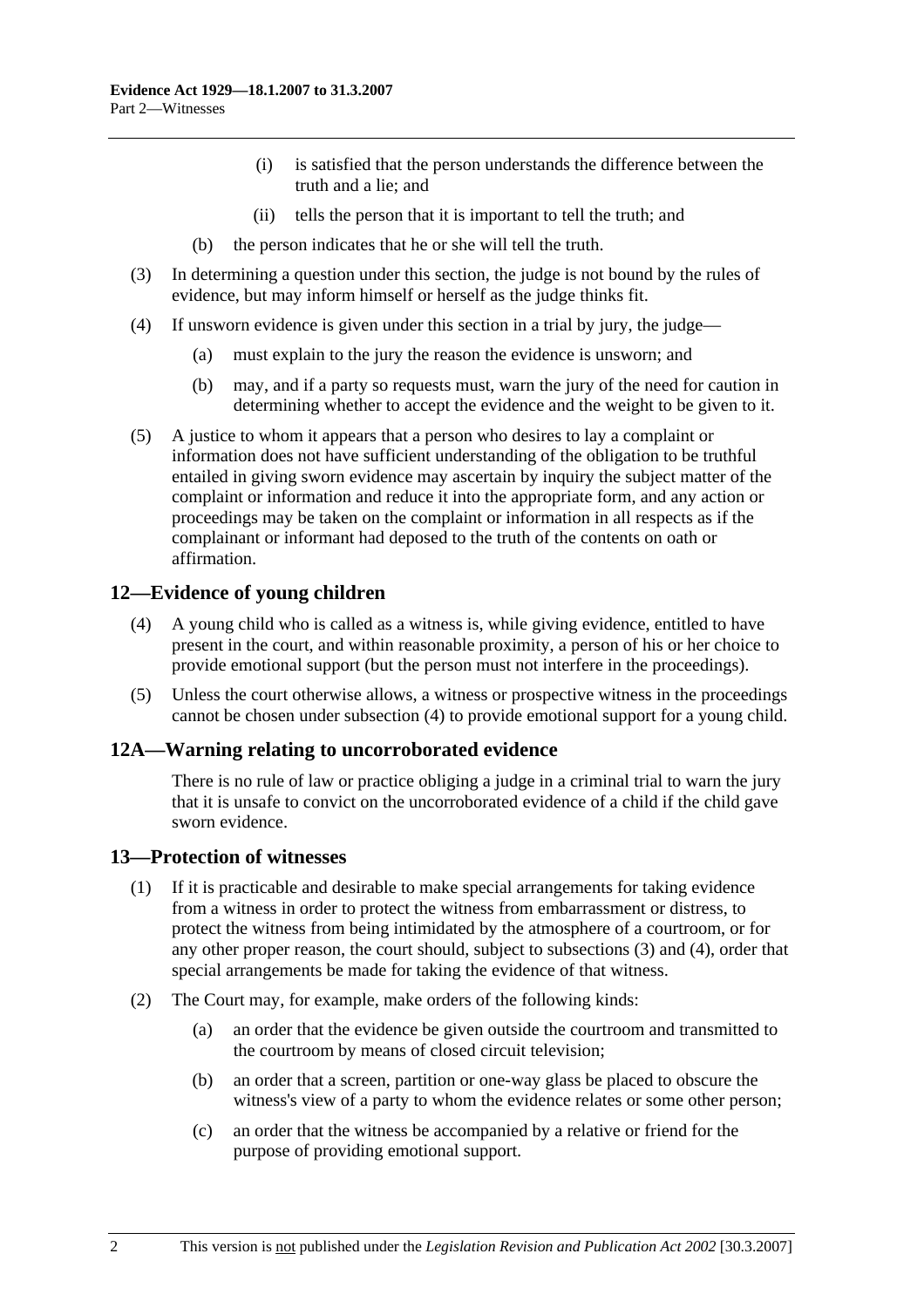(i) is satisfied that the person understands the difference between the truth and a lie; and

(ii) tells the person that it is important to tell the truth; and

(b) the person indicates that he or she will tell the truth.

(3) In determining a question under this section, the judge is not bound by the rules of evidence, but may inform himself or herself as the judge thinks fit.

(4) If unsworn evidence is given under this section in a trial by jury, the judge—

(a) must explain to the jury the reason the evidence is unsworn; and

(b) may, and if a party so requests must, warn the jury of the need for caution in determining whether to accept the evidence and the weight to be given to it.

(5) A justice to whom it appears that a person who desires to lay a complaint or information does not have sufficient understanding of the obligation to be truthful entailed in giving sworn evidence may ascertain by inquiry the subject matter of the complaint or information and reduce it into the appropriate form, and any action or proceedings may be taken on the complaint or information in all respects as if the complainant or informant had deposed to the truth of the contents on oath or affirmation.

## 12—Evidence of young children

(4) A young child who is called as a witness is, while giving evidence, entitled to have present in the court, and within reasonable proximity, a person of his or her choice to provide emotional support (but the person must not interfere in the proceedings).

(5) Unless the court otherwise allows, a witness or prospective witness in the proceedings cannot be chosen under subsection (4) to provide emotional support for a young child.

## 12A—Warning relating to uncorroborated evidence

There is no rule of law or practice obliging a judge in a criminal trial to warn the jury that it is unsafe to convict on the uncorroborated evidence of a child if the child gave sworn evidence.

## 13—Protection of witnesses

(1) If it is practicable and desirable to make special arrangements for taking evidence from a witness in order to protect the witness from embarrassment or distress, to protect the witness from being intimidated by the atmosphere of a courtroom, or for any other proper reason, the court should, subject to subsections (3) and (4), order that special arrangements be made for taking the evidence of that witness.

(2) The Court may, for example, make orders of the following kinds:

(a) an order that the evidence be given outside the courtroom and transmitted to the courtroom by means of closed circuit television;

(b) an order that a screen, partition or one-way glass be placed to obscure the witness's view of a party to whom the evidence relates or some other person;

(c) an order that the witness be accompanied by a relative or friend for the purpose of providing emotional support.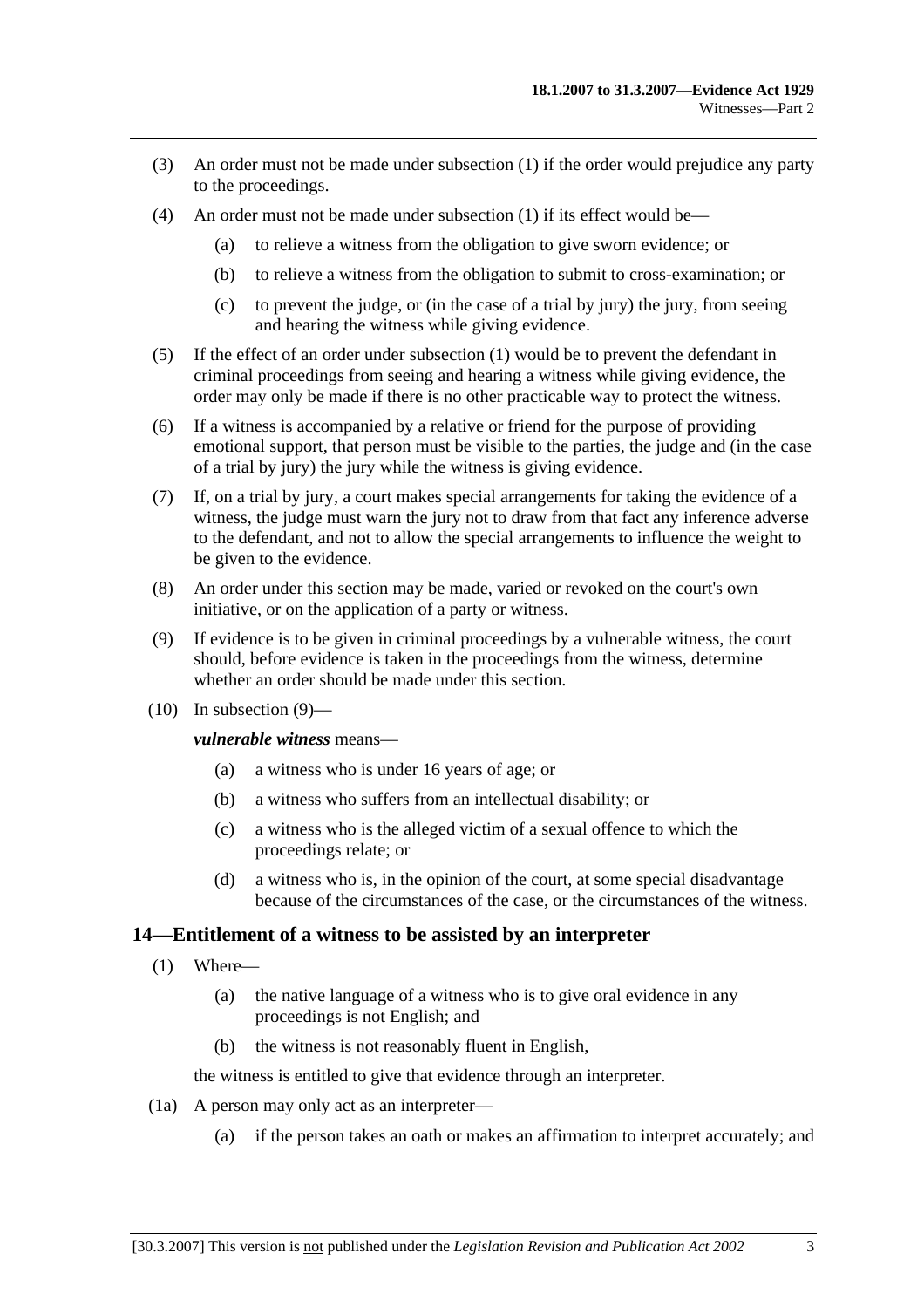(3) An order must not be made under subsection (1) if the order would prejudice any party to the proceedings.

(4) An order must not be made under subsection (1) if its effect would be—

- (a) to relieve a witness from the obligation to give sworn evidence; or
- (b) to relieve a witness from the obligation to submit to cross-examination; or
- (c) to prevent the judge, or (in the case of a trial by jury) the jury, from seeing and hearing the witness while giving evidence.

(5) If the effect of an order under subsection (1) would be to prevent the defendant in criminal proceedings from seeing and hearing a witness while giving evidence, the order may only be made if there is no other practicable way to protect the witness.

(6) If a witness is accompanied by a relative or friend for the purpose of providing emotional support, that person must be visible to the parties, the judge and (in the case of a trial by jury) the jury while the witness is giving evidence.

(7) If, on a trial by jury, a court makes special arrangements for taking the evidence of a witness, the judge must warn the jury not to draw from that fact any inference adverse to the defendant, and not to allow the special arrangements to influence the weight to be given to the evidence.

(8) An order under this section may be made, varied or revoked on the court's own initiative, or on the application of a party or witness.

(9) If evidence is to be given in criminal proceedings by a vulnerable witness, the court should, before evidence is taken in the proceedings from the witness, determine whether an order should be made under this section.

(10) In subsection (9)—

***vulnerable witness*** means—

- (a) a witness who is under 16 years of age; or
- (b) a witness who suffers from an intellectual disability; or
- (c) a witness who is the alleged victim of a sexual offence to which the proceedings relate; or
- (d) a witness who is, in the opinion of the court, at some special disadvantage because of the circumstances of the case, or the circumstances of the witness.

## 14—Entitlement of a witness to be assisted by an interpreter

(1) Where—

- (a) the native language of a witness who is to give oral evidence in any proceedings is not English; and
- (b) the witness is not reasonably fluent in English,

the witness is entitled to give that evidence through an interpreter.

(1a) A person may only act as an interpreter—

- (a) if the person takes an oath or makes an affirmation to interpret accurately; and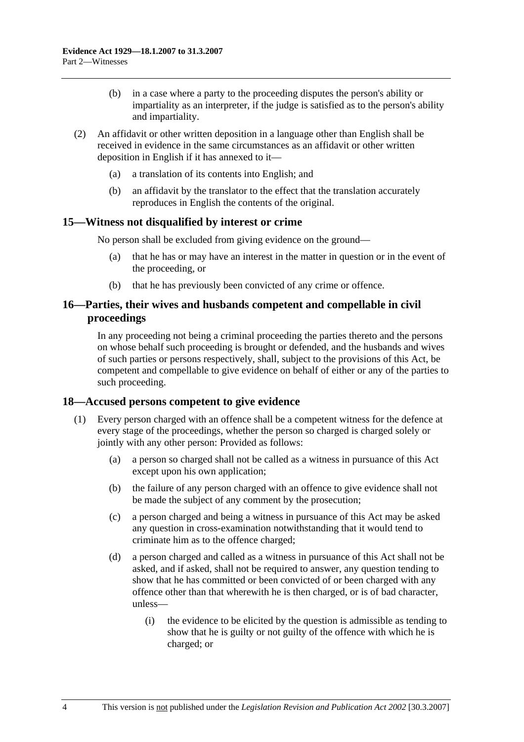(b) in a case where a party to the proceeding disputes the person's ability or impartiality as an interpreter, if the judge is satisfied as to the person's ability and impartiality.

(2) An affidavit or other written deposition in a language other than English shall be received in evidence in the same circumstances as an affidavit or other written deposition in English if it has annexed to it—

(a) a translation of its contents into English; and

(b) an affidavit by the translator to the effect that the translation accurately reproduces in English the contents of the original.

## 15—Witness not disqualified by interest or crime

No person shall be excluded from giving evidence on the ground—

(a) that he has or may have an interest in the matter in question or in the event of the proceeding, or

(b) that he has previously been convicted of any crime or offence.

## 16—Parties, their wives and husbands competent and compellable in civil proceedings

In any proceeding not being a criminal proceeding the parties thereto and the persons on whose behalf such proceeding is brought or defended, and the husbands and wives of such parties or persons respectively, shall, subject to the provisions of this Act, be competent and compellable to give evidence on behalf of either or any of the parties to such proceeding.

## 18—Accused persons competent to give evidence

(1) Every person charged with an offence shall be a competent witness for the defence at every stage of the proceedings, whether the person so charged is charged solely or jointly with any other person: Provided as follows:

(a) a person so charged shall not be called as a witness in pursuance of this Act except upon his own application;

(b) the failure of any person charged with an offence to give evidence shall not be made the subject of any comment by the prosecution;

(c) a person charged and being a witness in pursuance of this Act may be asked any question in cross-examination notwithstanding that it would tend to criminate him as to the offence charged;

(d) a person charged and called as a witness in pursuance of this Act shall not be asked, and if asked, shall not be required to answer, any question tending to show that he has committed or been convicted of or been charged with any offence other than that wherewith he is then charged, or is of bad character, unless—

(i) the evidence to be elicited by the question is admissible as tending to show that he is guilty or not guilty of the offence with which he is charged; or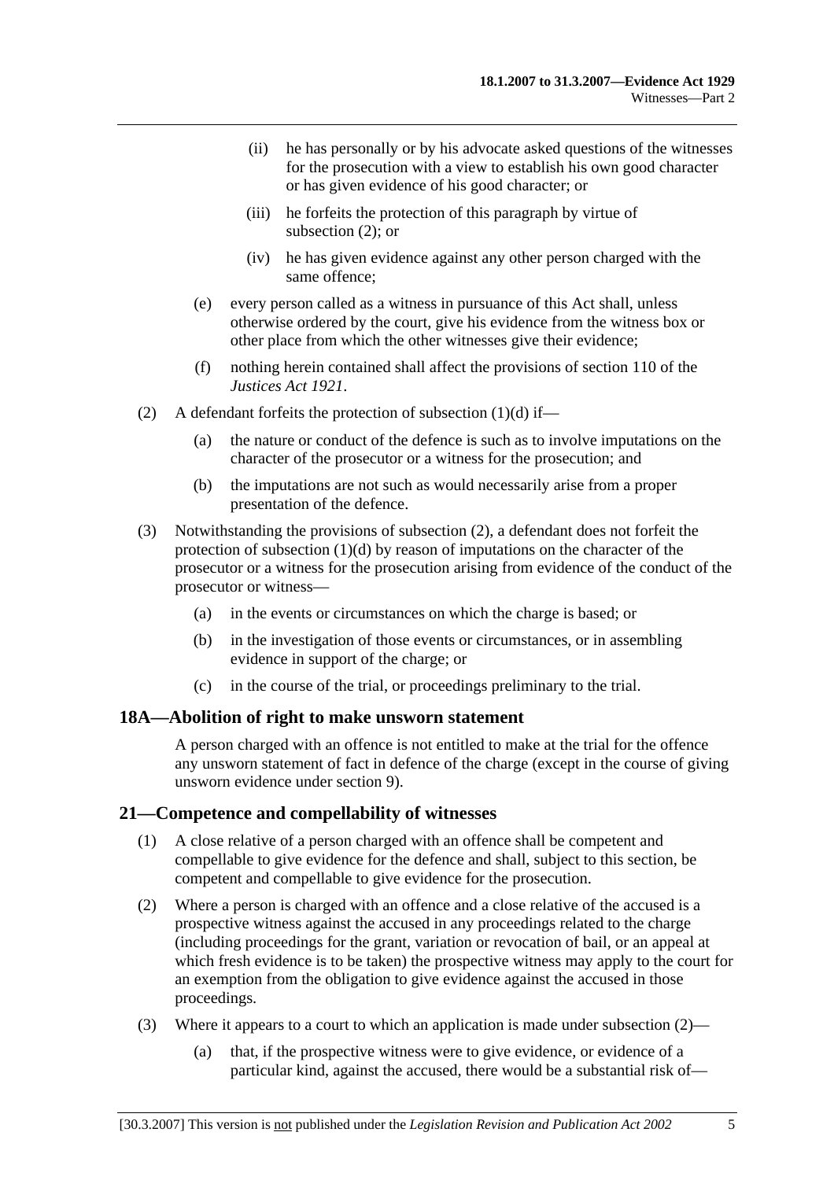(ii) he has personally or by his advocate asked questions of the witnesses for the prosecution with a view to establish his own good character or has given evidence of his good character; or

(iii) he forfeits the protection of this paragraph by virtue of subsection (2); or

(iv) he has given evidence against any other person charged with the same offence;

(e) every person called as a witness in pursuance of this Act shall, unless otherwise ordered by the court, give his evidence from the witness box or other place from which the other witnesses give their evidence;

(f) nothing herein contained shall affect the provisions of section 110 of the *Justices Act 1921*.

(2) A defendant forfeits the protection of subsection (1)(d) if—

(a) the nature or conduct of the defence is such as to involve imputations on the character of the prosecutor or a witness for the prosecution; and

(b) the imputations are not such as would necessarily arise from a proper presentation of the defence.

(3) Notwithstanding the provisions of subsection (2), a defendant does not forfeit the protection of subsection (1)(d) by reason of imputations on the character of the prosecutor or a witness for the prosecution arising from evidence of the conduct of the prosecutor or witness—

(a) in the events or circumstances on which the charge is based; or

(b) in the investigation of those events or circumstances, or in assembling evidence in support of the charge; or

(c) in the course of the trial, or proceedings preliminary to the trial.

## 18A—Abolition of right to make unsworn statement

A person charged with an offence is not entitled to make at the trial for the offence any unsworn statement of fact in defence of the charge (except in the course of giving unsworn evidence under section 9).

## 21—Competence and compellability of witnesses

(1) A close relative of a person charged with an offence shall be competent and compellable to give evidence for the defence and shall, subject to this section, be competent and compellable to give evidence for the prosecution.

(2) Where a person is charged with an offence and a close relative of the accused is a prospective witness against the accused in any proceedings related to the charge (including proceedings for the grant, variation or revocation of bail, or an appeal at which fresh evidence is to be taken) the prospective witness may apply to the court for an exemption from the obligation to give evidence against the accused in those proceedings.

(3) Where it appears to a court to which an application is made under subsection (2)—

(a) that, if the prospective witness were to give evidence, or evidence of a particular kind, against the accused, there would be a substantial risk of—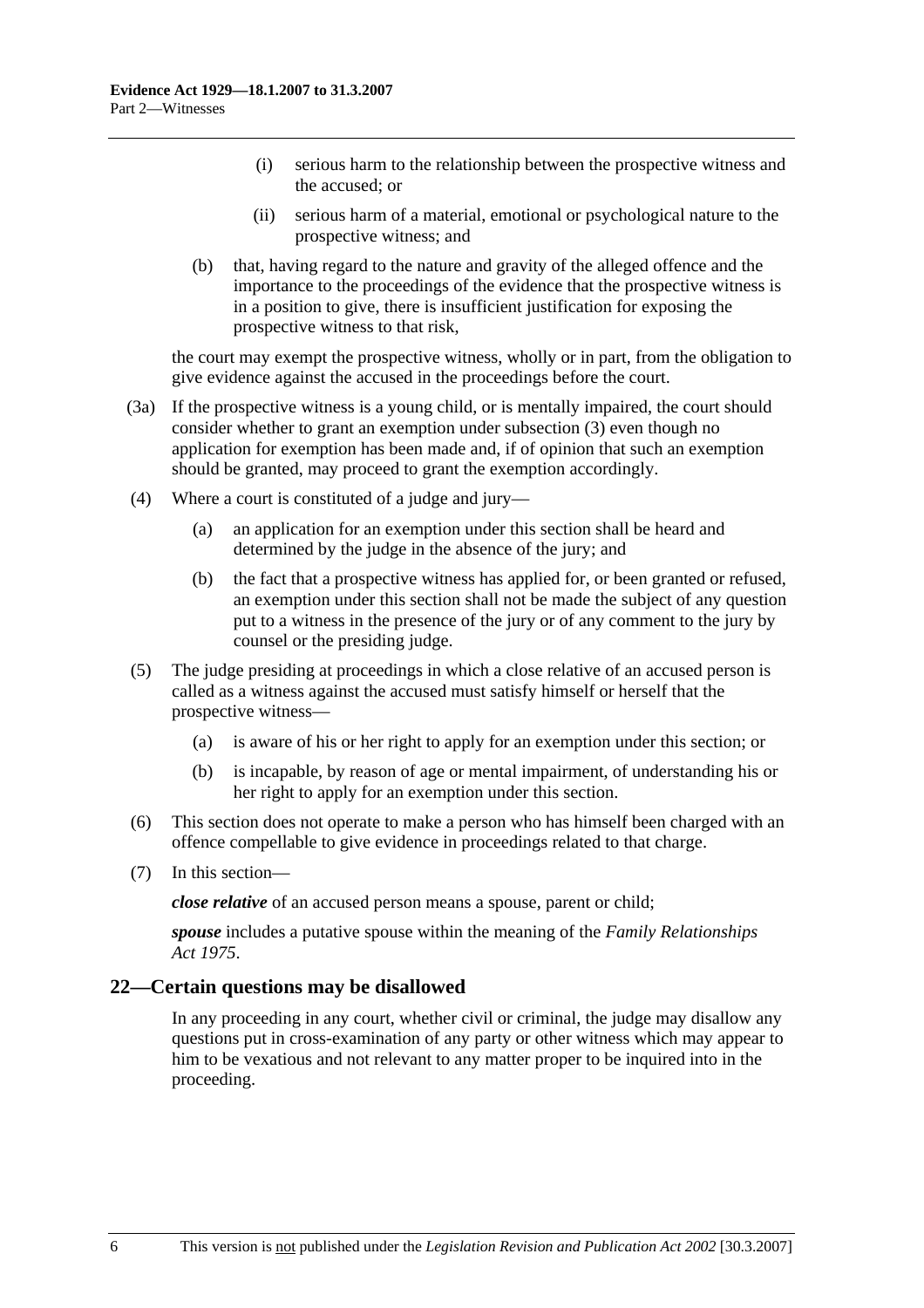(i) serious harm to the relationship between the prospective witness and the accused; or

(ii) serious harm of a material, emotional or psychological nature to the prospective witness; and

(b) that, having regard to the nature and gravity of the alleged offence and the importance to the proceedings of the evidence that the prospective witness is in a position to give, there is insufficient justification for exposing the prospective witness to that risk,

the court may exempt the prospective witness, wholly or in part, from the obligation to give evidence against the accused in the proceedings before the court.

(3a) If the prospective witness is a young child, or is mentally impaired, the court should consider whether to grant an exemption under subsection (3) even though no application for exemption has been made and, if of opinion that such an exemption should be granted, may proceed to grant the exemption accordingly.

(4) Where a court is constituted of a judge and jury—

(a) an application for an exemption under this section shall be heard and determined by the judge in the absence of the jury; and

(b) the fact that a prospective witness has applied for, or been granted or refused, an exemption under this section shall not be made the subject of any question put to a witness in the presence of the jury or of any comment to the jury by counsel or the presiding judge.

(5) The judge presiding at proceedings in which a close relative of an accused person is called as a witness against the accused must satisfy himself or herself that the prospective witness—

(a) is aware of his or her right to apply for an exemption under this section; or

(b) is incapable, by reason of age or mental impairment, of understanding his or her right to apply for an exemption under this section.

(6) This section does not operate to make a person who has himself been charged with an offence compellable to give evidence in proceedings related to that charge.

(7) In this section—

***close relative*** of an accused person means a spouse, parent or child;

***spouse*** includes a putative spouse within the meaning of the *Family Relationships Act 1975*.

## 22—Certain questions may be disallowed

In any proceeding in any court, whether civil or criminal, the judge may disallow any questions put in cross-examination of any party or other witness which may appear to him to be vexatious and not relevant to any matter proper to be inquired into in the proceeding.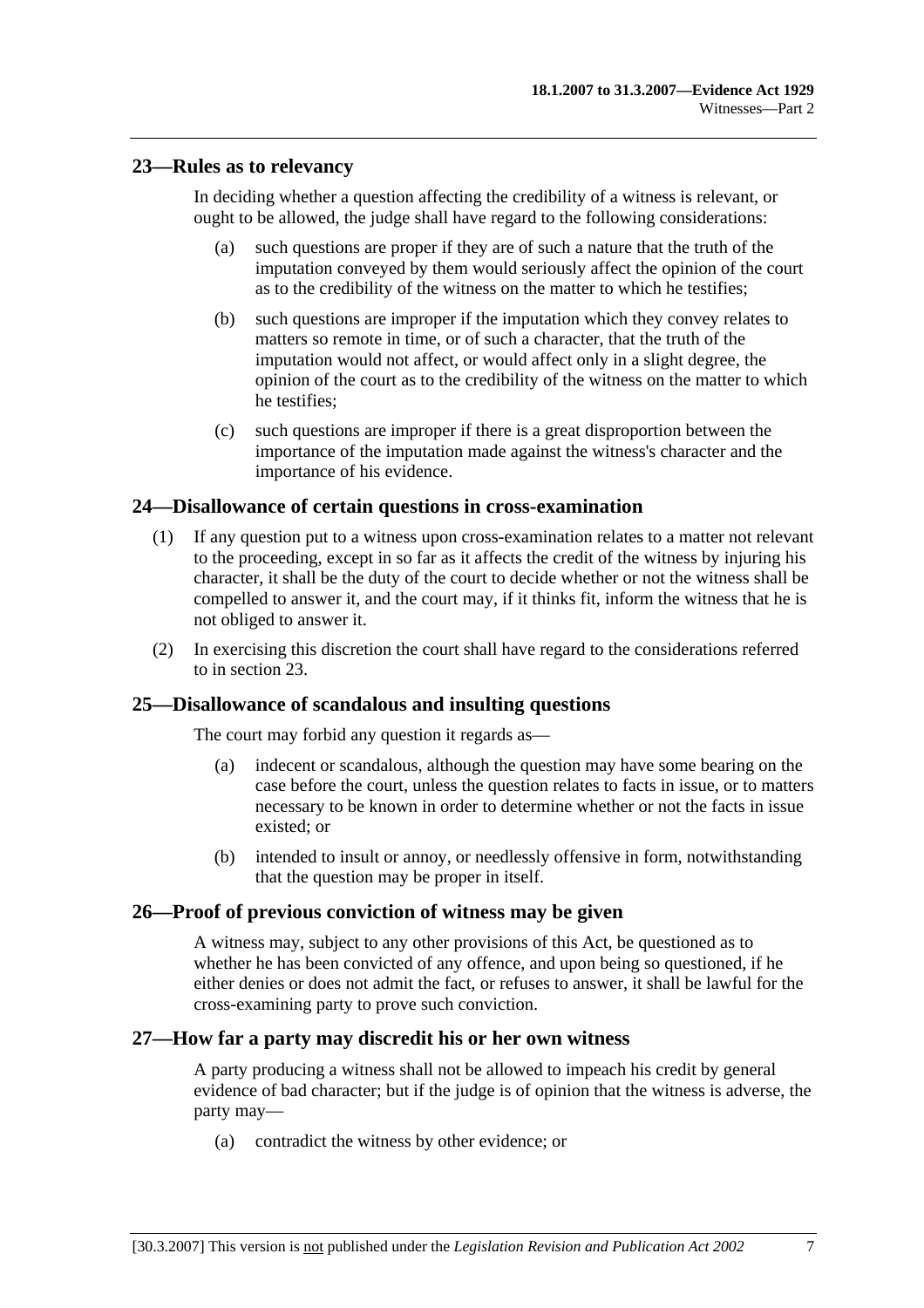### 23—Rules as to relevancy

In deciding whether a question affecting the credibility of a witness is relevant, or ought to be allowed, the judge shall have regard to the following considerations:

(a) such questions are proper if they are of such a nature that the truth of the imputation conveyed by them would seriously affect the opinion of the court as to the credibility of the witness on the matter to which he testifies;

(b) such questions are improper if the imputation which they convey relates to matters so remote in time, or of such a character, that the truth of the imputation would not affect, or would affect only in a slight degree, the opinion of the court as to the credibility of the witness on the matter to which he testifies;

(c) such questions are improper if there is a great disproportion between the importance of the imputation made against the witness's character and the importance of his evidence.

### 24—Disallowance of certain questions in cross-examination

(1) If any question put to a witness upon cross-examination relates to a matter not relevant to the proceeding, except in so far as it affects the credit of the witness by injuring his character, it shall be the duty of the court to decide whether or not the witness shall be compelled to answer it, and the court may, if it thinks fit, inform the witness that he is not obliged to answer it.

(2) In exercising this discretion the court shall have regard to the considerations referred to in section 23.

### 25—Disallowance of scandalous and insulting questions

The court may forbid any question it regards as—

(a) indecent or scandalous, although the question may have some bearing on the case before the court, unless the question relates to facts in issue, or to matters necessary to be known in order to determine whether or not the facts in issue existed; or

(b) intended to insult or annoy, or needlessly offensive in form, notwithstanding that the question may be proper in itself.

### 26—Proof of previous conviction of witness may be given

A witness may, subject to any other provisions of this Act, be questioned as to whether he has been convicted of any offence, and upon being so questioned, if he either denies or does not admit the fact, or refuses to answer, it shall be lawful for the cross-examining party to prove such conviction.

### 27—How far a party may discredit his or her own witness

A party producing a witness shall not be allowed to impeach his credit by general evidence of bad character; but if the judge is of opinion that the witness is adverse, the party may—

(a) contradict the witness by other evidence; or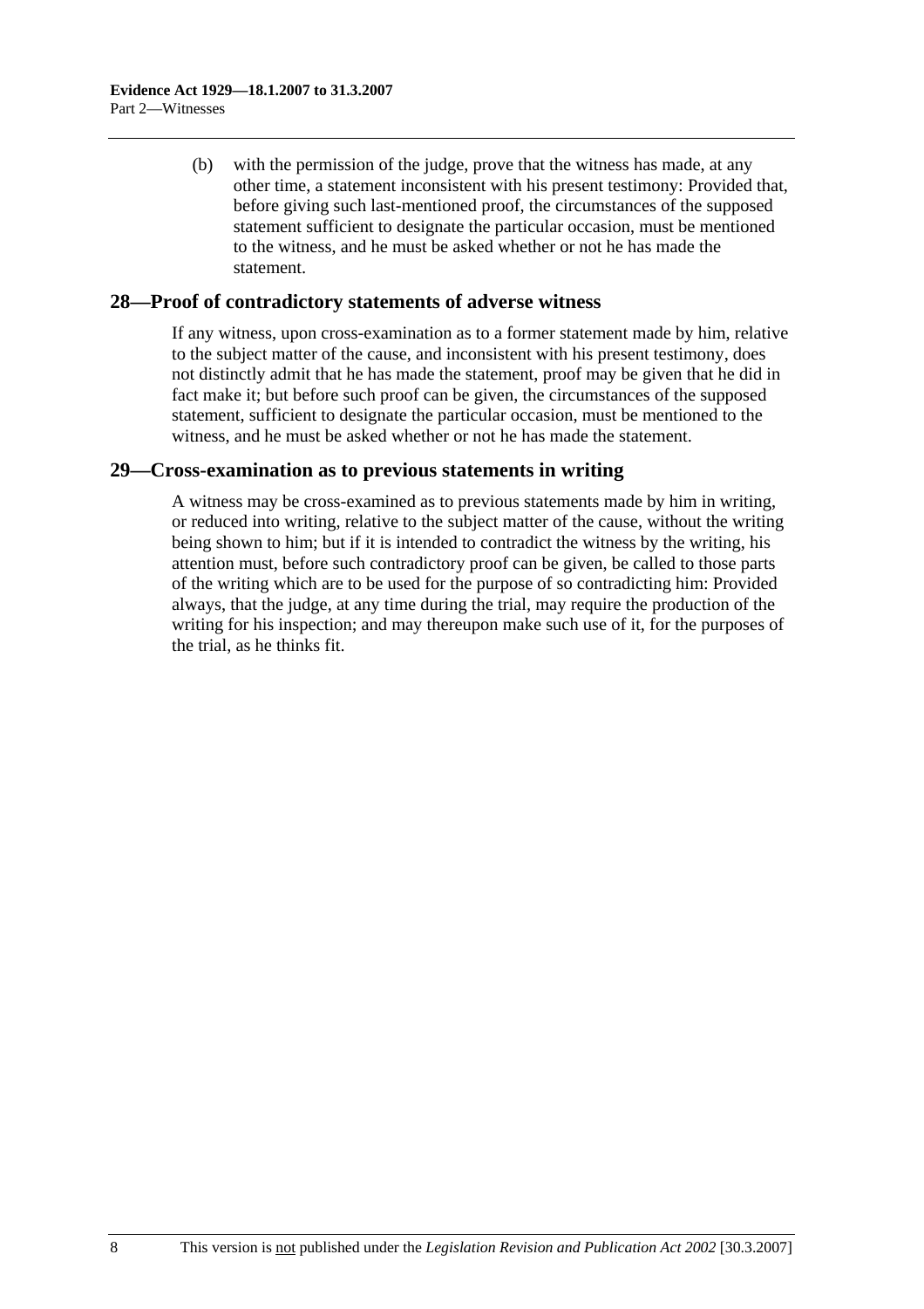(b) with the permission of the judge, prove that the witness has made, at any other time, a statement inconsistent with his present testimony: Provided that, before giving such last-mentioned proof, the circumstances of the supposed statement sufficient to designate the particular occasion, must be mentioned to the witness, and he must be asked whether or not he has made the statement.

## 28—Proof of contradictory statements of adverse witness

If any witness, upon cross-examination as to a former statement made by him, relative to the subject matter of the cause, and inconsistent with his present testimony, does not distinctly admit that he has made the statement, proof may be given that he did in fact make it; but before such proof can be given, the circumstances of the supposed statement, sufficient to designate the particular occasion, must be mentioned to the witness, and he must be asked whether or not he has made the statement.

## 29—Cross-examination as to previous statements in writing

A witness may be cross-examined as to previous statements made by him in writing, or reduced into writing, relative to the subject matter of the cause, without the writing being shown to him; but if it is intended to contradict the witness by the writing, his attention must, before such contradictory proof can be given, be called to those parts of the writing which are to be used for the purpose of so contradicting him: Provided always, that the judge, at any time during the trial, may require the production of the writing for his inspection; and may thereupon make such use of it, for the purposes of the trial, as he thinks fit.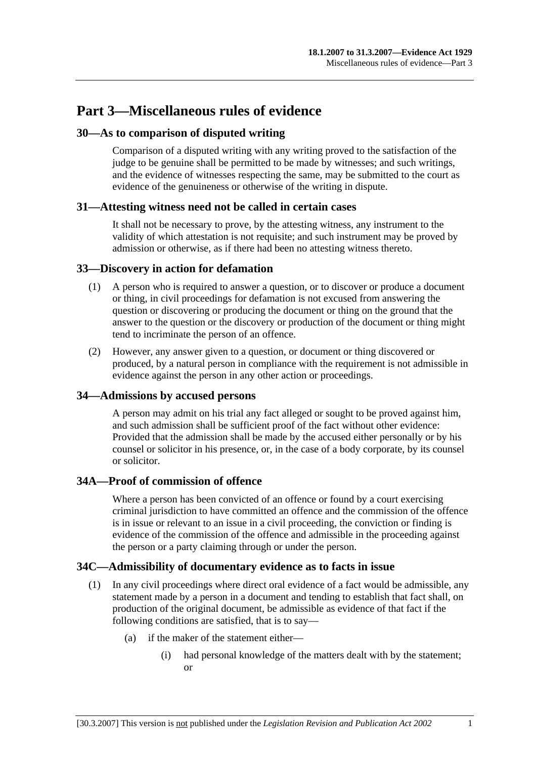# Part 3—Miscellaneous rules of evidence

## 30—As to comparison of disputed writing

Comparison of a disputed writing with any writing proved to the satisfaction of the judge to be genuine shall be permitted to be made by witnesses; and such writings, and the evidence of witnesses respecting the same, may be submitted to the court as evidence of the genuineness or otherwise of the writing in dispute.

## 31—Attesting witness need not be called in certain cases

It shall not be necessary to prove, by the attesting witness, any instrument to the validity of which attestation is not requisite; and such instrument may be proved by admission or otherwise, as if there had been no attesting witness thereto.

## 33—Discovery in action for defamation

(1) A person who is required to answer a question, or to discover or produce a document or thing, in civil proceedings for defamation is not excused from answering the question or discovering or producing the document or thing on the ground that the answer to the question or the discovery or production of the document or thing might tend to incriminate the person of an offence.

(2) However, any answer given to a question, or document or thing discovered or produced, by a natural person in compliance with the requirement is not admissible in evidence against the person in any other action or proceedings.

## 34—Admissions by accused persons

A person may admit on his trial any fact alleged or sought to be proved against him, and such admission shall be sufficient proof of the fact without other evidence: Provided that the admission shall be made by the accused either personally or by his counsel or solicitor in his presence, or, in the case of a body corporate, by its counsel or solicitor.

## 34A—Proof of commission of offence

Where a person has been convicted of an offence or found by a court exercising criminal jurisdiction to have committed an offence and the commission of the offence is in issue or relevant to an issue in a civil proceeding, the conviction or finding is evidence of the commission of the offence and admissible in the proceeding against the person or a party claiming through or under the person.

## 34C—Admissibility of documentary evidence as to facts in issue

(1) In any civil proceedings where direct oral evidence of a fact would be admissible, any statement made by a person in a document and tending to establish that fact shall, on production of the original document, be admissible as evidence of that fact if the following conditions are satisfied, that is to say—

(a) if the maker of the statement either—

(i) had personal knowledge of the matters dealt with by the statement; or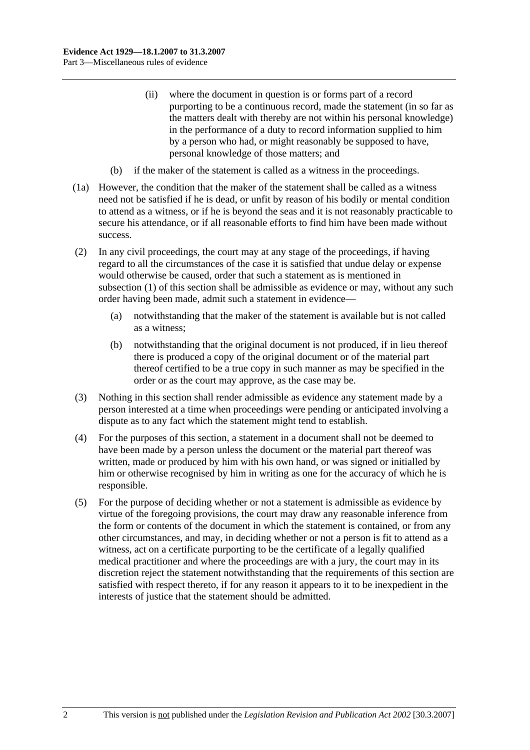(ii) where the document in question is or forms part of a record purporting to be a continuous record, made the statement (in so far as the matters dealt with thereby are not within his personal knowledge) in the performance of a duty to record information supplied to him by a person who had, or might reasonably be supposed to have, personal knowledge of those matters; and

(b) if the maker of the statement is called as a witness in the proceedings.

(1a) However, the condition that the maker of the statement shall be called as a witness need not be satisfied if he is dead, or unfit by reason of his bodily or mental condition to attend as a witness, or if he is beyond the seas and it is not reasonably practicable to secure his attendance, or if all reasonable efforts to find him have been made without success.

(2) In any civil proceedings, the court may at any stage of the proceedings, if having regard to all the circumstances of the case it is satisfied that undue delay or expense would otherwise be caused, order that such a statement as is mentioned in subsection (1) of this section shall be admissible as evidence or may, without any such order having been made, admit such a statement in evidence—

(a) notwithstanding that the maker of the statement is available but is not called as a witness;

(b) notwithstanding that the original document is not produced, if in lieu thereof there is produced a copy of the original document or of the material part thereof certified to be a true copy in such manner as may be specified in the order or as the court may approve, as the case may be.

(3) Nothing in this section shall render admissible as evidence any statement made by a person interested at a time when proceedings were pending or anticipated involving a dispute as to any fact which the statement might tend to establish.

(4) For the purposes of this section, a statement in a document shall not be deemed to have been made by a person unless the document or the material part thereof was written, made or produced by him with his own hand, or was signed or initialled by him or otherwise recognised by him in writing as one for the accuracy of which he is responsible.

(5) For the purpose of deciding whether or not a statement is admissible as evidence by virtue of the foregoing provisions, the court may draw any reasonable inference from the form or contents of the document in which the statement is contained, or from any other circumstances, and may, in deciding whether or not a person is fit to attend as a witness, act on a certificate purporting to be the certificate of a legally qualified medical practitioner and where the proceedings are with a jury, the court may in its discretion reject the statement notwithstanding that the requirements of this section are satisfied with respect thereto, if for any reason it appears to it to be inexpedient in the interests of justice that the statement should be admitted.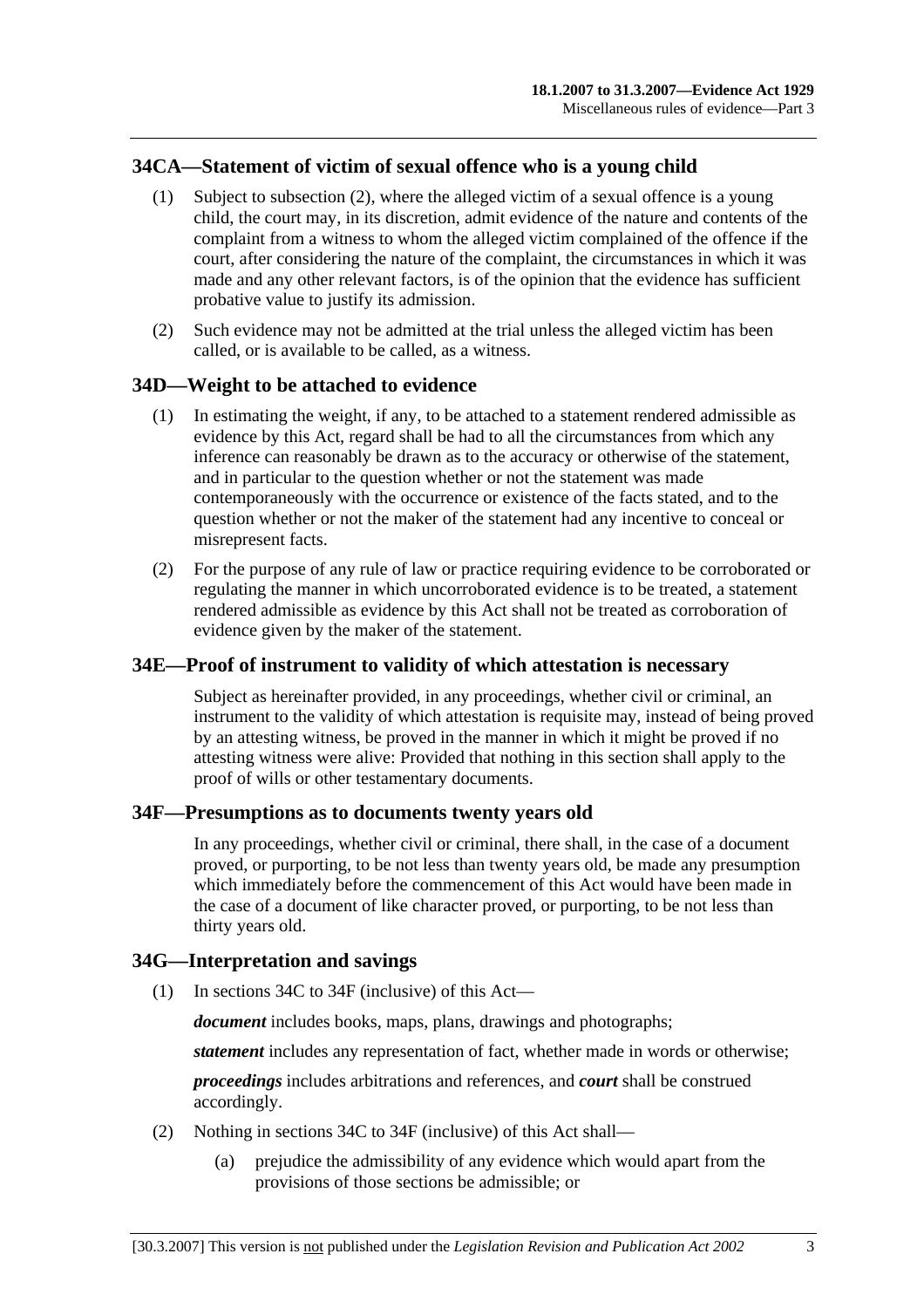## 34CA—Statement of victim of sexual offence who is a young child

(1) Subject to subsection (2), where the alleged victim of a sexual offence is a young child, the court may, in its discretion, admit evidence of the nature and contents of the complaint from a witness to whom the alleged victim complained of the offence if the court, after considering the nature of the complaint, the circumstances in which it was made and any other relevant factors, is of the opinion that the evidence has sufficient probative value to justify its admission.

(2) Such evidence may not be admitted at the trial unless the alleged victim has been called, or is available to be called, as a witness.

## 34D—Weight to be attached to evidence

(1) In estimating the weight, if any, to be attached to a statement rendered admissible as evidence by this Act, regard shall be had to all the circumstances from which any inference can reasonably be drawn as to the accuracy or otherwise of the statement, and in particular to the question whether or not the statement was made contemporaneously with the occurrence or existence of the facts stated, and to the question whether or not the maker of the statement had any incentive to conceal or misrepresent facts.

(2) For the purpose of any rule of law or practice requiring evidence to be corroborated or regulating the manner in which uncorroborated evidence is to be treated, a statement rendered admissible as evidence by this Act shall not be treated as corroboration of evidence given by the maker of the statement.

## 34E—Proof of instrument to validity of which attestation is necessary

Subject as hereinafter provided, in any proceedings, whether civil or criminal, an instrument to the validity of which attestation is requisite may, instead of being proved by an attesting witness, be proved in the manner in which it might be proved if no attesting witness were alive: Provided that nothing in this section shall apply to the proof of wills or other testamentary documents.

## 34F—Presumptions as to documents twenty years old

In any proceedings, whether civil or criminal, there shall, in the case of a document proved, or purporting, to be not less than twenty years old, be made any presumption which immediately before the commencement of this Act would have been made in the case of a document of like character proved, or purporting, to be not less than thirty years old.

## 34G—Interpretation and savings

(1) In sections 34C to 34F (inclusive) of this Act—

***document*** includes books, maps, plans, drawings and photographs;

***statement*** includes any representation of fact, whether made in words or otherwise;

***proceedings*** includes arbitrations and references, and ***court*** shall be construed accordingly.

(2) Nothing in sections 34C to 34F (inclusive) of this Act shall—

(a) prejudice the admissibility of any evidence which would apart from the provisions of those sections be admissible; or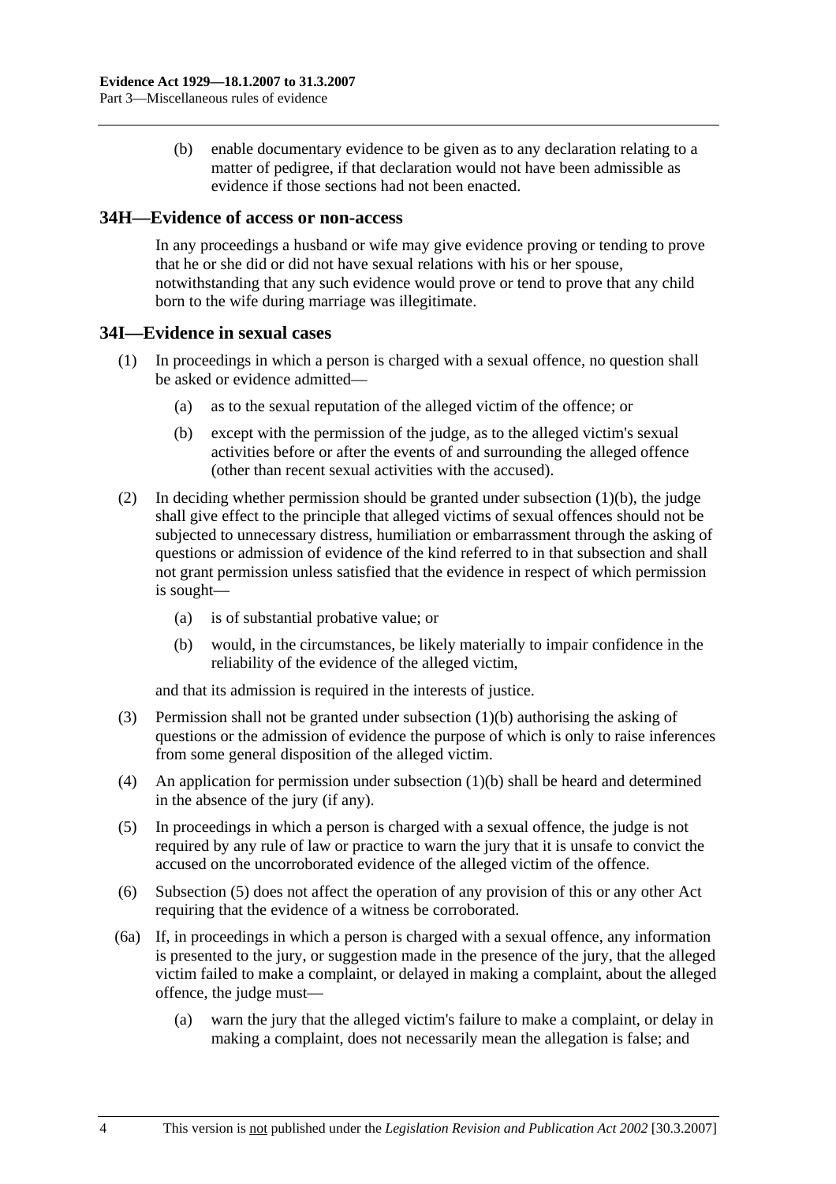(b) enable documentary evidence to be given as to any declaration relating to a matter of pedigree, if that declaration would not have been admissible as evidence if those sections had not been enacted.

## 34H—Evidence of access or non-access

In any proceedings a husband or wife may give evidence proving or tending to prove that he or she did or did not have sexual relations with his or her spouse, notwithstanding that any such evidence would prove or tend to prove that any child born to the wife during marriage was illegitimate.

## 34I—Evidence in sexual cases

(1) In proceedings in which a person is charged with a sexual offence, no question shall be asked or evidence admitted—

(a) as to the sexual reputation of the alleged victim of the offence; or

(b) except with the permission of the judge, as to the alleged victim's sexual activities before or after the events of and surrounding the alleged offence (other than recent sexual activities with the accused).

(2) In deciding whether permission should be granted under subsection (1)(b), the judge shall give effect to the principle that alleged victims of sexual offences should not be subjected to unnecessary distress, humiliation or embarrassment through the asking of questions or admission of evidence of the kind referred to in that subsection and shall not grant permission unless satisfied that the evidence in respect of which permission is sought—

(a) is of substantial probative value; or

(b) would, in the circumstances, be likely materially to impair confidence in the reliability of the evidence of the alleged victim,

and that its admission is required in the interests of justice.

(3) Permission shall not be granted under subsection (1)(b) authorising the asking of questions or the admission of evidence the purpose of which is only to raise inferences from some general disposition of the alleged victim.

(4) An application for permission under subsection (1)(b) shall be heard and determined in the absence of the jury (if any).

(5) In proceedings in which a person is charged with a sexual offence, the judge is not required by any rule of law or practice to warn the jury that it is unsafe to convict the accused on the uncorroborated evidence of the alleged victim of the offence.

(6) Subsection (5) does not affect the operation of any provision of this or any other Act requiring that the evidence of a witness be corroborated.

(6a) If, in proceedings in which a person is charged with a sexual offence, any information is presented to the jury, or suggestion made in the presence of the jury, that the alleged victim failed to make a complaint, or delayed in making a complaint, about the alleged offence, the judge must—

(a) warn the jury that the alleged victim's failure to make a complaint, or delay in making a complaint, does not necessarily mean the allegation is false; and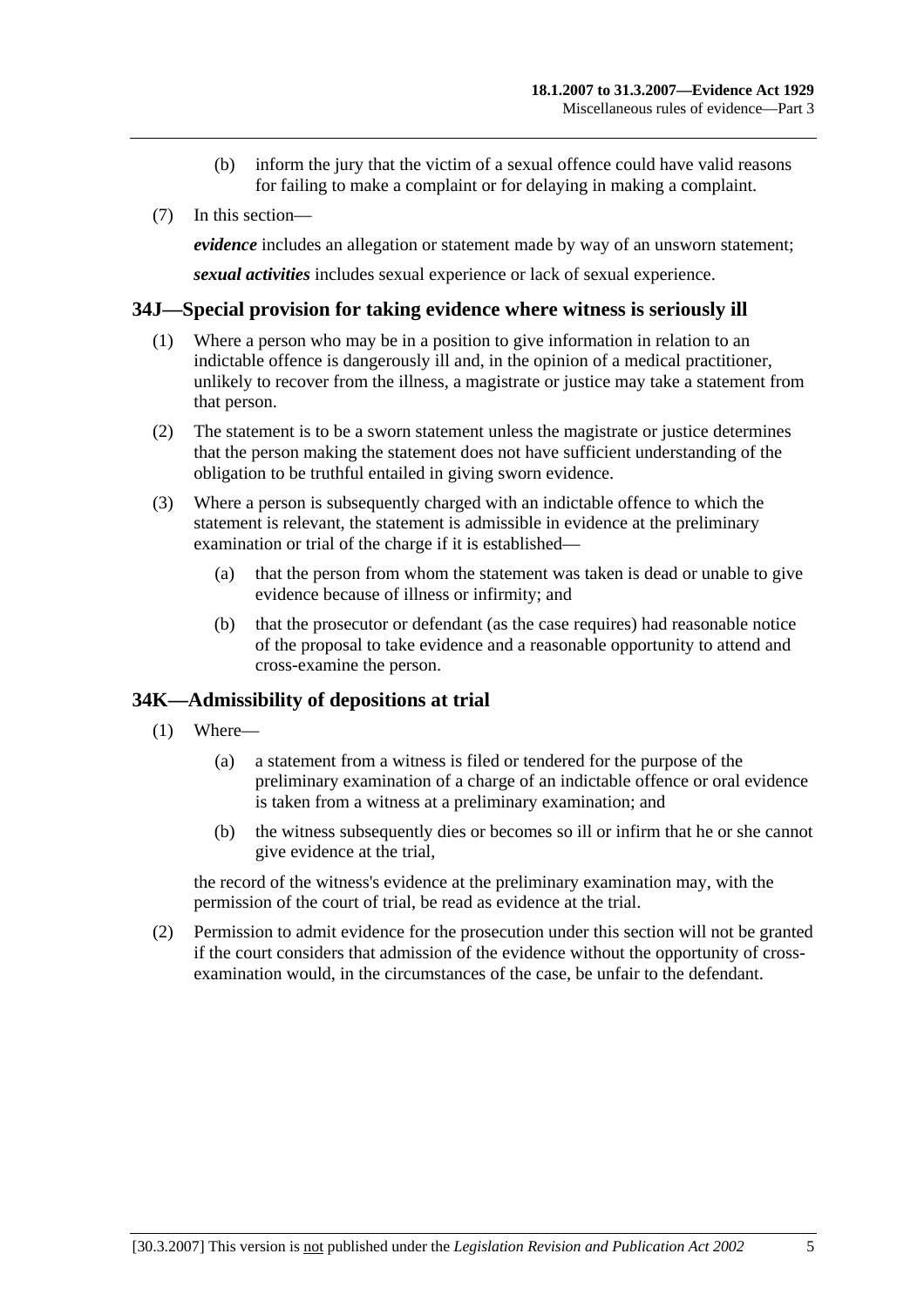(b) inform the jury that the victim of a sexual offence could have valid reasons for failing to make a complaint or for delaying in making a complaint.

(7) In this section—

***evidence*** includes an allegation or statement made by way of an unsworn statement;

***sexual activities*** includes sexual experience or lack of sexual experience.

## 34J—Special provision for taking evidence where witness is seriously ill

(1) Where a person who may be in a position to give information in relation to an indictable offence is dangerously ill and, in the opinion of a medical practitioner, unlikely to recover from the illness, a magistrate or justice may take a statement from that person.

(2) The statement is to be a sworn statement unless the magistrate or justice determines that the person making the statement does not have sufficient understanding of the obligation to be truthful entailed in giving sworn evidence.

(3) Where a person is subsequently charged with an indictable offence to which the statement is relevant, the statement is admissible in evidence at the preliminary examination or trial of the charge if it is established—

(a) that the person from whom the statement was taken is dead or unable to give evidence because of illness or infirmity; and

(b) that the prosecutor or defendant (as the case requires) had reasonable notice of the proposal to take evidence and a reasonable opportunity to attend and cross-examine the person.

## 34K—Admissibility of depositions at trial

(1) Where—

(a) a statement from a witness is filed or tendered for the purpose of the preliminary examination of a charge of an indictable offence or oral evidence is taken from a witness at a preliminary examination; and

(b) the witness subsequently dies or becomes so ill or infirm that he or she cannot give evidence at the trial,

the record of the witness's evidence at the preliminary examination may, with the permission of the court of trial, be read as evidence at the trial.

(2) Permission to admit evidence for the prosecution under this section will not be granted if the court considers that admission of the evidence without the opportunity of cross-examination would, in the circumstances of the case, be unfair to the defendant.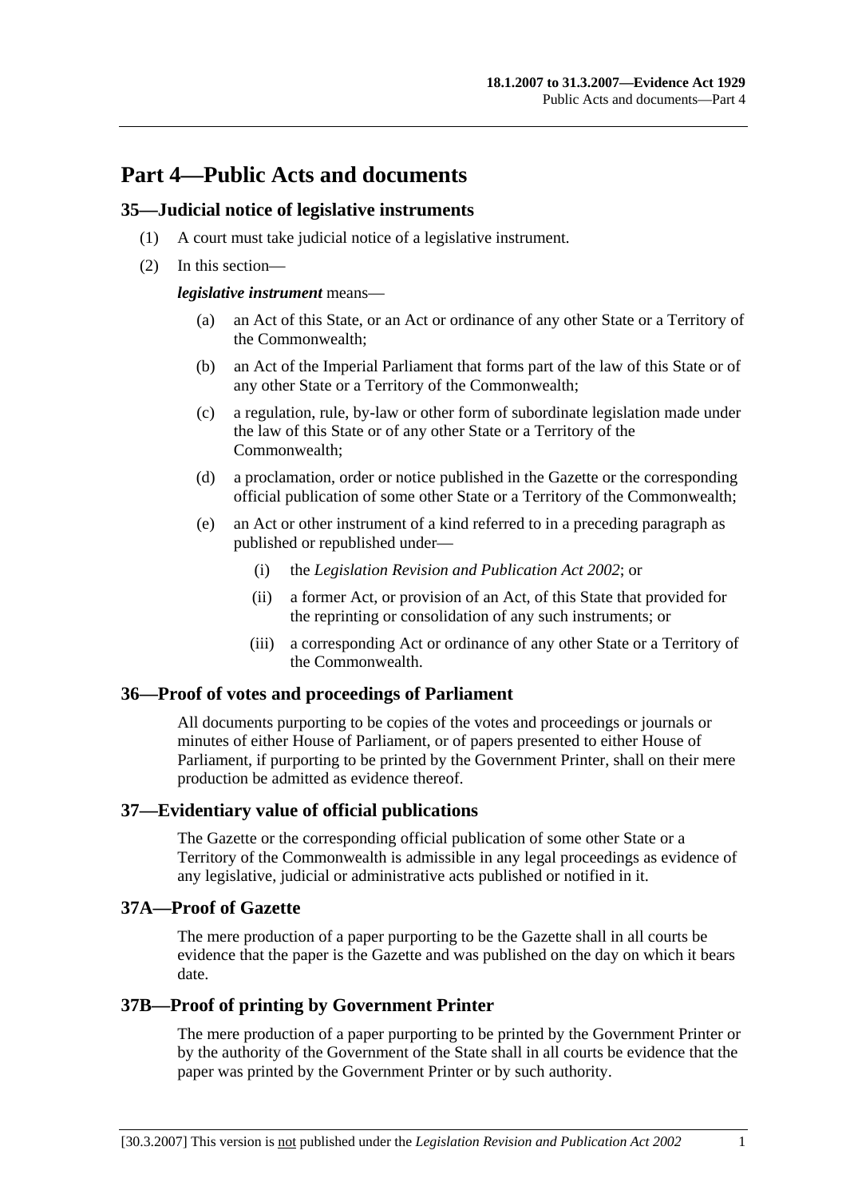# Part 4—Public Acts and documents

## 35—Judicial notice of legislative instruments

(1) A court must take judicial notice of a legislative instrument.

(2) In this section—

***legislative instrument*** means—

- (a) an Act of this State, or an Act or ordinance of any other State or a Territory of the Commonwealth;
- (b) an Act of the Imperial Parliament that forms part of the law of this State or of any other State or a Territory of the Commonwealth;
- (c) a regulation, rule, by-law or other form of subordinate legislation made under the law of this State or of any other State or a Territory of the Commonwealth;
- (d) a proclamation, order or notice published in the Gazette or the corresponding official publication of some other State or a Territory of the Commonwealth;
- (e) an Act or other instrument of a kind referred to in a preceding paragraph as published or republished under—
  - (i) the *Legislation Revision and Publication Act 2002*; or
  - (ii) a former Act, or provision of an Act, of this State that provided for the reprinting or consolidation of any such instruments; or
  - (iii) a corresponding Act or ordinance of any other State or a Territory of the Commonwealth.

## 36—Proof of votes and proceedings of Parliament

All documents purporting to be copies of the votes and proceedings or journals or minutes of either House of Parliament, or of papers presented to either House of Parliament, if purporting to be printed by the Government Printer, shall on their mere production be admitted as evidence thereof.

## 37—Evidentiary value of official publications

The Gazette or the corresponding official publication of some other State or a Territory of the Commonwealth is admissible in any legal proceedings as evidence of any legislative, judicial or administrative acts published or notified in it.

## 37A—Proof of Gazette

The mere production of a paper purporting to be the Gazette shall in all courts be evidence that the paper is the Gazette and was published on the day on which it bears date.

## 37B—Proof of printing by Government Printer

The mere production of a paper purporting to be printed by the Government Printer or by the authority of the Government of the State shall in all courts be evidence that the paper was printed by the Government Printer or by such authority.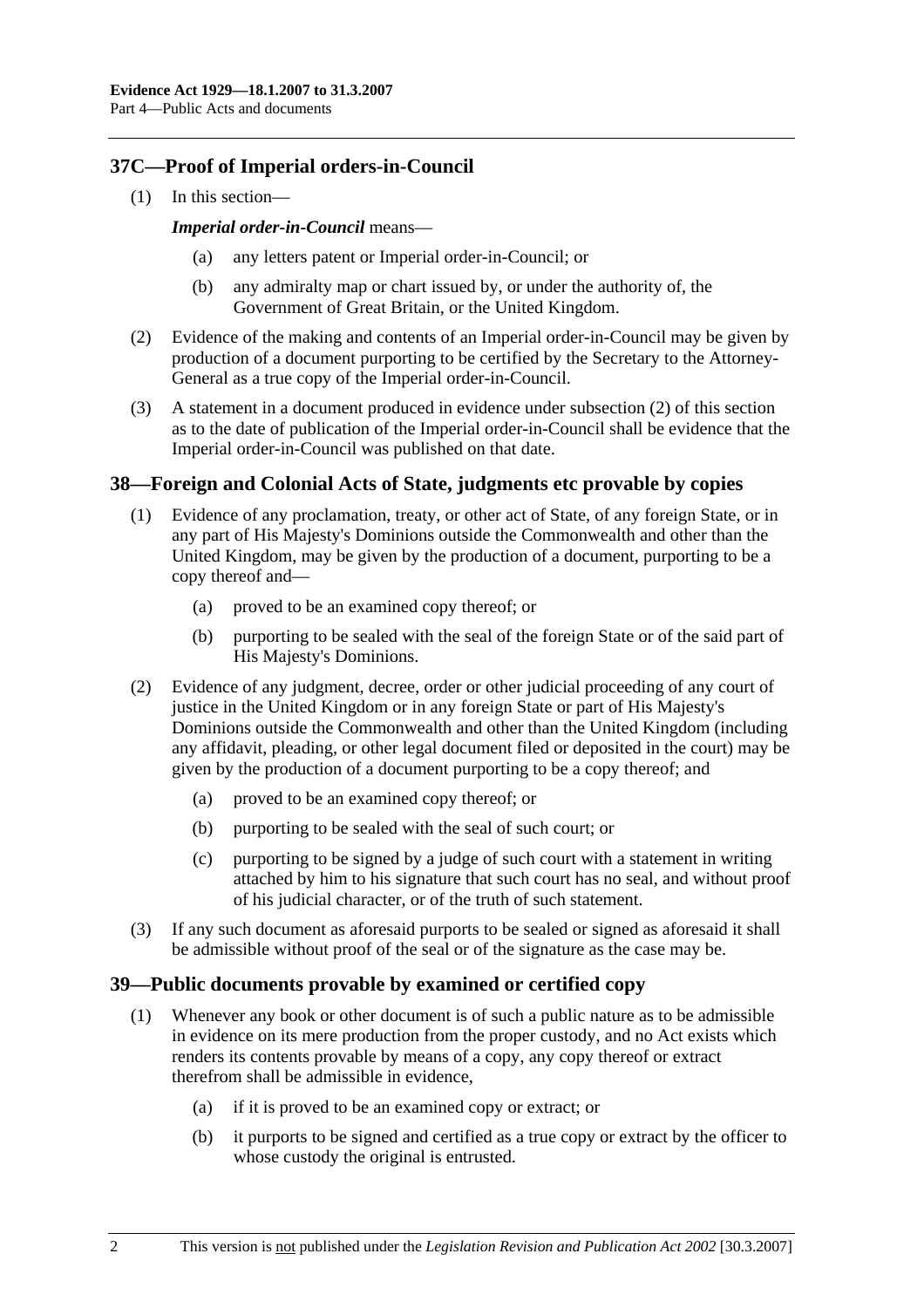## 37C—Proof of Imperial orders-in-Council

(1) In this section—

***Imperial order-in-Council*** means—

(a) any letters patent or Imperial order-in-Council; or

(b) any admiralty map or chart issued by, or under the authority of, the Government of Great Britain, or the United Kingdom.

(2) Evidence of the making and contents of an Imperial order-in-Council may be given by production of a document purporting to be certified by the Secretary to the Attorney-General as a true copy of the Imperial order-in-Council.

(3) A statement in a document produced in evidence under subsection (2) of this section as to the date of publication of the Imperial order-in-Council shall be evidence that the Imperial order-in-Council was published on that date.

## 38—Foreign and Colonial Acts of State, judgments etc provable by copies

(1) Evidence of any proclamation, treaty, or other act of State, of any foreign State, or in any part of His Majesty's Dominions outside the Commonwealth and other than the United Kingdom, may be given by the production of a document, purporting to be a copy thereof and—

(a) proved to be an examined copy thereof; or

(b) purporting to be sealed with the seal of the foreign State or of the said part of His Majesty's Dominions.

(2) Evidence of any judgment, decree, order or other judicial proceeding of any court of justice in the United Kingdom or in any foreign State or part of His Majesty's Dominions outside the Commonwealth and other than the United Kingdom (including any affidavit, pleading, or other legal document filed or deposited in the court) may be given by the production of a document purporting to be a copy thereof; and

(a) proved to be an examined copy thereof; or

(b) purporting to be sealed with the seal of such court; or

(c) purporting to be signed by a judge of such court with a statement in writing attached by him to his signature that such court has no seal, and without proof of his judicial character, or of the truth of such statement.

(3) If any such document as aforesaid purports to be sealed or signed as aforesaid it shall be admissible without proof of the seal or of the signature as the case may be.

## 39—Public documents provable by examined or certified copy

(1) Whenever any book or other document is of such a public nature as to be admissible in evidence on its mere production from the proper custody, and no Act exists which renders its contents provable by means of a copy, any copy thereof or extract therefrom shall be admissible in evidence,

(a) if it is proved to be an examined copy or extract; or

(b) it purports to be signed and certified as a true copy or extract by the officer to whose custody the original is entrusted.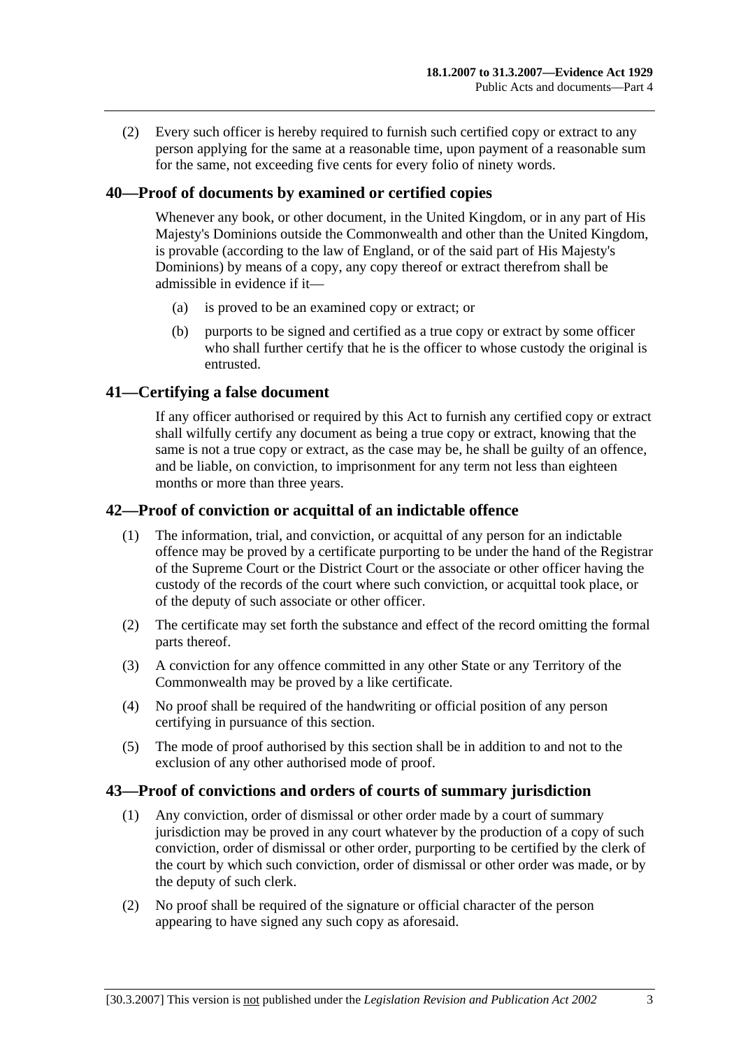(2) Every such officer is hereby required to furnish such certified copy or extract to any person applying for the same at a reasonable time, upon payment of a reasonable sum for the same, not exceeding five cents for every folio of ninety words.

## 40—Proof of documents by examined or certified copies

Whenever any book, or other document, in the United Kingdom, or in any part of His Majesty's Dominions outside the Commonwealth and other than the United Kingdom, is provable (according to the law of England, or of the said part of His Majesty's Dominions) by means of a copy, any copy thereof or extract therefrom shall be admissible in evidence if it—

(a) is proved to be an examined copy or extract; or

(b) purports to be signed and certified as a true copy or extract by some officer who shall further certify that he is the officer to whose custody the original is entrusted.

## 41—Certifying a false document

If any officer authorised or required by this Act to furnish any certified copy or extract shall wilfully certify any document as being a true copy or extract, knowing that the same is not a true copy or extract, as the case may be, he shall be guilty of an offence, and be liable, on conviction, to imprisonment for any term not less than eighteen months or more than three years.

## 42—Proof of conviction or acquittal of an indictable offence

(1) The information, trial, and conviction, or acquittal of any person for an indictable offence may be proved by a certificate purporting to be under the hand of the Registrar of the Supreme Court or the District Court or the associate or other officer having the custody of the records of the court where such conviction, or acquittal took place, or of the deputy of such associate or other officer.

(2) The certificate may set forth the substance and effect of the record omitting the formal parts thereof.

(3) A conviction for any offence committed in any other State or any Territory of the Commonwealth may be proved by a like certificate.

(4) No proof shall be required of the handwriting or official position of any person certifying in pursuance of this section.

(5) The mode of proof authorised by this section shall be in addition to and not to the exclusion of any other authorised mode of proof.

## 43—Proof of convictions and orders of courts of summary jurisdiction

(1) Any conviction, order of dismissal or other order made by a court of summary jurisdiction may be proved in any court whatever by the production of a copy of such conviction, order of dismissal or other order, purporting to be certified by the clerk of the court by which such conviction, order of dismissal or other order was made, or by the deputy of such clerk.

(2) No proof shall be required of the signature or official character of the person appearing to have signed any such copy as aforesaid.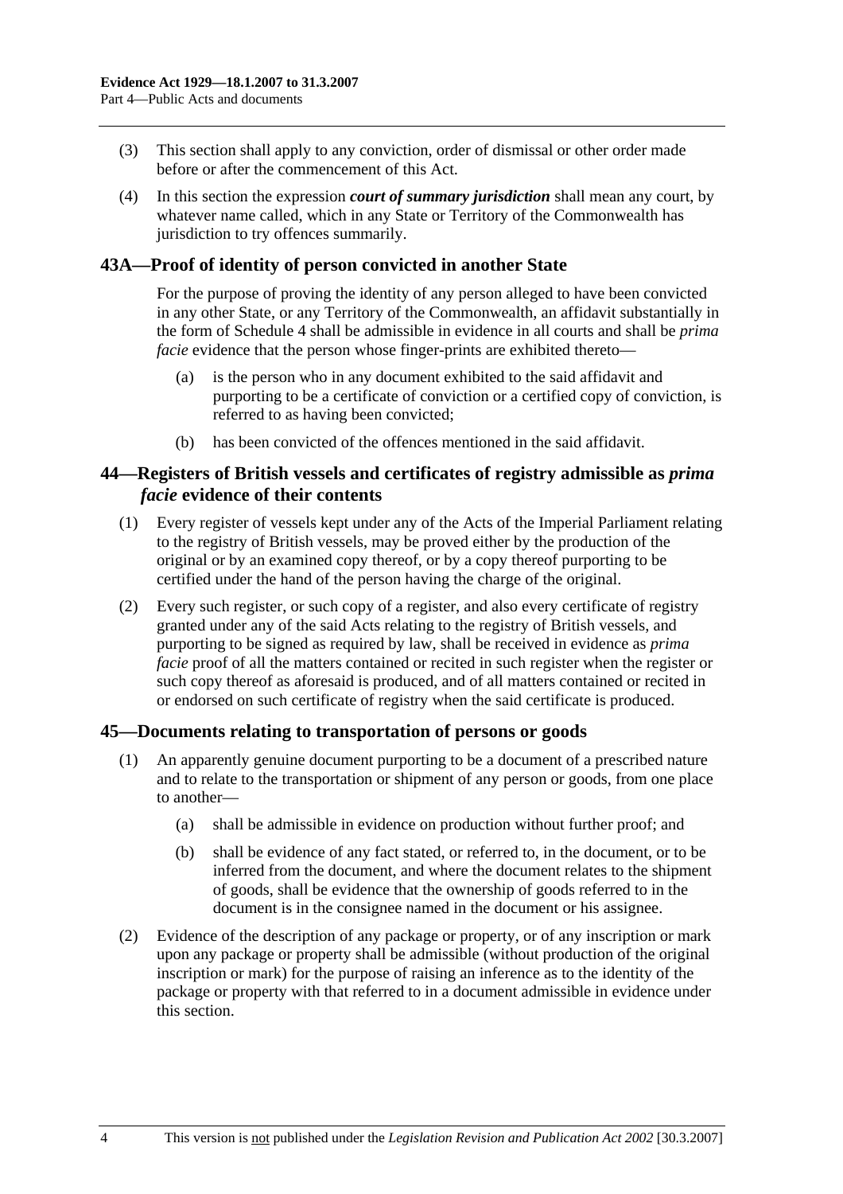(3) This section shall apply to any conviction, order of dismissal or other order made before or after the commencement of this Act.

(4) In this section the expression ***court of summary jurisdiction*** shall mean any court, by whatever name called, which in any State or Territory of the Commonwealth has jurisdiction to try offences summarily.

## 43A—Proof of identity of person convicted in another State

For the purpose of proving the identity of any person alleged to have been convicted in any other State, or any Territory of the Commonwealth, an affidavit substantially in the form of Schedule 4 shall be admissible in evidence in all courts and shall be *prima facie* evidence that the person whose finger-prints are exhibited thereto—

(a) is the person who in any document exhibited to the said affidavit and purporting to be a certificate of conviction or a certified copy of conviction, is referred to as having been convicted;

(b) has been convicted of the offences mentioned in the said affidavit.

## 44—Registers of British vessels and certificates of registry admissible as *prima facie* evidence of their contents

(1) Every register of vessels kept under any of the Acts of the Imperial Parliament relating to the registry of British vessels, may be proved either by the production of the original or by an examined copy thereof, or by a copy thereof purporting to be certified under the hand of the person having the charge of the original.

(2) Every such register, or such copy of a register, and also every certificate of registry granted under any of the said Acts relating to the registry of British vessels, and purporting to be signed as required by law, shall be received in evidence as *prima facie* proof of all the matters contained or recited in such register when the register or such copy thereof as aforesaid is produced, and of all matters contained or recited in or endorsed on such certificate of registry when the said certificate is produced.

## 45—Documents relating to transportation of persons or goods

(1) An apparently genuine document purporting to be a document of a prescribed nature and to relate to the transportation or shipment of any person or goods, from one place to another—

(a) shall be admissible in evidence on production without further proof; and

(b) shall be evidence of any fact stated, or referred to, in the document, or to be inferred from the document, and where the document relates to the shipment of goods, shall be evidence that the ownership of goods referred to in the document is in the consignee named in the document or his assignee.

(2) Evidence of the description of any package or property, or of any inscription or mark upon any package or property shall be admissible (without production of the original inscription or mark) for the purpose of raising an inference as to the identity of the package or property with that referred to in a document admissible in evidence under this section.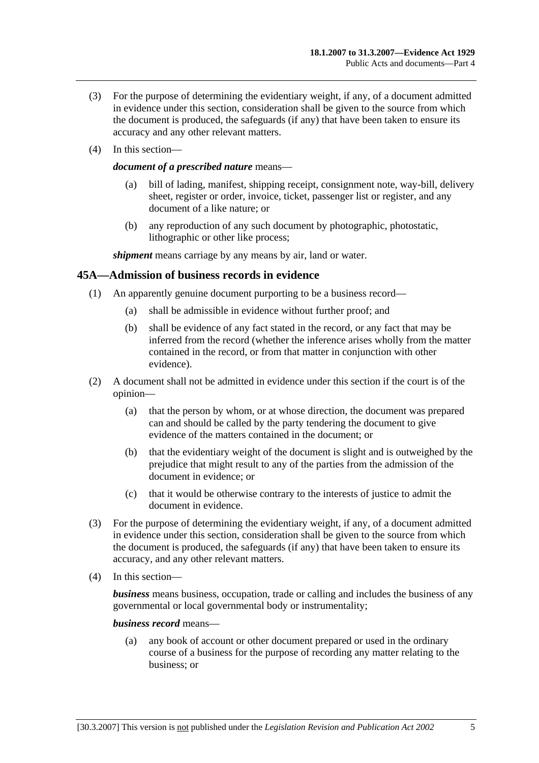(3) For the purpose of determining the evidentiary weight, if any, of a document admitted in evidence under this section, consideration shall be given to the source from which the document is produced, the safeguards (if any) that have been taken to ensure its accuracy and any other relevant matters.

(4) In this section—

***document of a prescribed nature*** means—

(a) bill of lading, manifest, shipping receipt, consignment note, way-bill, delivery sheet, register or order, invoice, ticket, passenger list or register, and any document of a like nature; or

(b) any reproduction of any such document by photographic, photostatic, lithographic or other like process;

***shipment*** means carriage by any means by air, land or water.

## 45A—Admission of business records in evidence

(1) An apparently genuine document purporting to be a business record—

(a) shall be admissible in evidence without further proof; and

(b) shall be evidence of any fact stated in the record, or any fact that may be inferred from the record (whether the inference arises wholly from the matter contained in the record, or from that matter in conjunction with other evidence).

(2) A document shall not be admitted in evidence under this section if the court is of the opinion—

(a) that the person by whom, or at whose direction, the document was prepared can and should be called by the party tendering the document to give evidence of the matters contained in the document; or

(b) that the evidentiary weight of the document is slight and is outweighed by the prejudice that might result to any of the parties from the admission of the document in evidence; or

(c) that it would be otherwise contrary to the interests of justice to admit the document in evidence.

(3) For the purpose of determining the evidentiary weight, if any, of a document admitted in evidence under this section, consideration shall be given to the source from which the document is produced, the safeguards (if any) that have been taken to ensure its accuracy, and any other relevant matters.

(4) In this section—

***business*** means business, occupation, trade or calling and includes the business of any governmental or local governmental body or instrumentality;

***business record*** means—

(a) any book of account or other document prepared or used in the ordinary course of a business for the purpose of recording any matter relating to the business; or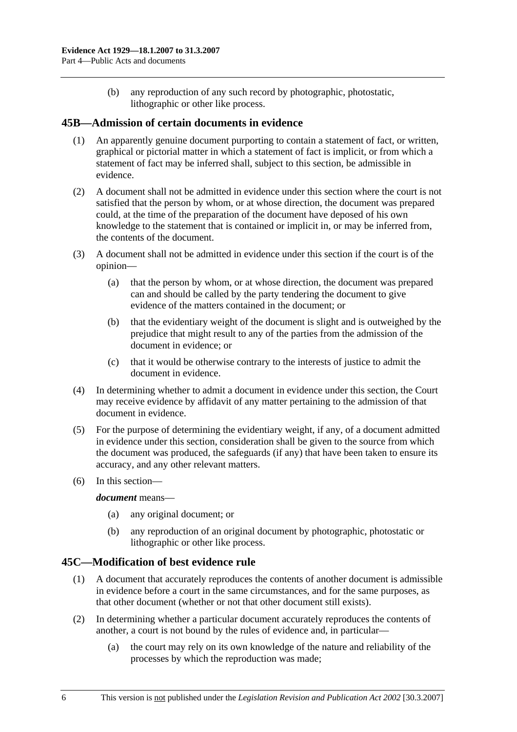(b) any reproduction of any such record by photographic, photostatic, lithographic or other like process.

## 45B—Admission of certain documents in evidence

(1) An apparently genuine document purporting to contain a statement of fact, or written, graphical or pictorial matter in which a statement of fact is implicit, or from which a statement of fact may be inferred shall, subject to this section, be admissible in evidence.

(2) A document shall not be admitted in evidence under this section where the court is not satisfied that the person by whom, or at whose direction, the document was prepared could, at the time of the preparation of the document have deposed of his own knowledge to the statement that is contained or implicit in, or may be inferred from, the contents of the document.

(3) A document shall not be admitted in evidence under this section if the court is of the opinion—

(a) that the person by whom, or at whose direction, the document was prepared can and should be called by the party tendering the document to give evidence of the matters contained in the document; or

(b) that the evidentiary weight of the document is slight and is outweighed by the prejudice that might result to any of the parties from the admission of the document in evidence; or

(c) that it would be otherwise contrary to the interests of justice to admit the document in evidence.

(4) In determining whether to admit a document in evidence under this section, the Court may receive evidence by affidavit of any matter pertaining to the admission of that document in evidence.

(5) For the purpose of determining the evidentiary weight, if any, of a document admitted in evidence under this section, consideration shall be given to the source from which the document was produced, the safeguards (if any) that have been taken to ensure its accuracy, and any other relevant matters.

(6) In this section—

***document*** means—

(a) any original document; or

(b) any reproduction of an original document by photographic, photostatic or lithographic or other like process.

## 45C—Modification of best evidence rule

(1) A document that accurately reproduces the contents of another document is admissible in evidence before a court in the same circumstances, and for the same purposes, as that other document (whether or not that other document still exists).

(2) In determining whether a particular document accurately reproduces the contents of another, a court is not bound by the rules of evidence and, in particular—

(a) the court may rely on its own knowledge of the nature and reliability of the processes by which the reproduction was made;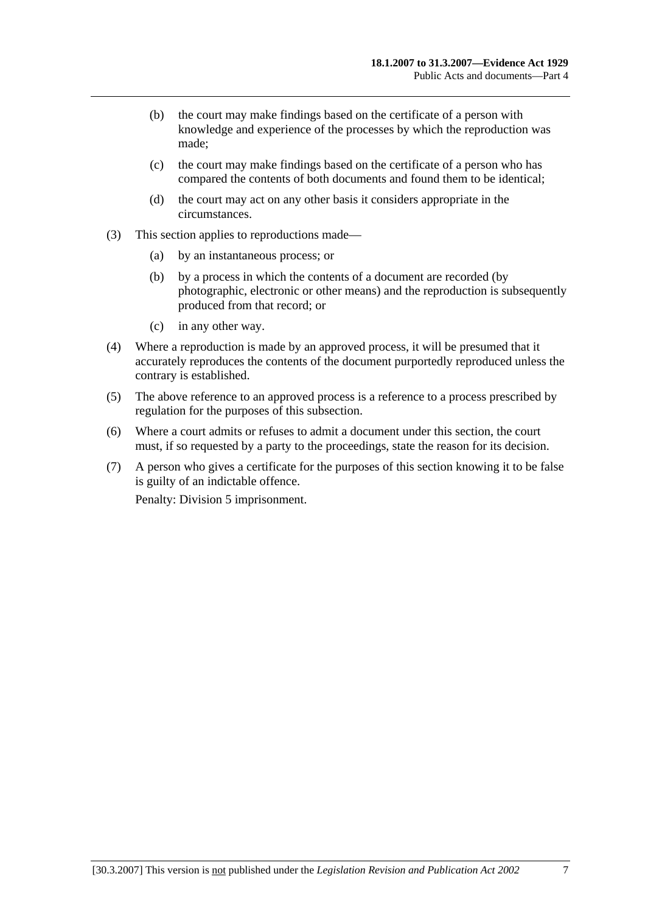(b) the court may make findings based on the certificate of a person with knowledge and experience of the processes by which the reproduction was made;

(c) the court may make findings based on the certificate of a person who has compared the contents of both documents and found them to be identical;

(d) the court may act on any other basis it considers appropriate in the circumstances.

(3) This section applies to reproductions made—

(a) by an instantaneous process; or

(b) by a process in which the contents of a document are recorded (by photographic, electronic or other means) and the reproduction is subsequently produced from that record; or

(c) in any other way.

(4) Where a reproduction is made by an approved process, it will be presumed that it accurately reproduces the contents of the document purportedly reproduced unless the contrary is established.

(5) The above reference to an approved process is a reference to a process prescribed by regulation for the purposes of this subsection.

(6) Where a court admits or refuses to admit a document under this section, the court must, if so requested by a party to the proceedings, state the reason for its decision.

(7) A person who gives a certificate for the purposes of this section knowing it to be false is guilty of an indictable offence.

Penalty: Division 5 imprisonment.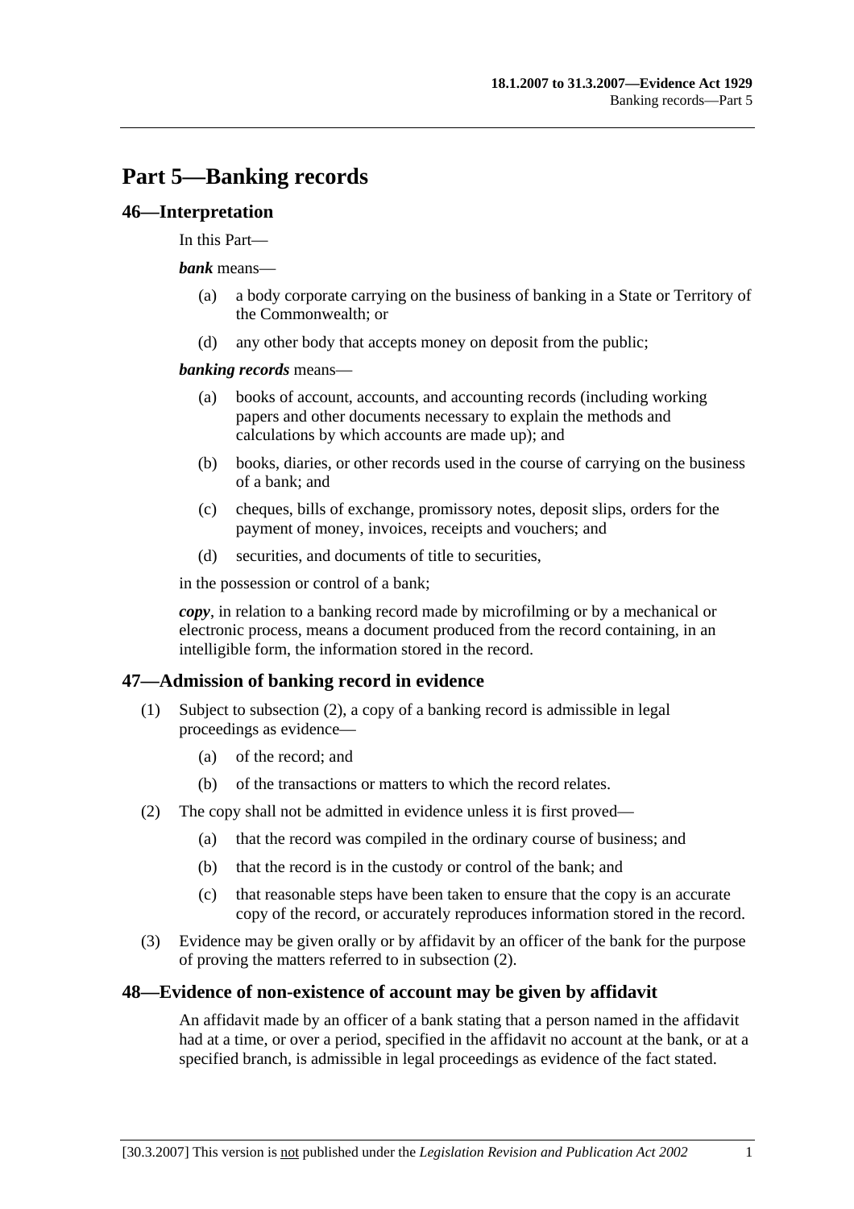# Part 5—Banking records

## 46—Interpretation

In this Part—

***bank*** means—

(a) a body corporate carrying on the business of banking in a State or Territory of the Commonwealth; or

(d) any other body that accepts money on deposit from the public;

***banking records*** means—

(a) books of account, accounts, and accounting records (including working papers and other documents necessary to explain the methods and calculations by which accounts are made up); and

(b) books, diaries, or other records used in the course of carrying on the business of a bank; and

(c) cheques, bills of exchange, promissory notes, deposit slips, orders for the payment of money, invoices, receipts and vouchers; and

(d) securities, and documents of title to securities,

in the possession or control of a bank;

***copy***, in relation to a banking record made by microfilming or by a mechanical or electronic process, means a document produced from the record containing, in an intelligible form, the information stored in the record.

## 47—Admission of banking record in evidence

(1) Subject to subsection (2), a copy of a banking record is admissible in legal proceedings as evidence—

(a) of the record; and

(b) of the transactions or matters to which the record relates.

(2) The copy shall not be admitted in evidence unless it is first proved—

(a) that the record was compiled in the ordinary course of business; and

(b) that the record is in the custody or control of the bank; and

(c) that reasonable steps have been taken to ensure that the copy is an accurate copy of the record, or accurately reproduces information stored in the record.

(3) Evidence may be given orally or by affidavit by an officer of the bank for the purpose of proving the matters referred to in subsection (2).

## 48—Evidence of non-existence of account may be given by affidavit

An affidavit made by an officer of a bank stating that a person named in the affidavit had at a time, or over a period, specified in the affidavit no account at the bank, or at a specified branch, is admissible in legal proceedings as evidence of the fact stated.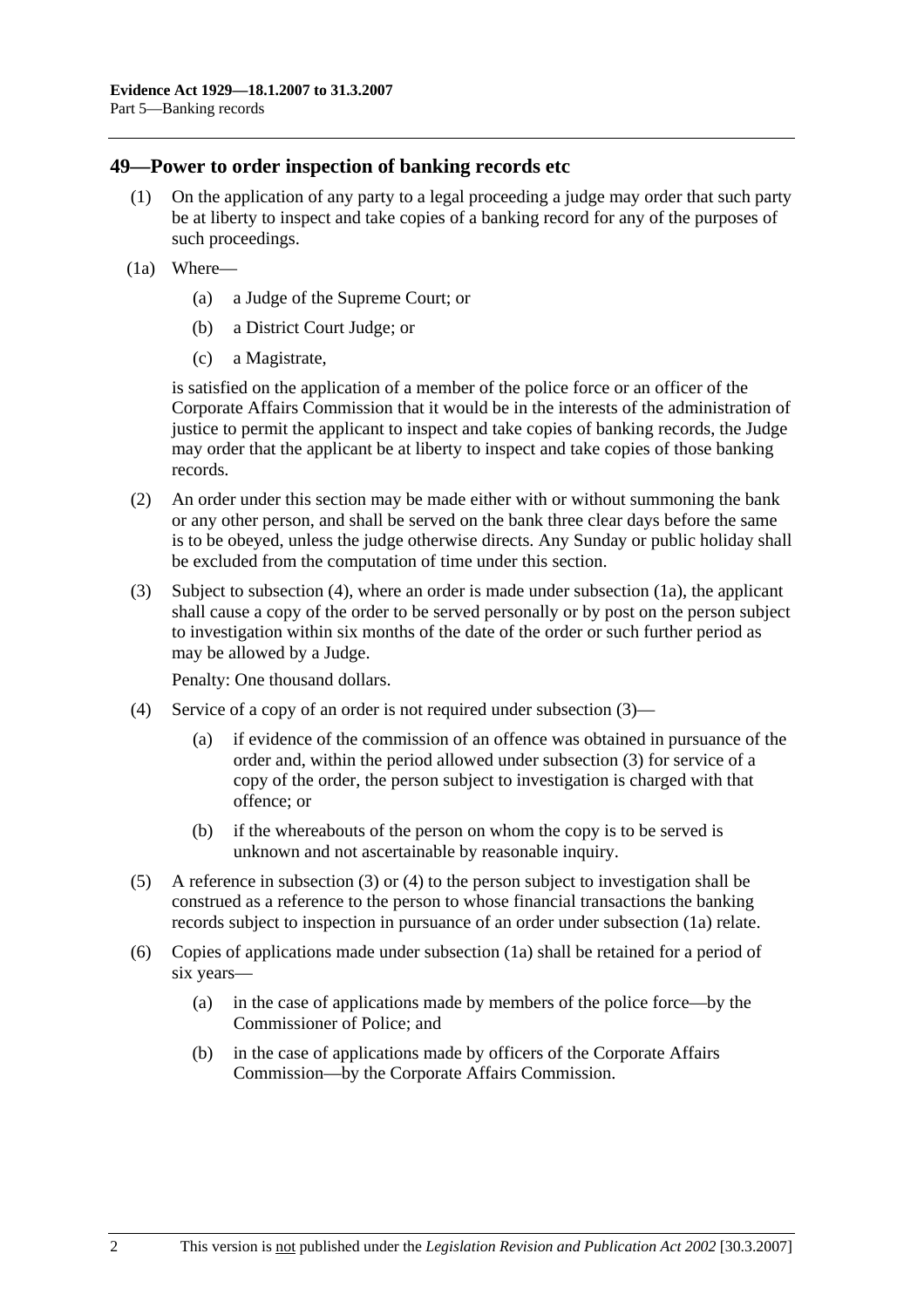## 49—Power to order inspection of banking records etc

(1) On the application of any party to a legal proceeding a judge may order that such party be at liberty to inspect and take copies of a banking record for any of the purposes of such proceedings.

(1a) Where—

(a) a Judge of the Supreme Court; or

(b) a District Court Judge; or

(c) a Magistrate,

is satisfied on the application of a member of the police force or an officer of the Corporate Affairs Commission that it would be in the interests of the administration of justice to permit the applicant to inspect and take copies of banking records, the Judge may order that the applicant be at liberty to inspect and take copies of those banking records.

(2) An order under this section may be made either with or without summoning the bank or any other person, and shall be served on the bank three clear days before the same is to be obeyed, unless the judge otherwise directs. Any Sunday or public holiday shall be excluded from the computation of time under this section.

(3) Subject to subsection (4), where an order is made under subsection (1a), the applicant shall cause a copy of the order to be served personally or by post on the person subject to investigation within six months of the date of the order or such further period as may be allowed by a Judge.

Penalty: One thousand dollars.

(4) Service of a copy of an order is not required under subsection (3)—

(a) if evidence of the commission of an offence was obtained in pursuance of the order and, within the period allowed under subsection (3) for service of a copy of the order, the person subject to investigation is charged with that offence; or

(b) if the whereabouts of the person on whom the copy is to be served is unknown and not ascertainable by reasonable inquiry.

(5) A reference in subsection (3) or (4) to the person subject to investigation shall be construed as a reference to the person to whose financial transactions the banking records subject to inspection in pursuance of an order under subsection (1a) relate.

(6) Copies of applications made under subsection (1a) shall be retained for a period of six years—

(a) in the case of applications made by members of the police force—by the Commissioner of Police; and

(b) in the case of applications made by officers of the Corporate Affairs Commission—by the Corporate Affairs Commission.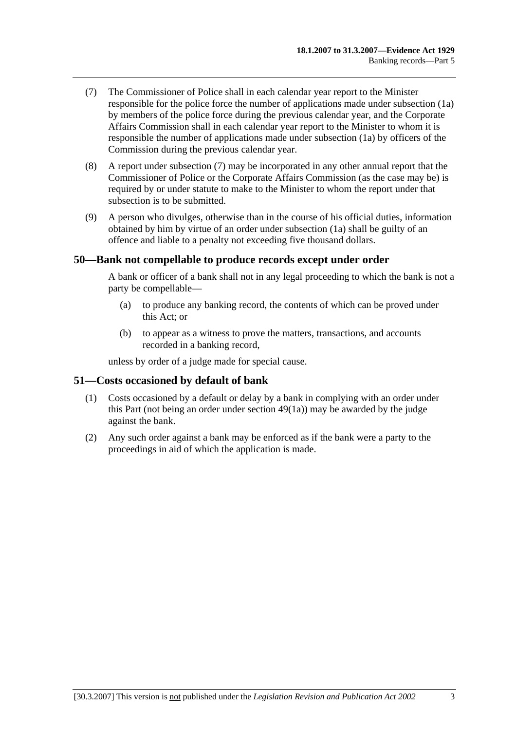(7) The Commissioner of Police shall in each calendar year report to the Minister responsible for the police force the number of applications made under subsection (1a) by members of the police force during the previous calendar year, and the Corporate Affairs Commission shall in each calendar year report to the Minister to whom it is responsible the number of applications made under subsection (1a) by officers of the Commission during the previous calendar year.

(8) A report under subsection (7) may be incorporated in any other annual report that the Commissioner of Police or the Corporate Affairs Commission (as the case may be) is required by or under statute to make to the Minister to whom the report under that subsection is to be submitted.

(9) A person who divulges, otherwise than in the course of his official duties, information obtained by him by virtue of an order under subsection (1a) shall be guilty of an offence and liable to a penalty not exceeding five thousand dollars.

## 50—Bank not compellable to produce records except under order

A bank or officer of a bank shall not in any legal proceeding to which the bank is not a party be compellable—

(a) to produce any banking record, the contents of which can be proved under this Act; or

(b) to appear as a witness to prove the matters, transactions, and accounts recorded in a banking record,

unless by order of a judge made for special cause.

## 51—Costs occasioned by default of bank

(1) Costs occasioned by a default or delay by a bank in complying with an order under this Part (not being an order under section 49(1a)) may be awarded by the judge against the bank.

(2) Any such order against a bank may be enforced as if the bank were a party to the proceedings in aid of which the application is made.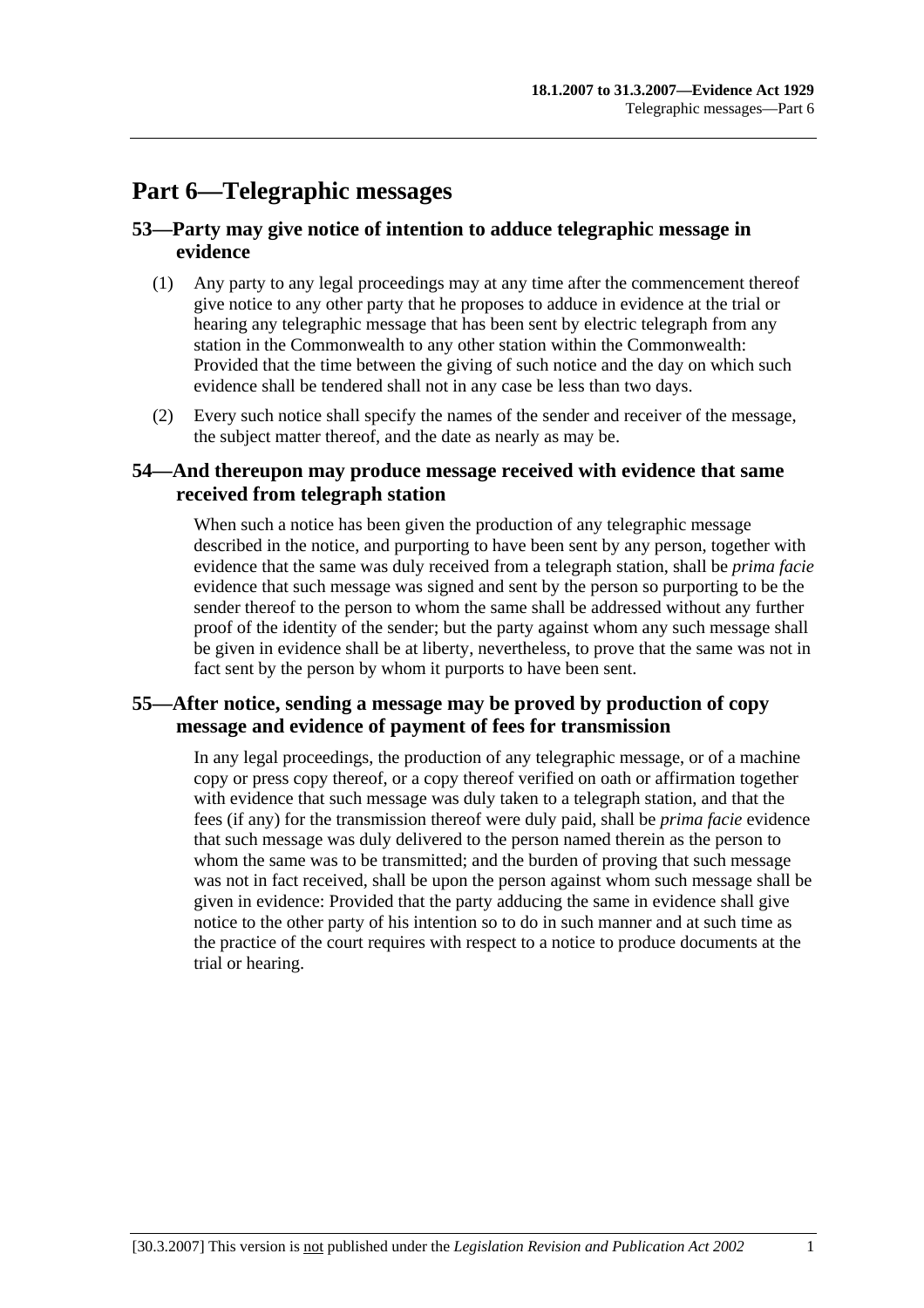# Part 6—Telegraphic messages

## 53—Party may give notice of intention to adduce telegraphic message in evidence

(1) Any party to any legal proceedings may at any time after the commencement thereof give notice to any other party that he proposes to adduce in evidence at the trial or hearing any telegraphic message that has been sent by electric telegraph from any station in the Commonwealth to any other station within the Commonwealth: Provided that the time between the giving of such notice and the day on which such evidence shall be tendered shall not in any case be less than two days.

(2) Every such notice shall specify the names of the sender and receiver of the message, the subject matter thereof, and the date as nearly as may be.

## 54—And thereupon may produce message received with evidence that same received from telegraph station

When such a notice has been given the production of any telegraphic message described in the notice, and purporting to have been sent by any person, together with evidence that the same was duly received from a telegraph station, shall be *prima facie* evidence that such message was signed and sent by the person so purporting to be the sender thereof to the person to whom the same shall be addressed without any further proof of the identity of the sender; but the party against whom any such message shall be given in evidence shall be at liberty, nevertheless, to prove that the same was not in fact sent by the person by whom it purports to have been sent.

## 55—After notice, sending a message may be proved by production of copy message and evidence of payment of fees for transmission

In any legal proceedings, the production of any telegraphic message, or of a machine copy or press copy thereof, or a copy thereof verified on oath or affirmation together with evidence that such message was duly taken to a telegraph station, and that the fees (if any) for the transmission thereof were duly paid, shall be *prima facie* evidence that such message was duly delivered to the person named therein as the person to whom the same was to be transmitted; and the burden of proving that such message was not in fact received, shall be upon the person against whom such message shall be given in evidence: Provided that the party adducing the same in evidence shall give notice to the other party of his intention so to do in such manner and at such time as the practice of the court requires with respect to a notice to produce documents at the trial or hearing.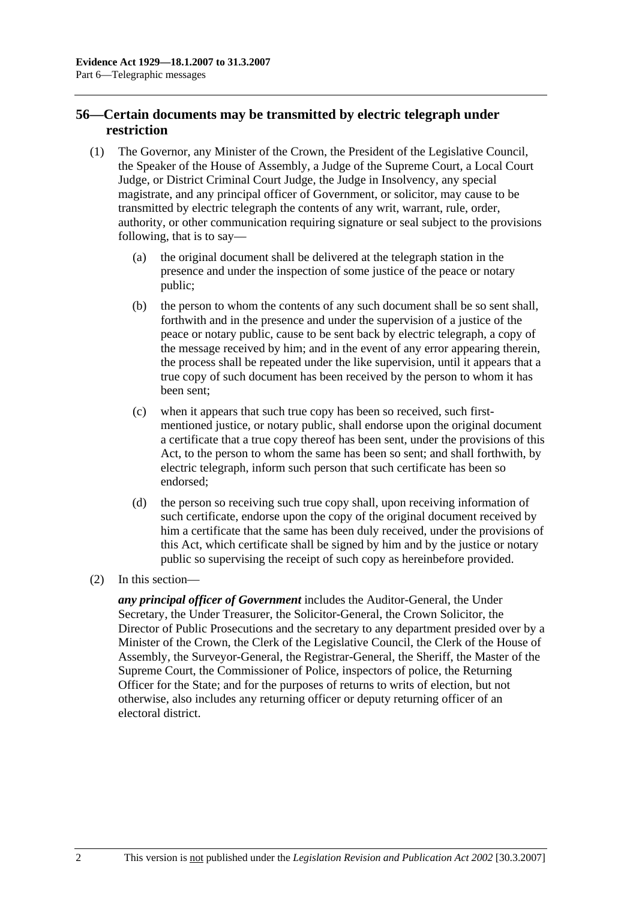## 56—Certain documents may be transmitted by electric telegraph under restriction

(1) The Governor, any Minister of the Crown, the President of the Legislative Council, the Speaker of the House of Assembly, a Judge of the Supreme Court, a Local Court Judge, or District Criminal Court Judge, the Judge in Insolvency, any special magistrate, and any principal officer of Government, or solicitor, may cause to be transmitted by electric telegraph the contents of any writ, warrant, rule, order, authority, or other communication requiring signature or seal subject to the provisions following, that is to say—

(a) the original document shall be delivered at the telegraph station in the presence and under the inspection of some justice of the peace or notary public;

(b) the person to whom the contents of any such document shall be so sent shall, forthwith and in the presence and under the supervision of a justice of the peace or notary public, cause to be sent back by electric telegraph, a copy of the message received by him; and in the event of any error appearing therein, the process shall be repeated under the like supervision, until it appears that a true copy of such document has been received by the person to whom it has been sent;

(c) when it appears that such true copy has been so received, such first-mentioned justice, or notary public, shall endorse upon the original document a certificate that a true copy thereof has been sent, under the provisions of this Act, to the person to whom the same has been so sent; and shall forthwith, by electric telegraph, inform such person that such certificate has been so endorsed;

(d) the person so receiving such true copy shall, upon receiving information of such certificate, endorse upon the copy of the original document received by him a certificate that the same has been duly received, under the provisions of this Act, which certificate shall be signed by him and by the justice or notary public so supervising the receipt of such copy as hereinbefore provided.

(2) In this section—

***any principal officer of Government*** includes the Auditor-General, the Under Secretary, the Under Treasurer, the Solicitor-General, the Crown Solicitor, the Director of Public Prosecutions and the secretary to any department presided over by a Minister of the Crown, the Clerk of the Legislative Council, the Clerk of the House of Assembly, the Surveyor-General, the Registrar-General, the Sheriff, the Master of the Supreme Court, the Commissioner of Police, inspectors of police, the Returning Officer for the State; and for the purposes of returns to writs of election, but not otherwise, also includes any returning officer or deputy returning officer of an electoral district.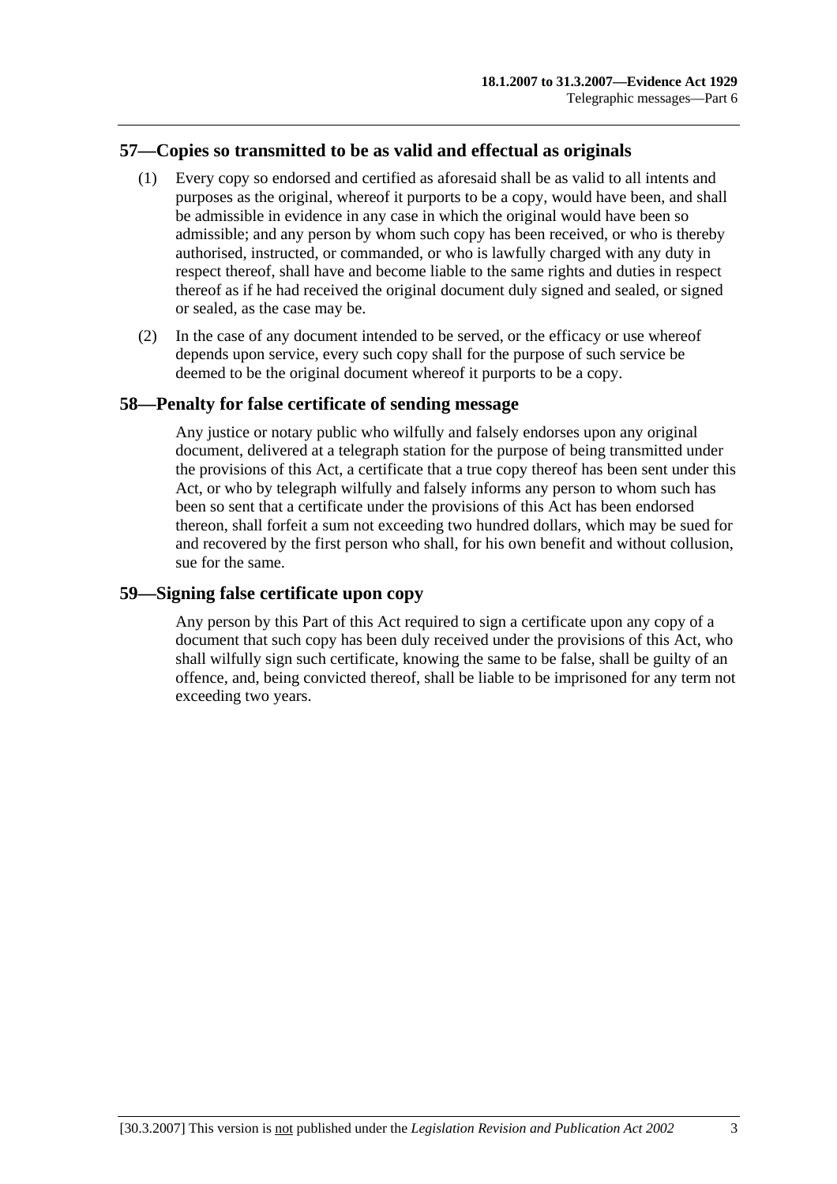## 57—Copies so transmitted to be as valid and effectual as originals

(1) Every copy so endorsed and certified as aforesaid shall be as valid to all intents and purposes as the original, whereof it purports to be a copy, would have been, and shall be admissible in evidence in any case in which the original would have been so admissible; and any person by whom such copy has been received, or who is thereby authorised, instructed, or commanded, or who is lawfully charged with any duty in respect thereof, shall have and become liable to the same rights and duties in respect thereof as if he had received the original document duly signed and sealed, or signed or sealed, as the case may be.

(2) In the case of any document intended to be served, or the efficacy or use whereof depends upon service, every such copy shall for the purpose of such service be deemed to be the original document whereof it purports to be a copy.

## 58—Penalty for false certificate of sending message

Any justice or notary public who wilfully and falsely endorses upon any original document, delivered at a telegraph station for the purpose of being transmitted under the provisions of this Act, a certificate that a true copy thereof has been sent under this Act, or who by telegraph wilfully and falsely informs any person to whom such has been so sent that a certificate under the provisions of this Act has been endorsed thereon, shall forfeit a sum not exceeding two hundred dollars, which may be sued for and recovered by the first person who shall, for his own benefit and without collusion, sue for the same.

## 59—Signing false certificate upon copy

Any person by this Part of this Act required to sign a certificate upon any copy of a document that such copy has been duly received under the provisions of this Act, who shall wilfully sign such certificate, knowing the same to be false, shall be guilty of an offence, and, being convicted thereof, shall be liable to be imprisoned for any term not exceeding two years.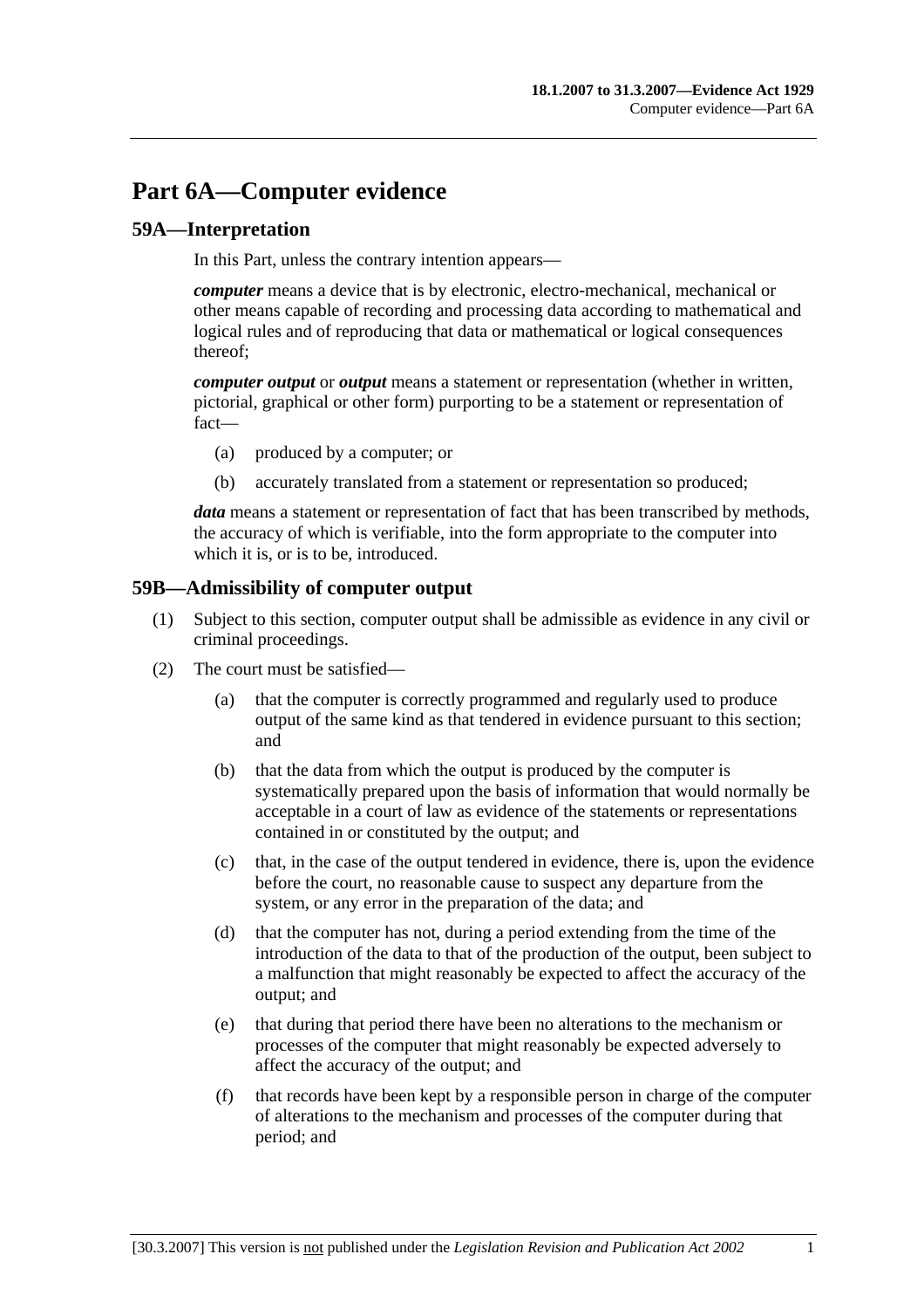# Part 6A—Computer evidence

## 59A—Interpretation

In this Part, unless the contrary intention appears—

***computer*** means a device that is by electronic, electro-mechanical, mechanical or other means capable of recording and processing data according to mathematical and logical rules and of reproducing that data or mathematical or logical consequences thereof;

***computer output*** or ***output*** means a statement or representation (whether in written, pictorial, graphical or other form) purporting to be a statement or representation of fact—

(a) produced by a computer; or

(b) accurately translated from a statement or representation so produced;

***data*** means a statement or representation of fact that has been transcribed by methods, the accuracy of which is verifiable, into the form appropriate to the computer into which it is, or is to be, introduced.

## 59B—Admissibility of computer output

(1) Subject to this section, computer output shall be admissible as evidence in any civil or criminal proceedings.

(2) The court must be satisfied—

(a) that the computer is correctly programmed and regularly used to produce output of the same kind as that tendered in evidence pursuant to this section; and

(b) that the data from which the output is produced by the computer is systematically prepared upon the basis of information that would normally be acceptable in a court of law as evidence of the statements or representations contained in or constituted by the output; and

(c) that, in the case of the output tendered in evidence, there is, upon the evidence before the court, no reasonable cause to suspect any departure from the system, or any error in the preparation of the data; and

(d) that the computer has not, during a period extending from the time of the introduction of the data to that of the production of the output, been subject to a malfunction that might reasonably be expected to affect the accuracy of the output; and

(e) that during that period there have been no alterations to the mechanism or processes of the computer that might reasonably be expected adversely to affect the accuracy of the output; and

(f) that records have been kept by a responsible person in charge of the computer of alterations to the mechanism and processes of the computer during that period; and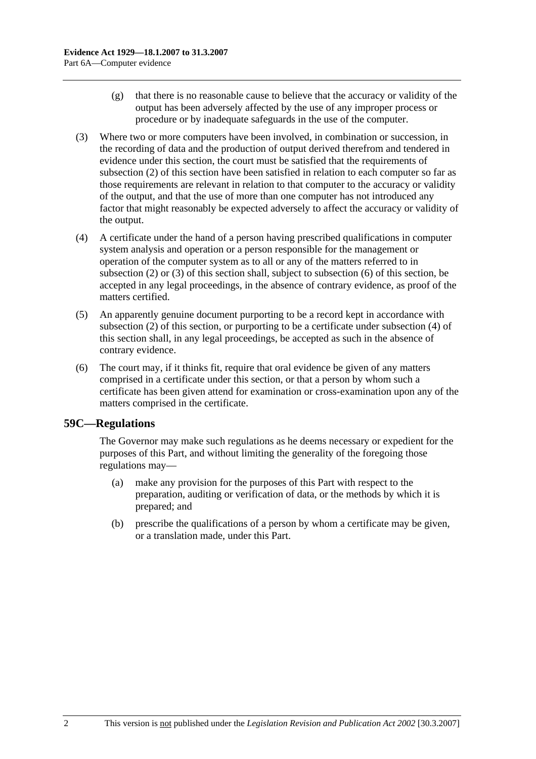(g) that there is no reasonable cause to believe that the accuracy or validity of the output has been adversely affected by the use of any improper process or procedure or by inadequate safeguards in the use of the computer.

(3) Where two or more computers have been involved, in combination or succession, in the recording of data and the production of output derived therefrom and tendered in evidence under this section, the court must be satisfied that the requirements of subsection (2) of this section have been satisfied in relation to each computer so far as those requirements are relevant in relation to that computer to the accuracy or validity of the output, and that the use of more than one computer has not introduced any factor that might reasonably be expected adversely to affect the accuracy or validity of the output.

(4) A certificate under the hand of a person having prescribed qualifications in computer system analysis and operation or a person responsible for the management or operation of the computer system as to all or any of the matters referred to in subsection (2) or (3) of this section shall, subject to subsection (6) of this section, be accepted in any legal proceedings, in the absence of contrary evidence, as proof of the matters certified.

(5) An apparently genuine document purporting to be a record kept in accordance with subsection (2) of this section, or purporting to be a certificate under subsection (4) of this section shall, in any legal proceedings, be accepted as such in the absence of contrary evidence.

(6) The court may, if it thinks fit, require that oral evidence be given of any matters comprised in a certificate under this section, or that a person by whom such a certificate has been given attend for examination or cross-examination upon any of the matters comprised in the certificate.

## 59C—Regulations

The Governor may make such regulations as he deems necessary or expedient for the purposes of this Part, and without limiting the generality of the foregoing those regulations may—

(a) make any provision for the purposes of this Part with respect to the preparation, auditing or verification of data, or the methods by which it is prepared; and

(b) prescribe the qualifications of a person by whom a certificate may be given, or a translation made, under this Part.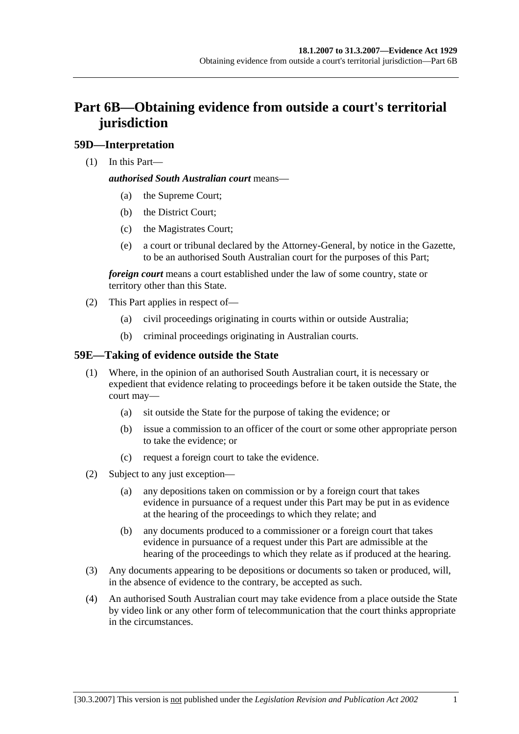# Part 6B—Obtaining evidence from outside a court's territorial jurisdiction

## 59D—Interpretation

(1) In this Part—

***authorised South Australian court*** means—

(a) the Supreme Court;

(b) the District Court;

(c) the Magistrates Court;

(e) a court or tribunal declared by the Attorney-General, by notice in the Gazette, to be an authorised South Australian court for the purposes of this Part;

***foreign court*** means a court established under the law of some country, state or territory other than this State.

(2) This Part applies in respect of—

(a) civil proceedings originating in courts within or outside Australia;

(b) criminal proceedings originating in Australian courts.

## 59E—Taking of evidence outside the State

(1) Where, in the opinion of an authorised South Australian court, it is necessary or expedient that evidence relating to proceedings before it be taken outside the State, the court may—

(a) sit outside the State for the purpose of taking the evidence; or

(b) issue a commission to an officer of the court or some other appropriate person to take the evidence; or

(c) request a foreign court to take the evidence.

(2) Subject to any just exception—

(a) any depositions taken on commission or by a foreign court that takes evidence in pursuance of a request under this Part may be put in as evidence at the hearing of the proceedings to which they relate; and

(b) any documents produced to a commissioner or a foreign court that takes evidence in pursuance of a request under this Part are admissible at the hearing of the proceedings to which they relate as if produced at the hearing.

(3) Any documents appearing to be depositions or documents so taken or produced, will, in the absence of evidence to the contrary, be accepted as such.

(4) An authorised South Australian court may take evidence from a place outside the State by video link or any other form of telecommunication that the court thinks appropriate in the circumstances.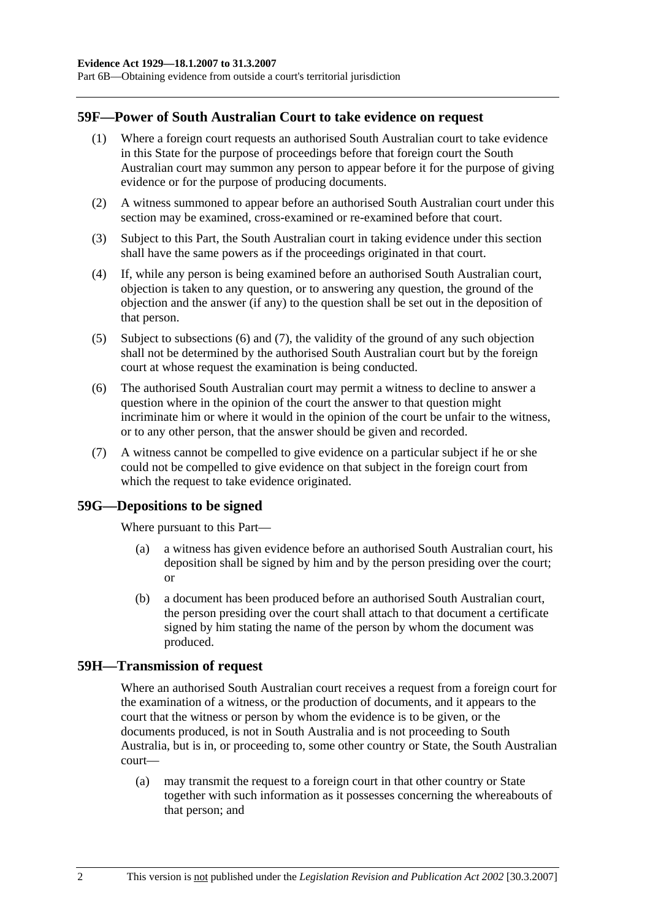## 59F—Power of South Australian Court to take evidence on request

(1) Where a foreign court requests an authorised South Australian court to take evidence in this State for the purpose of proceedings before that foreign court the South Australian court may summon any person to appear before it for the purpose of giving evidence or for the purpose of producing documents.

(2) A witness summoned to appear before an authorised South Australian court under this section may be examined, cross-examined or re-examined before that court.

(3) Subject to this Part, the South Australian court in taking evidence under this section shall have the same powers as if the proceedings originated in that court.

(4) If, while any person is being examined before an authorised South Australian court, objection is taken to any question, or to answering any question, the ground of the objection and the answer (if any) to the question shall be set out in the deposition of that person.

(5) Subject to subsections (6) and (7), the validity of the ground of any such objection shall not be determined by the authorised South Australian court but by the foreign court at whose request the examination is being conducted.

(6) The authorised South Australian court may permit a witness to decline to answer a question where in the opinion of the court the answer to that question might incriminate him or where it would in the opinion of the court be unfair to the witness, or to any other person, that the answer should be given and recorded.

(7) A witness cannot be compelled to give evidence on a particular subject if he or she could not be compelled to give evidence on that subject in the foreign court from which the request to take evidence originated.

## 59G—Depositions to be signed

Where pursuant to this Part—

(a) a witness has given evidence before an authorised South Australian court, his deposition shall be signed by him and by the person presiding over the court; or

(b) a document has been produced before an authorised South Australian court, the person presiding over the court shall attach to that document a certificate signed by him stating the name of the person by whom the document was produced.

## 59H—Transmission of request

Where an authorised South Australian court receives a request from a foreign court for the examination of a witness, or the production of documents, and it appears to the court that the witness or person by whom the evidence is to be given, or the documents produced, is not in South Australia and is not proceeding to South Australia, but is in, or proceeding to, some other country or State, the South Australian court—

(a) may transmit the request to a foreign court in that other country or State together with such information as it possesses concerning the whereabouts of that person; and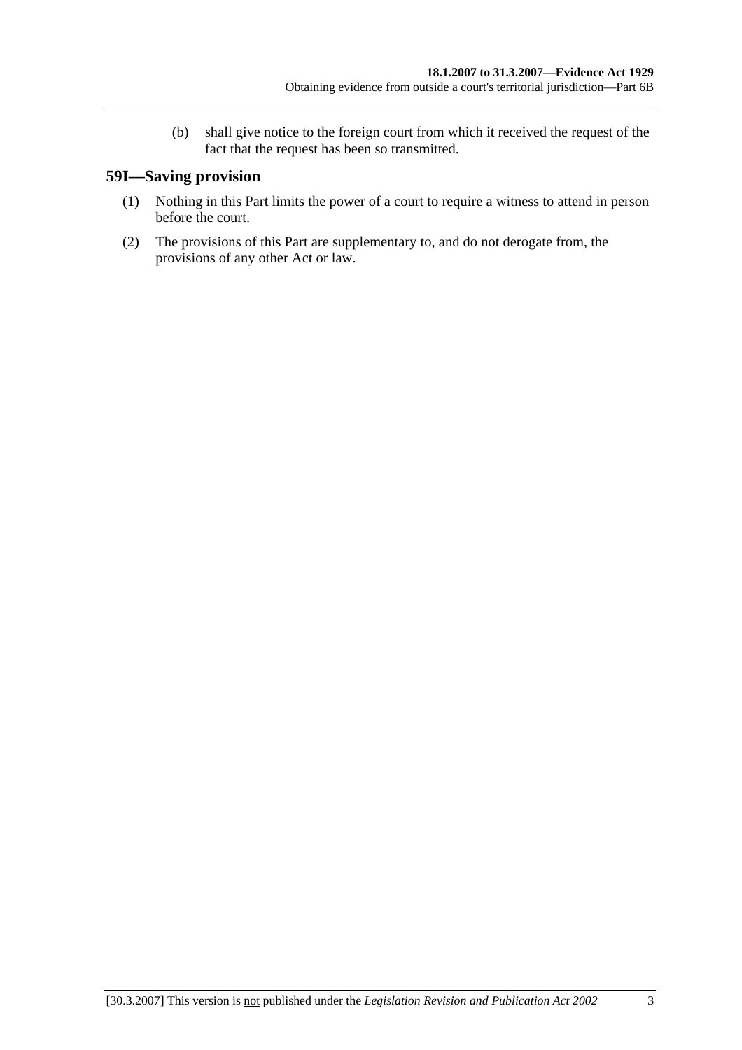(b) shall give notice to the foreign court from which it received the request of the fact that the request has been so transmitted.

## 59I—Saving provision

(1) Nothing in this Part limits the power of a court to require a witness to attend in person before the court.

(2) The provisions of this Part are supplementary to, and do not derogate from, the provisions of any other Act or law.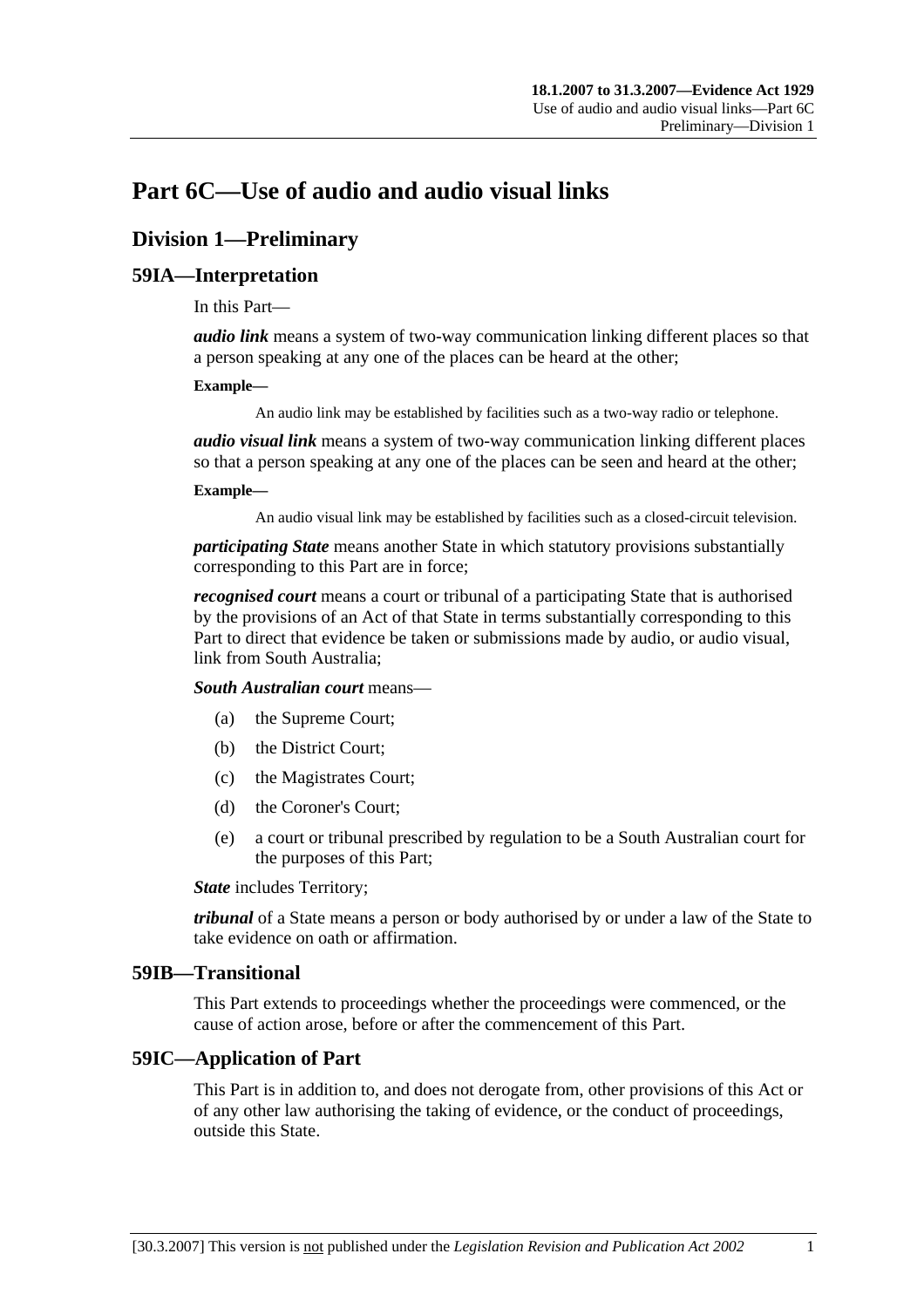# Part 6C—Use of audio and audio visual links

## Division 1—Preliminary

### 59IA—Interpretation

In this Part—

***audio link*** means a system of two-way communication linking different places so that a person speaking at any one of the places can be heard at the other;

**Example—**

An audio link may be established by facilities such as a two-way radio or telephone.

***audio visual link*** means a system of two-way communication linking different places so that a person speaking at any one of the places can be seen and heard at the other;

**Example—**

An audio visual link may be established by facilities such as a closed-circuit television.

***participating State*** means another State in which statutory provisions substantially corresponding to this Part are in force;

***recognised court*** means a court or tribunal of a participating State that is authorised by the provisions of an Act of that State in terms substantially corresponding to this Part to direct that evidence be taken or submissions made by audio, or audio visual, link from South Australia;

***South Australian court*** means—

(a) the Supreme Court;

(b) the District Court;

(c) the Magistrates Court;

(d) the Coroner's Court;

(e) a court or tribunal prescribed by regulation to be a South Australian court for the purposes of this Part;

***State*** includes Territory;

***tribunal*** of a State means a person or body authorised by or under a law of the State to take evidence on oath or affirmation.

### 59IB—Transitional

This Part extends to proceedings whether the proceedings were commenced, or the cause of action arose, before or after the commencement of this Part.

### 59IC—Application of Part

This Part is in addition to, and does not derogate from, other provisions of this Act or of any other law authorising the taking of evidence, or the conduct of proceedings, outside this State.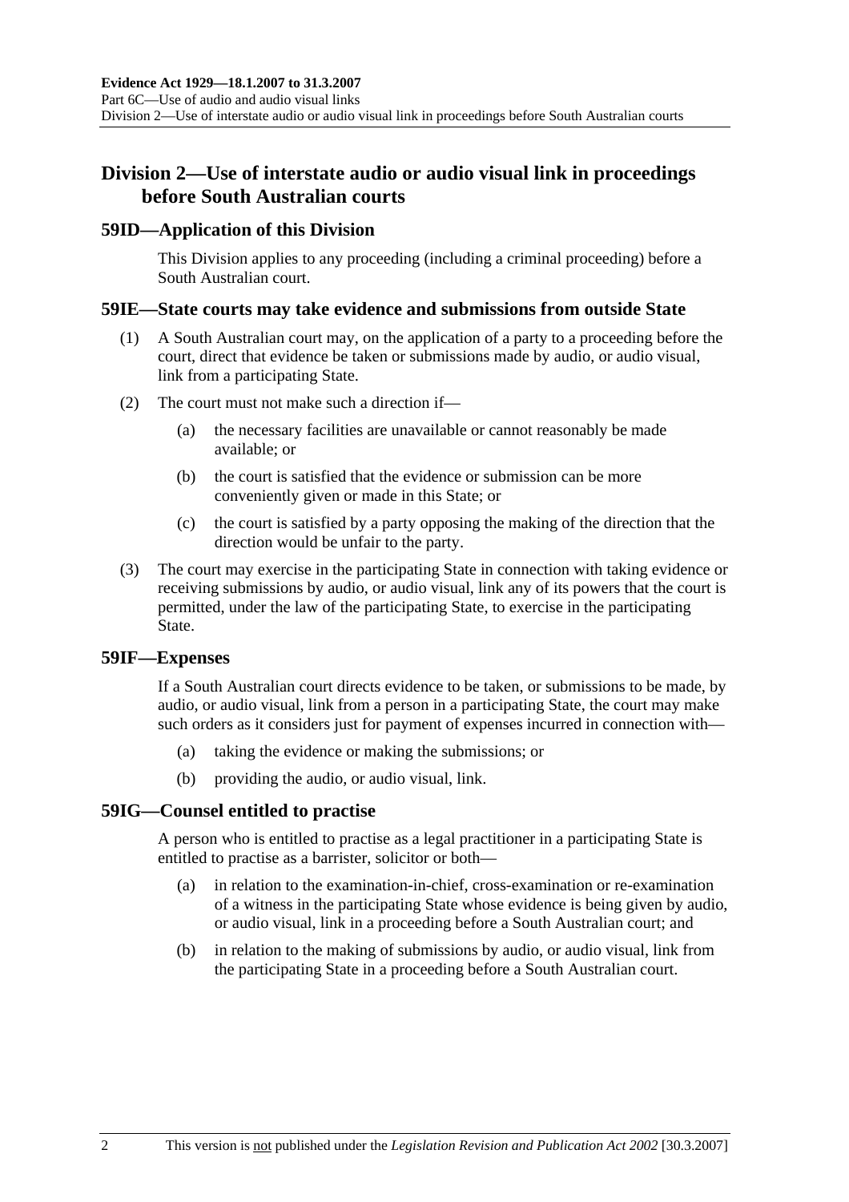## Division 2—Use of interstate audio or audio visual link in proceedings before South Australian courts

### 59ID—Application of this Division

This Division applies to any proceeding (including a criminal proceeding) before a South Australian court.

### 59IE—State courts may take evidence and submissions from outside State

(1) A South Australian court may, on the application of a party to a proceeding before the court, direct that evidence be taken or submissions made by audio, or audio visual, link from a participating State.

(2) The court must not make such a direction if—

(a) the necessary facilities are unavailable or cannot reasonably be made available; or

(b) the court is satisfied that the evidence or submission can be more conveniently given or made in this State; or

(c) the court is satisfied by a party opposing the making of the direction that the direction would be unfair to the party.

(3) The court may exercise in the participating State in connection with taking evidence or receiving submissions by audio, or audio visual, link any of its powers that the court is permitted, under the law of the participating State, to exercise in the participating State.

### 59IF—Expenses

If a South Australian court directs evidence to be taken, or submissions to be made, by audio, or audio visual, link from a person in a participating State, the court may make such orders as it considers just for payment of expenses incurred in connection with—

(a) taking the evidence or making the submissions; or

(b) providing the audio, or audio visual, link.

### 59IG—Counsel entitled to practise

A person who is entitled to practise as a legal practitioner in a participating State is entitled to practise as a barrister, solicitor or both—

(a) in relation to the examination-in-chief, cross-examination or re-examination of a witness in the participating State whose evidence is being given by audio, or audio visual, link in a proceeding before a South Australian court; and

(b) in relation to the making of submissions by audio, or audio visual, link from the participating State in a proceeding before a South Australian court.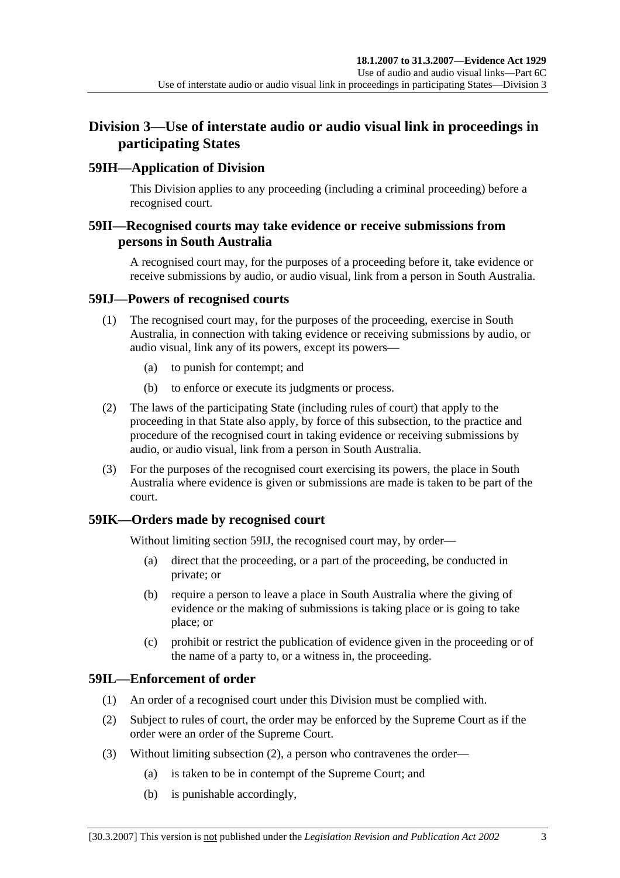## Division 3—Use of interstate audio or audio visual link in proceedings in participating States

### 59IH—Application of Division

This Division applies to any proceeding (including a criminal proceeding) before a recognised court.

### 59II—Recognised courts may take evidence or receive submissions from persons in South Australia

A recognised court may, for the purposes of a proceeding before it, take evidence or receive submissions by audio, or audio visual, link from a person in South Australia.

### 59IJ—Powers of recognised courts

(1) The recognised court may, for the purposes of the proceeding, exercise in South Australia, in connection with taking evidence or receiving submissions by audio, or audio visual, link any of its powers, except its powers—

   (a) to punish for contempt; and

   (b) to enforce or execute its judgments or process.

(2) The laws of the participating State (including rules of court) that apply to the proceeding in that State also apply, by force of this subsection, to the practice and procedure of the recognised court in taking evidence or receiving submissions by audio, or audio visual, link from a person in South Australia.

(3) For the purposes of the recognised court exercising its powers, the place in South Australia where evidence is given or submissions are made is taken to be part of the court.

### 59IK—Orders made by recognised court

Without limiting section 59IJ, the recognised court may, by order—

   (a) direct that the proceeding, or a part of the proceeding, be conducted in private; or

   (b) require a person to leave a place in South Australia where the giving of evidence or the making of submissions is taking place or is going to take place; or

   (c) prohibit or restrict the publication of evidence given in the proceeding or of the name of a party to, or a witness in, the proceeding.

### 59IL—Enforcement of order

(1) An order of a recognised court under this Division must be complied with.

(2) Subject to rules of court, the order may be enforced by the Supreme Court as if the order were an order of the Supreme Court.

(3) Without limiting subsection (2), a person who contravenes the order—

   (a) is taken to be in contempt of the Supreme Court; and

   (b) is punishable accordingly,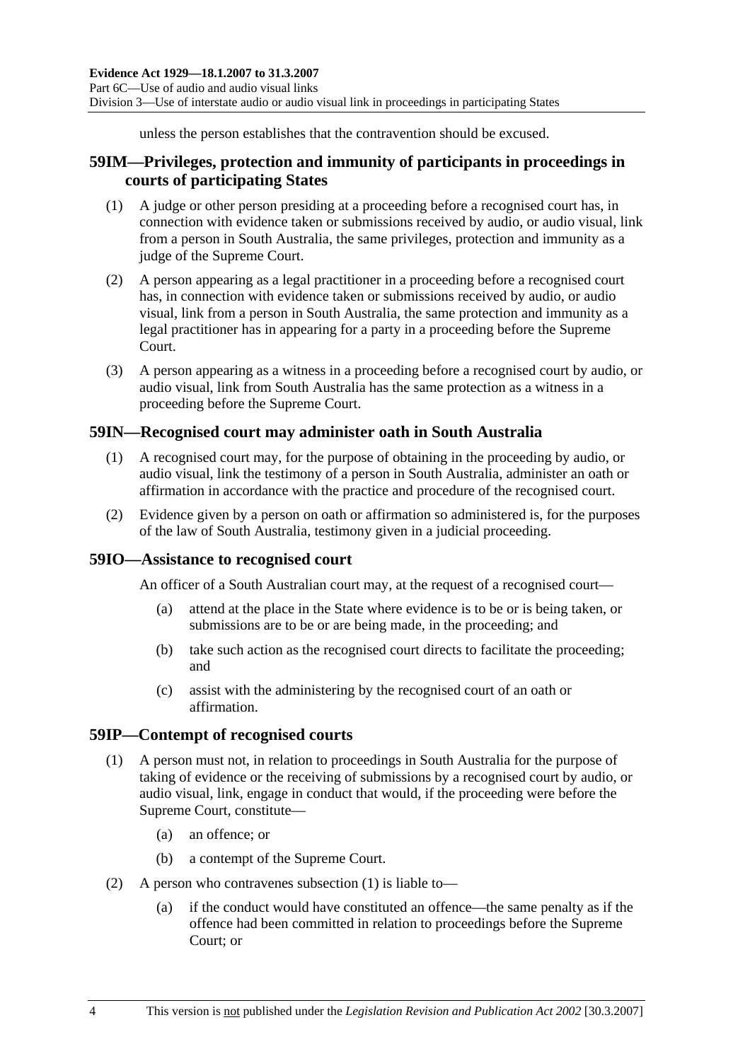unless the person establishes that the contravention should be excused.

## 59IM—Privileges, protection and immunity of participants in proceedings in courts of participating States

(1) A judge or other person presiding at a proceeding before a recognised court has, in connection with evidence taken or submissions received by audio, or audio visual, link from a person in South Australia, the same privileges, protection and immunity as a judge of the Supreme Court.

(2) A person appearing as a legal practitioner in a proceeding before a recognised court has, in connection with evidence taken or submissions received by audio, or audio visual, link from a person in South Australia, the same protection and immunity as a legal practitioner has in appearing for a party in a proceeding before the Supreme Court.

(3) A person appearing as a witness in a proceeding before a recognised court by audio, or audio visual, link from South Australia has the same protection as a witness in a proceeding before the Supreme Court.

## 59IN—Recognised court may administer oath in South Australia

(1) A recognised court may, for the purpose of obtaining in the proceeding by audio, or audio visual, link the testimony of a person in South Australia, administer an oath or affirmation in accordance with the practice and procedure of the recognised court.

(2) Evidence given by a person on oath or affirmation so administered is, for the purposes of the law of South Australia, testimony given in a judicial proceeding.

## 59IO—Assistance to recognised court

An officer of a South Australian court may, at the request of a recognised court—

(a) attend at the place in the State where evidence is to be or is being taken, or submissions are to be or are being made, in the proceeding; and

(b) take such action as the recognised court directs to facilitate the proceeding; and

(c) assist with the administering by the recognised court of an oath or affirmation.

## 59IP—Contempt of recognised courts

(1) A person must not, in relation to proceedings in South Australia for the purpose of taking of evidence or the receiving of submissions by a recognised court by audio, or audio visual, link, engage in conduct that would, if the proceeding were before the Supreme Court, constitute—

(a) an offence; or

(b) a contempt of the Supreme Court.

(2) A person who contravenes subsection (1) is liable to—

(a) if the conduct would have constituted an offence—the same penalty as if the offence had been committed in relation to proceedings before the Supreme Court; or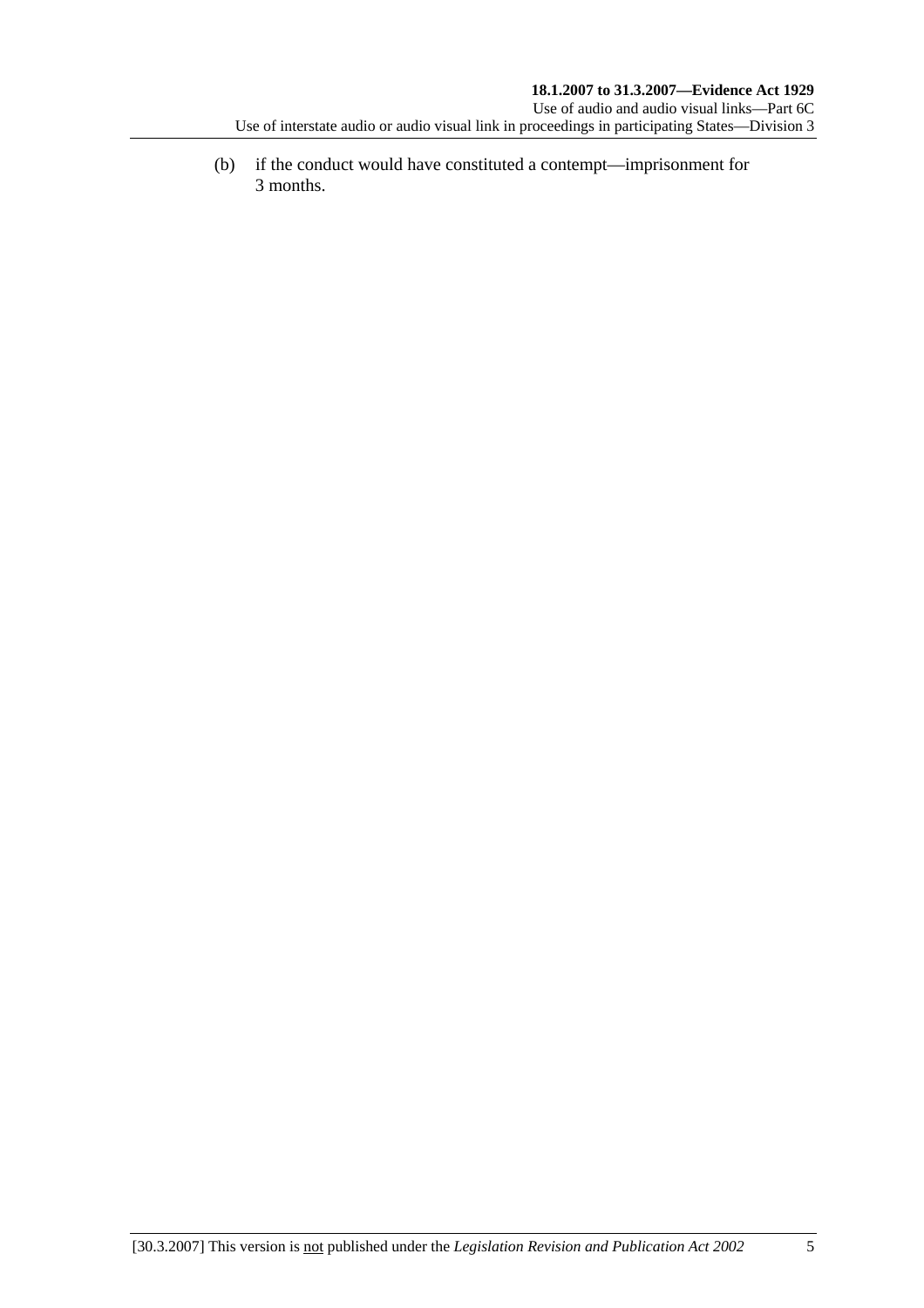(b) if the conduct would have constituted a contempt—imprisonment for 3 months.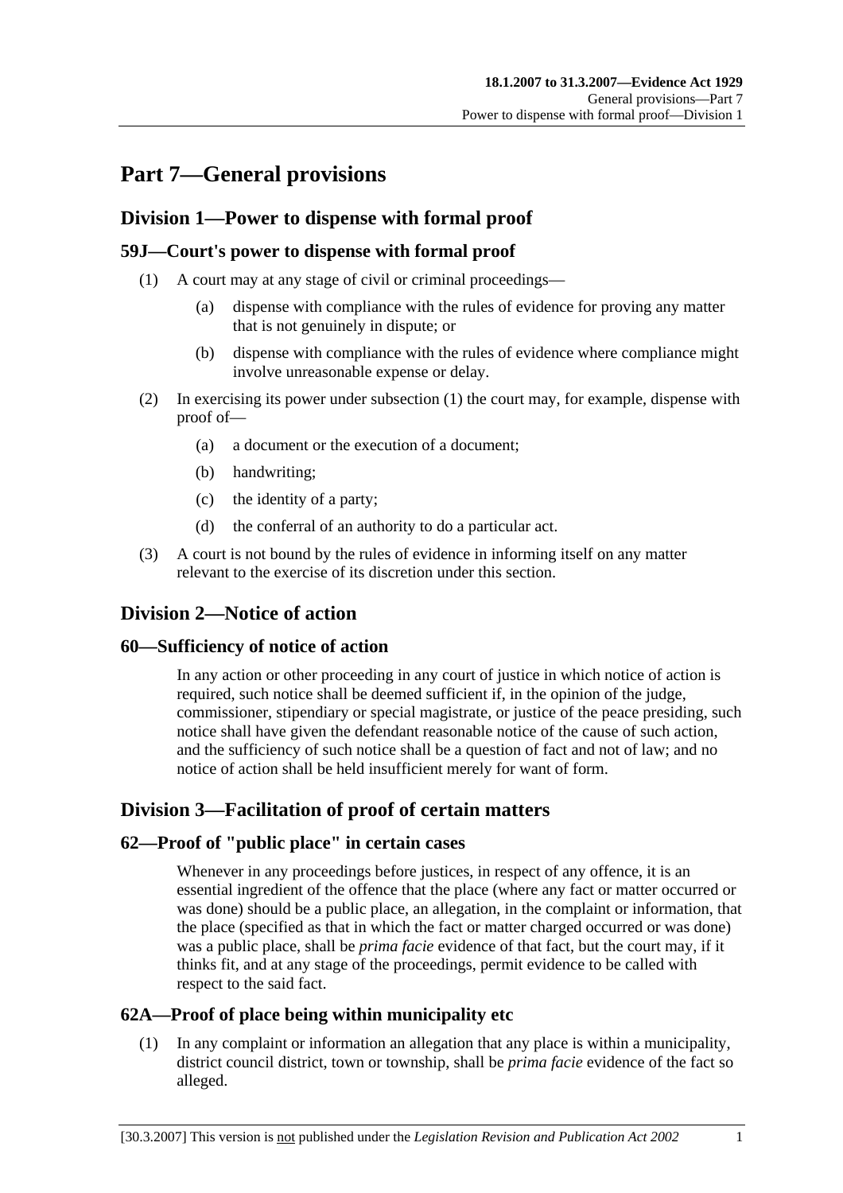# Part 7—General provisions

## Division 1—Power to dispense with formal proof

### 59J—Court's power to dispense with formal proof

(1) A court may at any stage of civil or criminal proceedings—

(a) dispense with compliance with the rules of evidence for proving any matter that is not genuinely in dispute; or

(b) dispense with compliance with the rules of evidence where compliance might involve unreasonable expense or delay.

(2) In exercising its power under subsection (1) the court may, for example, dispense with proof of—

(a) a document or the execution of a document;

(b) handwriting;

(c) the identity of a party;

(d) the conferral of an authority to do a particular act.

(3) A court is not bound by the rules of evidence in informing itself on any matter relevant to the exercise of its discretion under this section.

## Division 2—Notice of action

### 60—Sufficiency of notice of action

In any action or other proceeding in any court of justice in which notice of action is required, such notice shall be deemed sufficient if, in the opinion of the judge, commissioner, stipendiary or special magistrate, or justice of the peace presiding, such notice shall have given the defendant reasonable notice of the cause of such action, and the sufficiency of such notice shall be a question of fact and not of law; and no notice of action shall be held insufficient merely for want of form.

## Division 3—Facilitation of proof of certain matters

### 62—Proof of "public place" in certain cases

Whenever in any proceedings before justices, in respect of any offence, it is an essential ingredient of the offence that the place (where any fact or matter occurred or was done) should be a public place, an allegation, in the complaint or information, that the place (specified as that in which the fact or matter charged occurred or was done) was a public place, shall be *prima facie* evidence of that fact, but the court may, if it thinks fit, and at any stage of the proceedings, permit evidence to be called with respect to the said fact.

### 62A—Proof of place being within municipality etc

(1) In any complaint or information an allegation that any place is within a municipality, district council district, town or township, shall be *prima facie* evidence of the fact so alleged.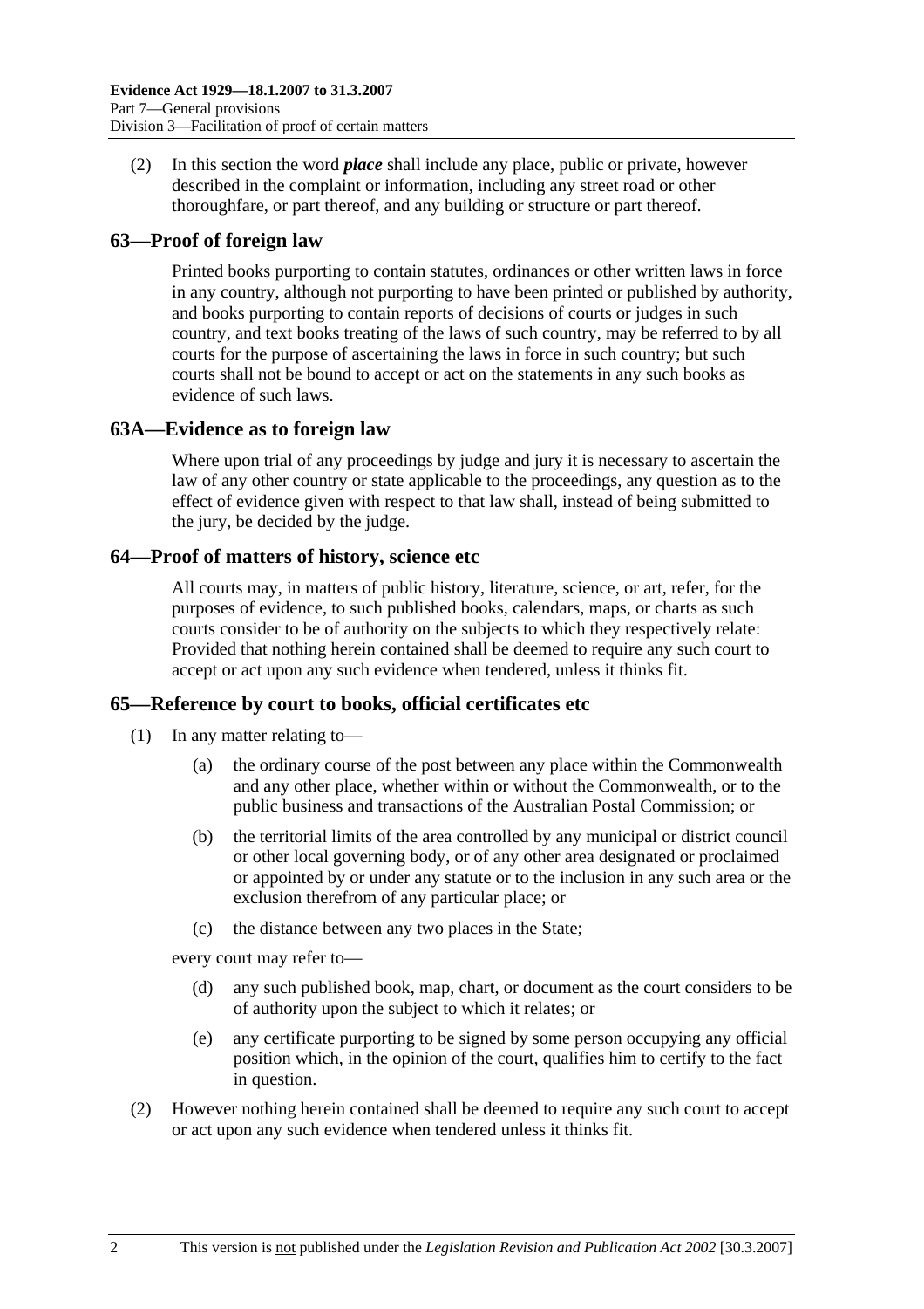(2) In this section the word ***place*** shall include any place, public or private, however described in the complaint or information, including any street road or other thoroughfare, or part thereof, and any building or structure or part thereof.

## 63—Proof of foreign law

Printed books purporting to contain statutes, ordinances or other written laws in force in any country, although not purporting to have been printed or published by authority, and books purporting to contain reports of decisions of courts or judges in such country, and text books treating of the laws of such country, may be referred to by all courts for the purpose of ascertaining the laws in force in such country; but such courts shall not be bound to accept or act on the statements in any such books as evidence of such laws.

## 63A—Evidence as to foreign law

Where upon trial of any proceedings by judge and jury it is necessary to ascertain the law of any other country or state applicable to the proceedings, any question as to the effect of evidence given with respect to that law shall, instead of being submitted to the jury, be decided by the judge.

## 64—Proof of matters of history, science etc

All courts may, in matters of public history, literature, science, or art, refer, for the purposes of evidence, to such published books, calendars, maps, or charts as such courts consider to be of authority on the subjects to which they respectively relate: Provided that nothing herein contained shall be deemed to require any such court to accept or act upon any such evidence when tendered, unless it thinks fit.

## 65—Reference by court to books, official certificates etc

(1) In any matter relating to—

(a) the ordinary course of the post between any place within the Commonwealth and any other place, whether within or without the Commonwealth, or to the public business and transactions of the Australian Postal Commission; or

(b) the territorial limits of the area controlled by any municipal or district council or other local governing body, or of any other area designated or proclaimed or appointed by or under any statute or to the inclusion in any such area or the exclusion therefrom of any particular place; or

(c) the distance between any two places in the State;

every court may refer to—

(d) any such published book, map, chart, or document as the court considers to be of authority upon the subject to which it relates; or

(e) any certificate purporting to be signed by some person occupying any official position which, in the opinion of the court, qualifies him to certify to the fact in question.

(2) However nothing herein contained shall be deemed to require any such court to accept or act upon any such evidence when tendered unless it thinks fit.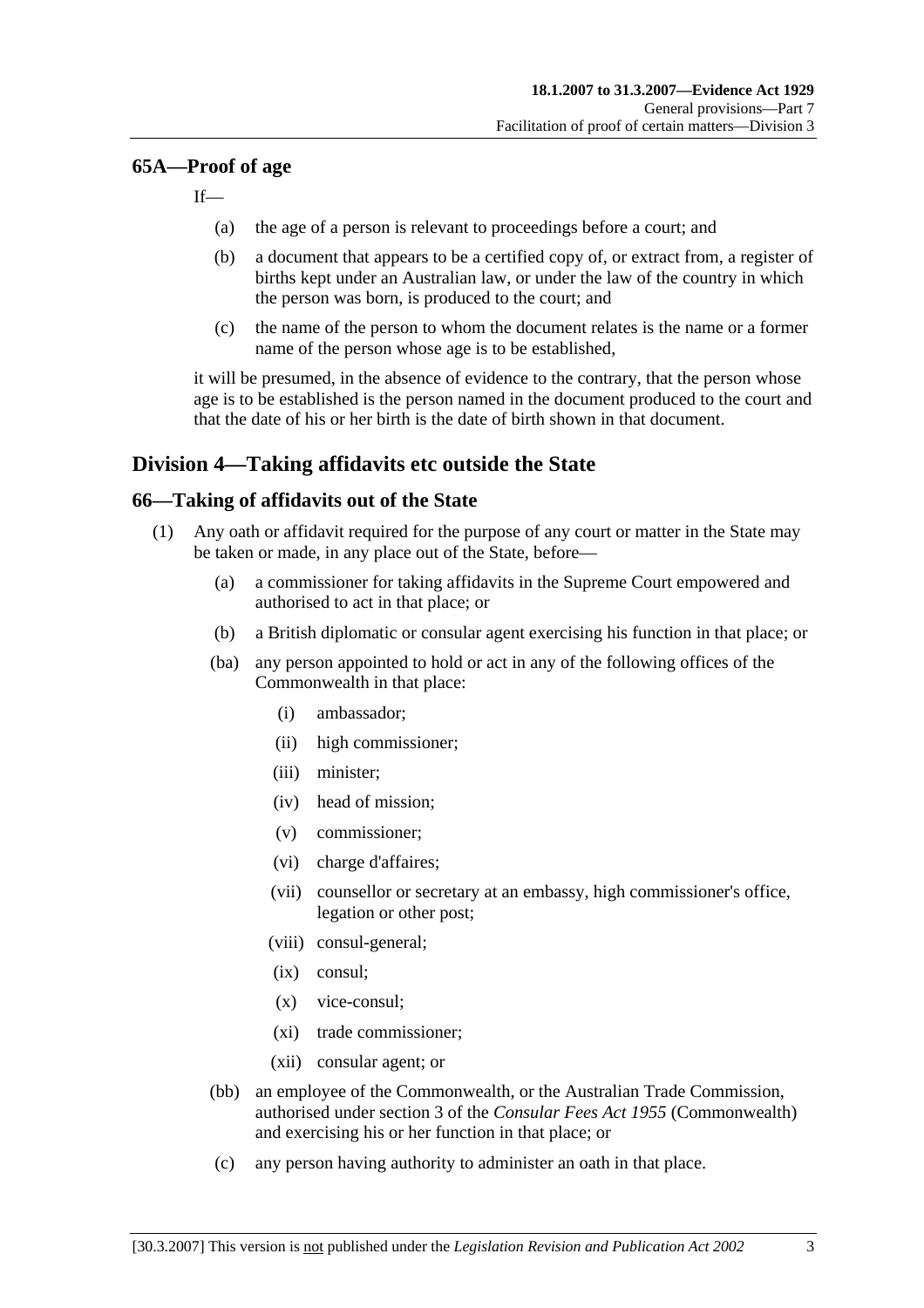## 65A—Proof of age

If—

- (a) the age of a person is relevant to proceedings before a court; and
- (b) a document that appears to be a certified copy of, or extract from, a register of births kept under an Australian law, or under the law of the country in which the person was born, is produced to the court; and
- (c) the name of the person to whom the document relates is the name or a former name of the person whose age is to be established,

it will be presumed, in the absence of evidence to the contrary, that the person whose age is to be established is the person named in the document produced to the court and that the date of his or her birth is the date of birth shown in that document.

# Division 4—Taking affidavits etc outside the State

## 66—Taking of affidavits out of the State

(1) Any oath or affidavit required for the purpose of any court or matter in the State may be taken or made, in any place out of the State, before—

- (a) a commissioner for taking affidavits in the Supreme Court empowered and authorised to act in that place; or
- (b) a British diplomatic or consular agent exercising his function in that place; or
- (ba) any person appointed to hold or act in any of the following offices of the Commonwealth in that place:
  - (i) ambassador;
  - (ii) high commissioner;
  - (iii) minister;
  - (iv) head of mission;
  - (v) commissioner;
  - (vi) charge d'affaires;
  - (vii) counsellor or secretary at an embassy, high commissioner's office, legation or other post;
  - (viii) consul-general;
  - (ix) consul;
  - (x) vice-consul;
  - (xi) trade commissioner;
  - (xii) consular agent; or
- (bb) an employee of the Commonwealth, or the Australian Trade Commission, authorised under section 3 of the *Consular Fees Act 1955* (Commonwealth) and exercising his or her function in that place; or
- (c) any person having authority to administer an oath in that place.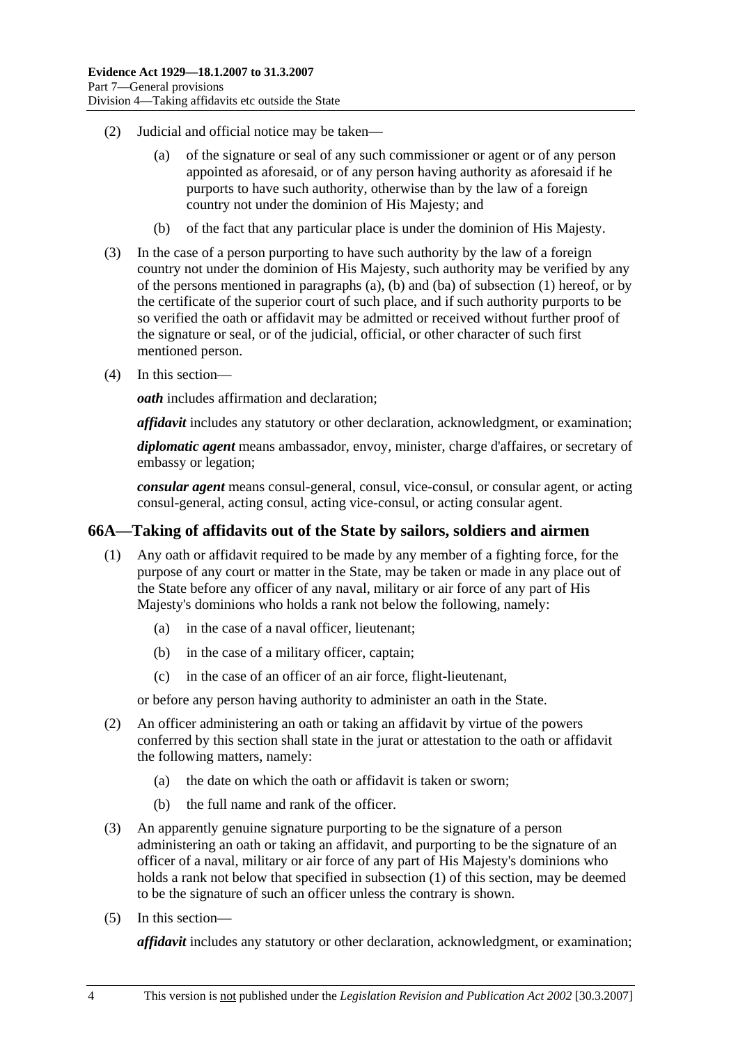(2) Judicial and official notice may be taken—

(a) of the signature or seal of any such commissioner or agent or of any person appointed as aforesaid, or of any person having authority as aforesaid if he purports to have such authority, otherwise than by the law of a foreign country not under the dominion of His Majesty; and

(b) of the fact that any particular place is under the dominion of His Majesty.

(3) In the case of a person purporting to have such authority by the law of a foreign country not under the dominion of His Majesty, such authority may be verified by any of the persons mentioned in paragraphs (a), (b) and (ba) of subsection (1) hereof, or by the certificate of the superior court of such place, and if such authority purports to be so verified the oath or affidavit may be admitted or received without further proof of the signature or seal, or of the judicial, official, or other character of such first mentioned person.

(4) In this section—

***oath*** includes affirmation and declaration;

***affidavit*** includes any statutory or other declaration, acknowledgment, or examination;

***diplomatic agent*** means ambassador, envoy, minister, charge d'affaires, or secretary of embassy or legation;

***consular agent*** means consul-general, consul, vice-consul, or consular agent, or acting consul-general, acting consul, acting vice-consul, or acting consular agent.

## 66A—Taking of affidavits out of the State by sailors, soldiers and airmen

(1) Any oath or affidavit required to be made by any member of a fighting force, for the purpose of any court or matter in the State, may be taken or made in any place out of the State before any officer of any naval, military or air force of any part of His Majesty's dominions who holds a rank not below the following, namely:

(a) in the case of a naval officer, lieutenant;

(b) in the case of a military officer, captain;

(c) in the case of an officer of an air force, flight-lieutenant,

or before any person having authority to administer an oath in the State.

(2) An officer administering an oath or taking an affidavit by virtue of the powers conferred by this section shall state in the jurat or attestation to the oath or affidavit the following matters, namely:

(a) the date on which the oath or affidavit is taken or sworn;

(b) the full name and rank of the officer.

(3) An apparently genuine signature purporting to be the signature of a person administering an oath or taking an affidavit, and purporting to be the signature of an officer of a naval, military or air force of any part of His Majesty's dominions who holds a rank not below that specified in subsection (1) of this section, may be deemed to be the signature of such an officer unless the contrary is shown.

(5) In this section—

***affidavit*** includes any statutory or other declaration, acknowledgment, or examination;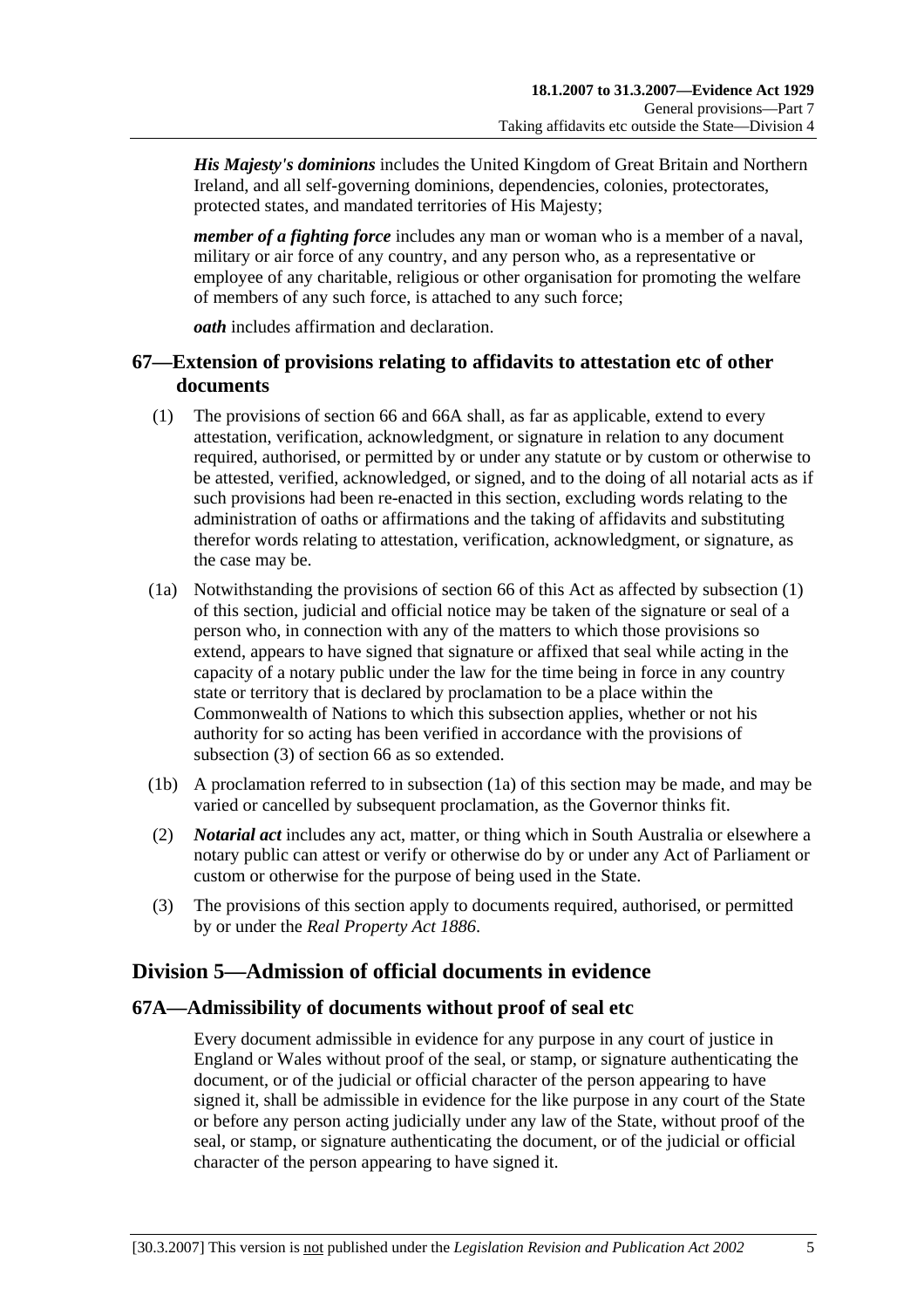***His Majesty's dominions*** includes the United Kingdom of Great Britain and Northern Ireland, and all self-governing dominions, dependencies, colonies, protectorates, protected states, and mandated territories of His Majesty;

***member of a fighting force*** includes any man or woman who is a member of a naval, military or air force of any country, and any person who, as a representative or employee of any charitable, religious or other organisation for promoting the welfare of members of any such force, is attached to any such force;

***oath*** includes affirmation and declaration.

## 67—Extension of provisions relating to affidavits to attestation etc of other documents

(1) The provisions of section 66 and 66A shall, as far as applicable, extend to every attestation, verification, acknowledgment, or signature in relation to any document required, authorised, or permitted by or under any statute or by custom or otherwise to be attested, verified, acknowledged, or signed, and to the doing of all notarial acts as if such provisions had been re-enacted in this section, excluding words relating to the administration of oaths or affirmations and the taking of affidavits and substituting therefor words relating to attestation, verification, acknowledgment, or signature, as the case may be.

(1a) Notwithstanding the provisions of section 66 of this Act as affected by subsection (1) of this section, judicial and official notice may be taken of the signature or seal of a person who, in connection with any of the matters to which those provisions so extend, appears to have signed that signature or affixed that seal while acting in the capacity of a notary public under the law for the time being in force in any country state or territory that is declared by proclamation to be a place within the Commonwealth of Nations to which this subsection applies, whether or not his authority for so acting has been verified in accordance with the provisions of subsection (3) of section 66 as so extended.

(1b) A proclamation referred to in subsection (1a) of this section may be made, and may be varied or cancelled by subsequent proclamation, as the Governor thinks fit.

(2) ***Notarial act*** includes any act, matter, or thing which in South Australia or elsewhere a notary public can attest or verify or otherwise do by or under any Act of Parliament or custom or otherwise for the purpose of being used in the State.

(3) The provisions of this section apply to documents required, authorised, or permitted by or under the *Real Property Act 1886*.

# Division 5—Admission of official documents in evidence

## 67A—Admissibility of documents without proof of seal etc

Every document admissible in evidence for any purpose in any court of justice in England or Wales without proof of the seal, or stamp, or signature authenticating the document, or of the judicial or official character of the person appearing to have signed it, shall be admissible in evidence for the like purpose in any court of the State or before any person acting judicially under any law of the State, without proof of the seal, or stamp, or signature authenticating the document, or of the judicial or official character of the person appearing to have signed it.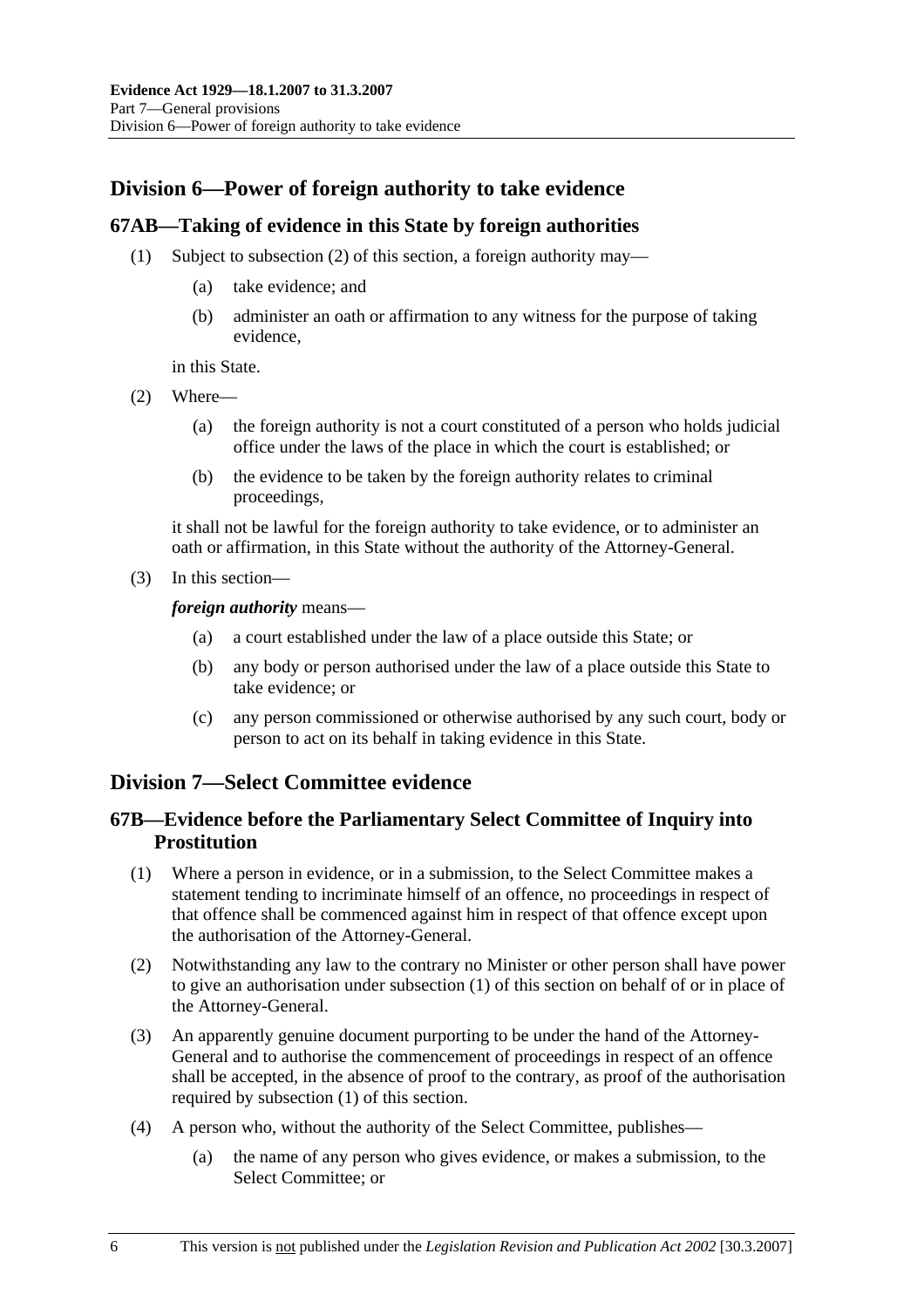## Division 6—Power of foreign authority to take evidence

### 67AB—Taking of evidence in this State by foreign authorities

(1) Subject to subsection (2) of this section, a foreign authority may—

  (a) take evidence; and

  (b) administer an oath or affirmation to any witness for the purpose of taking evidence,

in this State.

(2) Where—

  (a) the foreign authority is not a court constituted of a person who holds judicial office under the laws of the place in which the court is established; or

  (b) the evidence to be taken by the foreign authority relates to criminal proceedings,

it shall not be lawful for the foreign authority to take evidence, or to administer an oath or affirmation, in this State without the authority of the Attorney-General.

(3) In this section—

***foreign authority*** means—

  (a) a court established under the law of a place outside this State; or

  (b) any body or person authorised under the law of a place outside this State to take evidence; or

  (c) any person commissioned or otherwise authorised by any such court, body or person to act on its behalf in taking evidence in this State.

## Division 7—Select Committee evidence

### 67B—Evidence before the Parliamentary Select Committee of Inquiry into Prostitution

(1) Where a person in evidence, or in a submission, to the Select Committee makes a statement tending to incriminate himself of an offence, no proceedings in respect of that offence shall be commenced against him in respect of that offence except upon the authorisation of the Attorney-General.

(2) Notwithstanding any law to the contrary no Minister or other person shall have power to give an authorisation under subsection (1) of this section on behalf of or in place of the Attorney-General.

(3) An apparently genuine document purporting to be under the hand of the Attorney-General and to authorise the commencement of proceedings in respect of an offence shall be accepted, in the absence of proof to the contrary, as proof of the authorisation required by subsection (1) of this section.

(4) A person who, without the authority of the Select Committee, publishes—

  (a) the name of any person who gives evidence, or makes a submission, to the Select Committee; or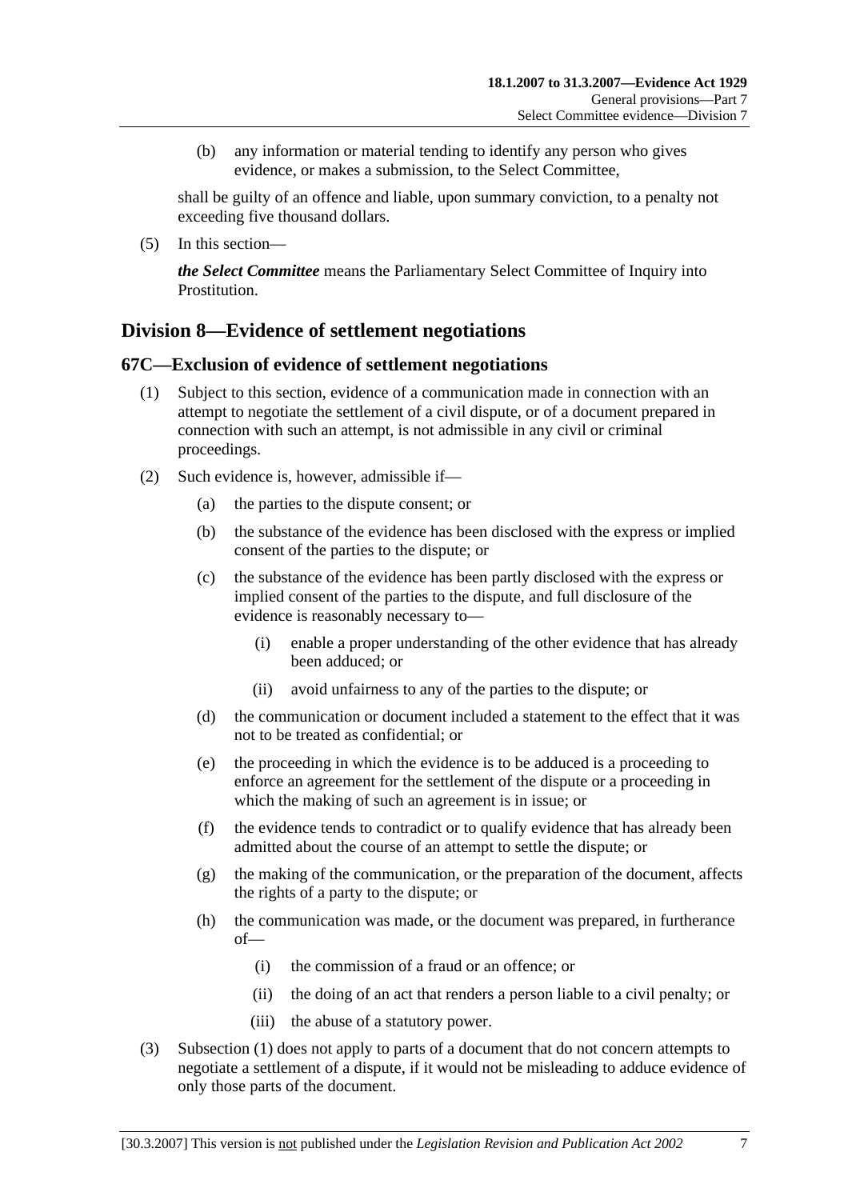(b) any information or material tending to identify any person who gives evidence, or makes a submission, to the Select Committee,

shall be guilty of an offence and liable, upon summary conviction, to a penalty not exceeding five thousand dollars.

(5) In this section—

***the Select Committee*** means the Parliamentary Select Committee of Inquiry into Prostitution.

## Division 8—Evidence of settlement negotiations

### 67C—Exclusion of evidence of settlement negotiations

(1) Subject to this section, evidence of a communication made in connection with an attempt to negotiate the settlement of a civil dispute, or of a document prepared in connection with such an attempt, is not admissible in any civil or criminal proceedings.

(2) Such evidence is, however, admissible if—

(a) the parties to the dispute consent; or

(b) the substance of the evidence has been disclosed with the express or implied consent of the parties to the dispute; or

(c) the substance of the evidence has been partly disclosed with the express or implied consent of the parties to the dispute, and full disclosure of the evidence is reasonably necessary to—

(i) enable a proper understanding of the other evidence that has already been adduced; or

(ii) avoid unfairness to any of the parties to the dispute; or

(d) the communication or document included a statement to the effect that it was not to be treated as confidential; or

(e) the proceeding in which the evidence is to be adduced is a proceeding to enforce an agreement for the settlement of the dispute or a proceeding in which the making of such an agreement is in issue; or

(f) the evidence tends to contradict or to qualify evidence that has already been admitted about the course of an attempt to settle the dispute; or

(g) the making of the communication, or the preparation of the document, affects the rights of a party to the dispute; or

(h) the communication was made, or the document was prepared, in furtherance of—

(i) the commission of a fraud or an offence; or

(ii) the doing of an act that renders a person liable to a civil penalty; or

(iii) the abuse of a statutory power.

(3) Subsection (1) does not apply to parts of a document that do not concern attempts to negotiate a settlement of a dispute, if it would not be misleading to adduce evidence of only those parts of the document.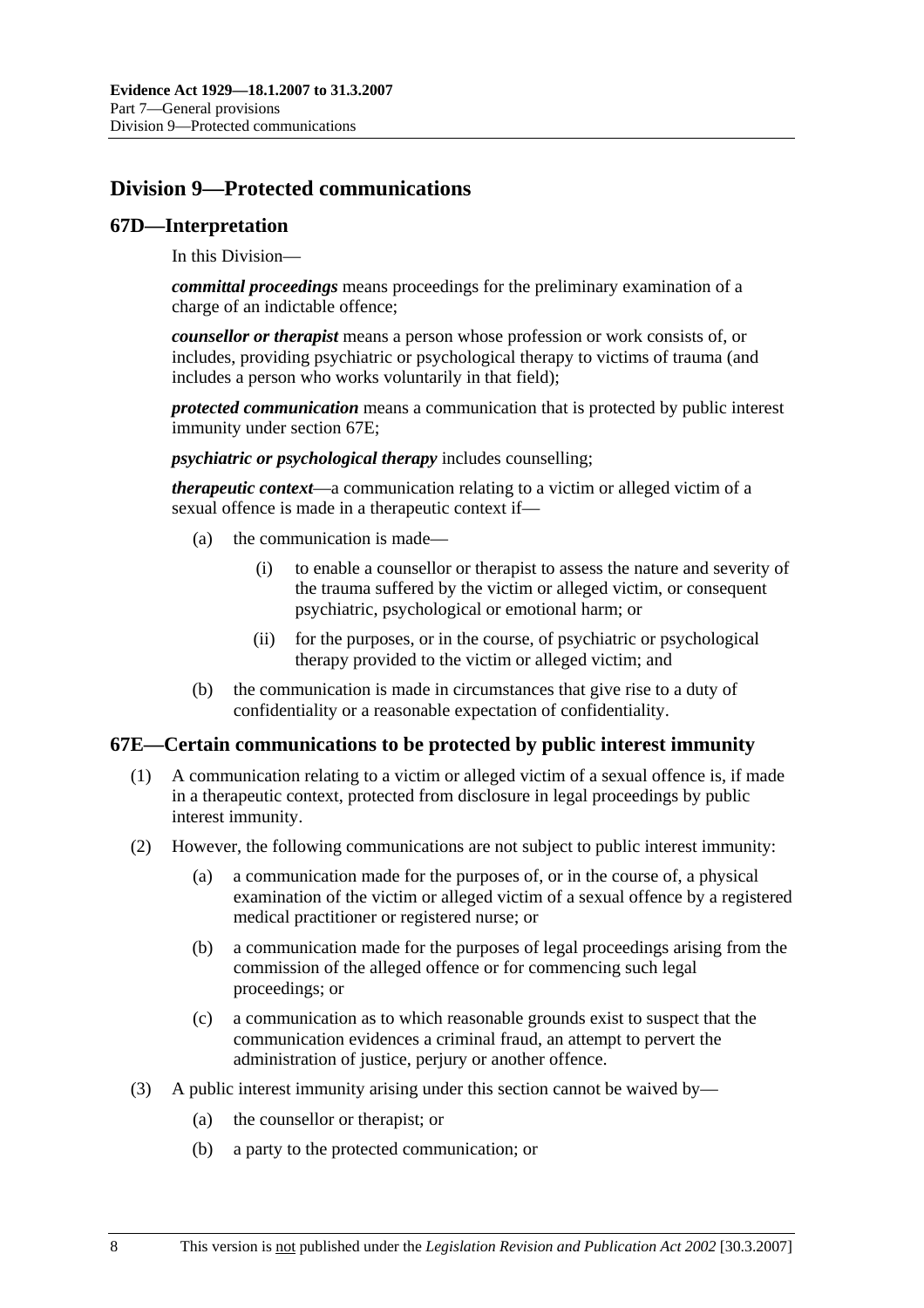## Division 9—Protected communications

### 67D—Interpretation

In this Division—

***committal proceedings*** means proceedings for the preliminary examination of a charge of an indictable offence;

***counsellor or therapist*** means a person whose profession or work consists of, or includes, providing psychiatric or psychological therapy to victims of trauma (and includes a person who works voluntarily in that field);

***protected communication*** means a communication that is protected by public interest immunity under section 67E;

***psychiatric or psychological therapy*** includes counselling;

***therapeutic context***—a communication relating to a victim or alleged victim of a sexual offence is made in a therapeutic context if—

- (a) the communication is made—
  - (i) to enable a counsellor or therapist to assess the nature and severity of the trauma suffered by the victim or alleged victim, or consequent psychiatric, psychological or emotional harm; or
  - (ii) for the purposes, or in the course, of psychiatric or psychological therapy provided to the victim or alleged victim; and
- (b) the communication is made in circumstances that give rise to a duty of confidentiality or a reasonable expectation of confidentiality.

### 67E—Certain communications to be protected by public interest immunity

(1) A communication relating to a victim or alleged victim of a sexual offence is, if made in a therapeutic context, protected from disclosure in legal proceedings by public interest immunity.

(2) However, the following communications are not subject to public interest immunity:

- (a) a communication made for the purposes of, or in the course of, a physical examination of the victim or alleged victim of a sexual offence by a registered medical practitioner or registered nurse; or
- (b) a communication made for the purposes of legal proceedings arising from the commission of the alleged offence or for commencing such legal proceedings; or
- (c) a communication as to which reasonable grounds exist to suspect that the communication evidences a criminal fraud, an attempt to pervert the administration of justice, perjury or another offence.

(3) A public interest immunity arising under this section cannot be waived by—

- (a) the counsellor or therapist; or
- (b) a party to the protected communication; or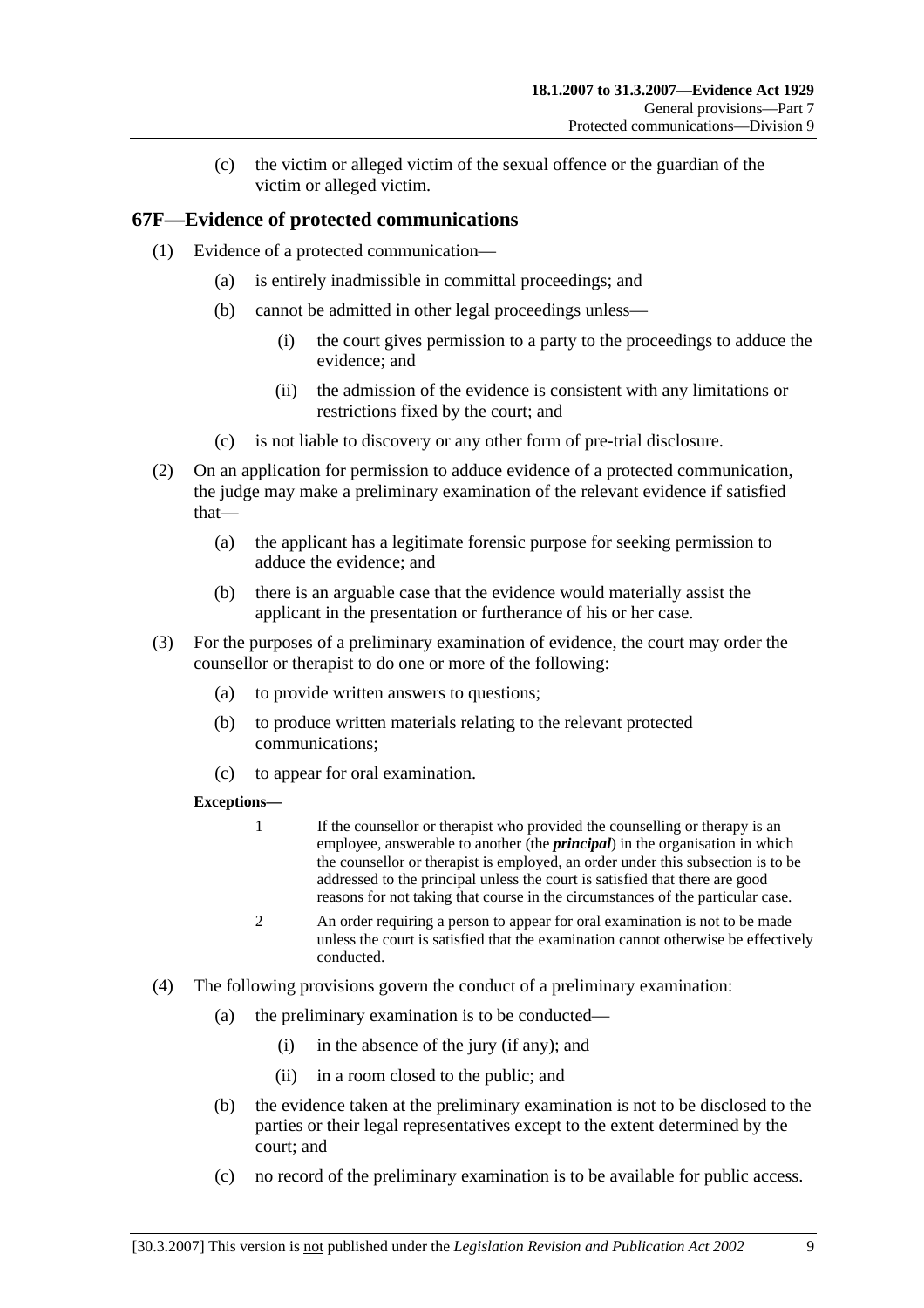(c) the victim or alleged victim of the sexual offence or the guardian of the victim or alleged victim.

## 67F—Evidence of protected communications

(1) Evidence of a protected communication—

(a) is entirely inadmissible in committal proceedings; and

(b) cannot be admitted in other legal proceedings unless—

(i) the court gives permission to a party to the proceedings to adduce the evidence; and

(ii) the admission of the evidence is consistent with any limitations or restrictions fixed by the court; and

(c) is not liable to discovery or any other form of pre-trial disclosure.

(2) On an application for permission to adduce evidence of a protected communication, the judge may make a preliminary examination of the relevant evidence if satisfied that—

(a) the applicant has a legitimate forensic purpose for seeking permission to adduce the evidence; and

(b) there is an arguable case that the evidence would materially assist the applicant in the presentation or furtherance of his or her case.

(3) For the purposes of a preliminary examination of evidence, the court may order the counsellor or therapist to do one or more of the following:

(a) to provide written answers to questions;

(b) to produce written materials relating to the relevant protected communications;

(c) to appear for oral examination.

**Exceptions—**

1 If the counsellor or therapist who provided the counselling or therapy is an employee, answerable to another (the ***principal***) in the organisation in which the counsellor or therapist is employed, an order under this subsection is to be addressed to the principal unless the court is satisfied that there are good reasons for not taking that course in the circumstances of the particular case.

2 An order requiring a person to appear for oral examination is not to be made unless the court is satisfied that the examination cannot otherwise be effectively conducted.

(4) The following provisions govern the conduct of a preliminary examination:

(a) the preliminary examination is to be conducted—

(i) in the absence of the jury (if any); and

(ii) in a room closed to the public; and

(b) the evidence taken at the preliminary examination is not to be disclosed to the parties or their legal representatives except to the extent determined by the court; and

(c) no record of the preliminary examination is to be available for public access.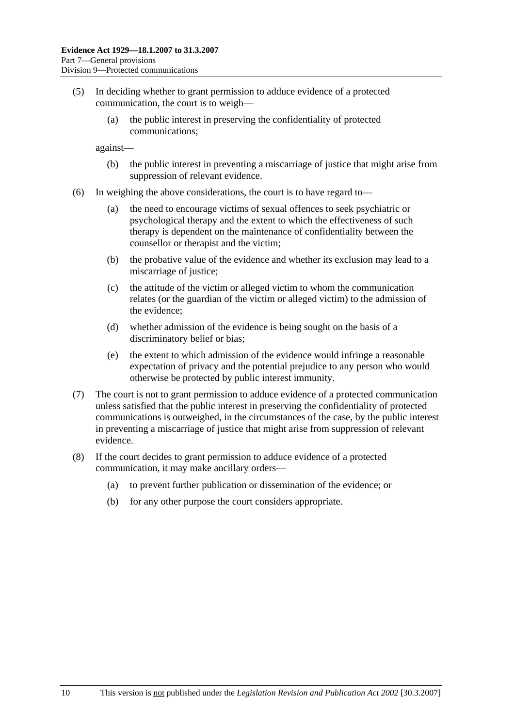(5) In deciding whether to grant permission to adduce evidence of a protected communication, the court is to weigh—

   (a) the public interest in preserving the confidentiality of protected communications;

   against—

   (b) the public interest in preventing a miscarriage of justice that might arise from suppression of relevant evidence.

(6) In weighing the above considerations, the court is to have regard to—

   (a) the need to encourage victims of sexual offences to seek psychiatric or psychological therapy and the extent to which the effectiveness of such therapy is dependent on the maintenance of confidentiality between the counsellor or therapist and the victim;

   (b) the probative value of the evidence and whether its exclusion may lead to a miscarriage of justice;

   (c) the attitude of the victim or alleged victim to whom the communication relates (or the guardian of the victim or alleged victim) to the admission of the evidence;

   (d) whether admission of the evidence is being sought on the basis of a discriminatory belief or bias;

   (e) the extent to which admission of the evidence would infringe a reasonable expectation of privacy and the potential prejudice to any person who would otherwise be protected by public interest immunity.

(7) The court is not to grant permission to adduce evidence of a protected communication unless satisfied that the public interest in preserving the confidentiality of protected communications is outweighed, in the circumstances of the case, by the public interest in preventing a miscarriage of justice that might arise from suppression of relevant evidence.

(8) If the court decides to grant permission to adduce evidence of a protected communication, it may make ancillary orders—

   (a) to prevent further publication or dissemination of the evidence; or

   (b) for any other purpose the court considers appropriate.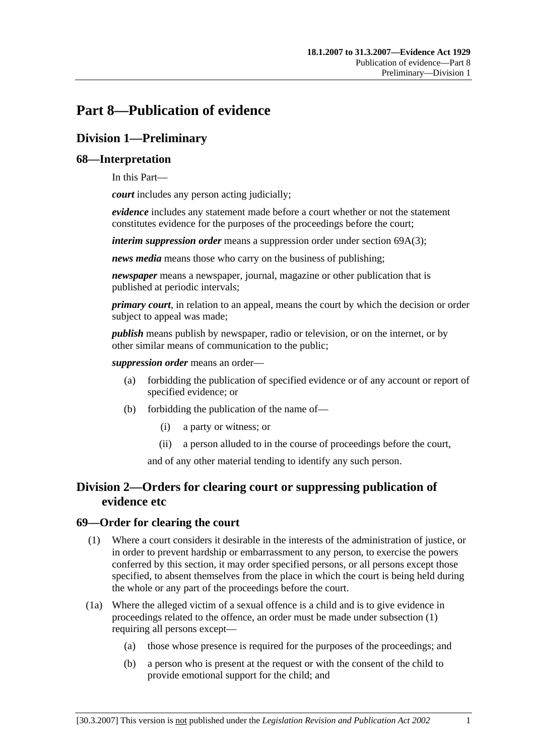# Part 8—Publication of evidence

## Division 1—Preliminary

### 68—Interpretation

In this Part—

***court*** includes any person acting judicially;

***evidence*** includes any statement made before a court whether or not the statement constitutes evidence for the purposes of the proceedings before the court;

***interim suppression order*** means a suppression order under section 69A(3);

***news media*** means those who carry on the business of publishing;

***newspaper*** means a newspaper, journal, magazine or other publication that is published at periodic intervals;

***primary court***, in relation to an appeal, means the court by which the decision or order subject to appeal was made;

***publish*** means publish by newspaper, radio or television, or on the internet, or by other similar means of communication to the public;

***suppression order*** means an order—

(a) forbidding the publication of specified evidence or of any account or report of specified evidence; or

(b) forbidding the publication of the name of—

(i) a party or witness; or

(ii) a person alluded to in the course of proceedings before the court,

and of any other material tending to identify any such person.

## Division 2—Orders for clearing court or suppressing publication of evidence etc

### 69—Order for clearing the court

(1) Where a court considers it desirable in the interests of the administration of justice, or in order to prevent hardship or embarrassment to any person, to exercise the powers conferred by this section, it may order specified persons, or all persons except those specified, to absent themselves from the place in which the court is being held during the whole or any part of the proceedings before the court.

(1a) Where the alleged victim of a sexual offence is a child and is to give evidence in proceedings related to the offence, an order must be made under subsection (1) requiring all persons except—

(a) those whose presence is required for the purposes of the proceedings; and

(b) a person who is present at the request or with the consent of the child to provide emotional support for the child; and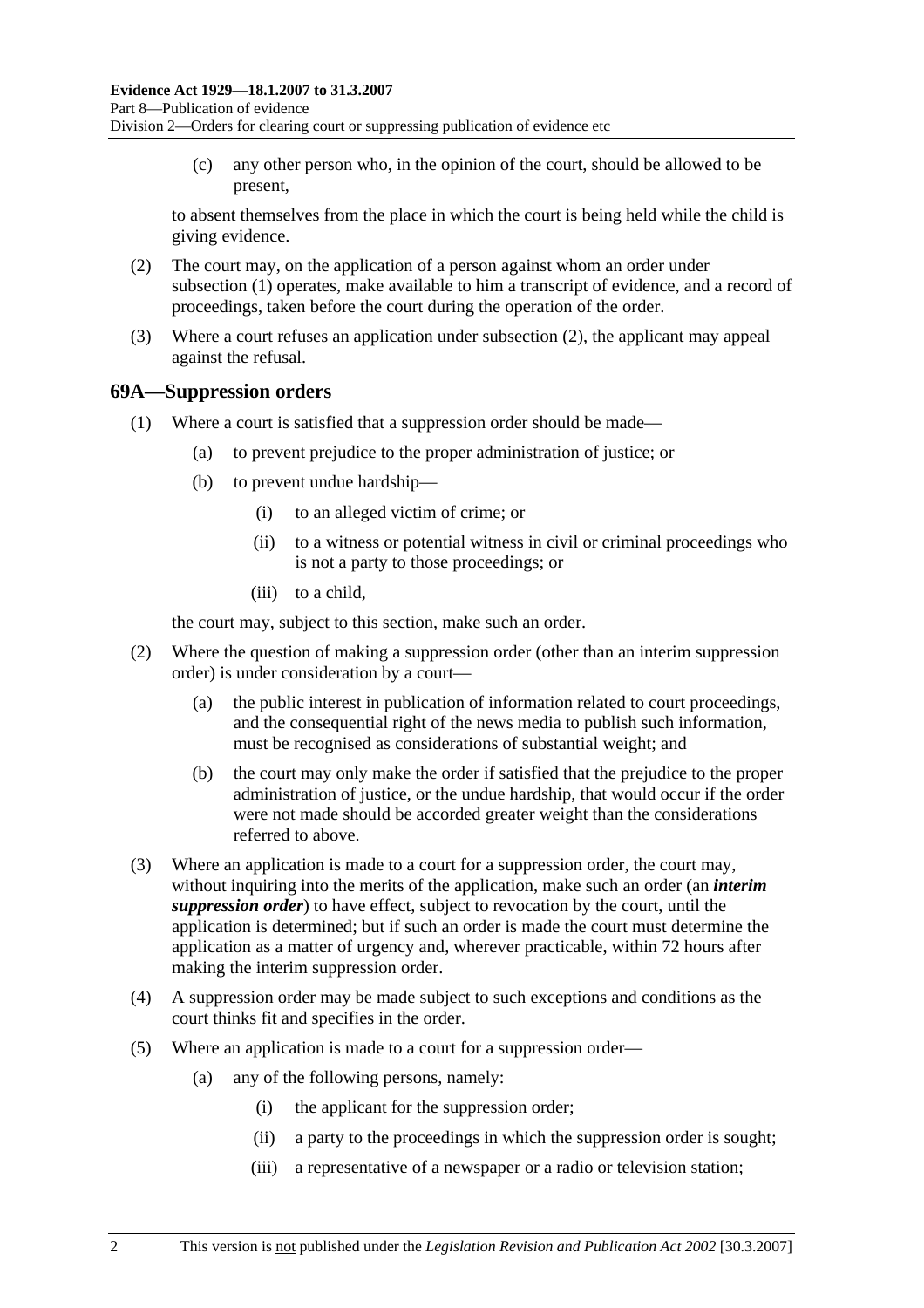(c) any other person who, in the opinion of the court, should be allowed to be present,

to absent themselves from the place in which the court is being held while the child is giving evidence.

(2) The court may, on the application of a person against whom an order under subsection (1) operates, make available to him a transcript of evidence, and a record of proceedings, taken before the court during the operation of the order.

(3) Where a court refuses an application under subsection (2), the applicant may appeal against the refusal.

## 69A—Suppression orders

(1) Where a court is satisfied that a suppression order should be made—

(a) to prevent prejudice to the proper administration of justice; or

(b) to prevent undue hardship—

(i) to an alleged victim of crime; or

(ii) to a witness or potential witness in civil or criminal proceedings who is not a party to those proceedings; or

(iii) to a child,

the court may, subject to this section, make such an order.

(2) Where the question of making a suppression order (other than an interim suppression order) is under consideration by a court—

(a) the public interest in publication of information related to court proceedings, and the consequential right of the news media to publish such information, must be recognised as considerations of substantial weight; and

(b) the court may only make the order if satisfied that the prejudice to the proper administration of justice, or the undue hardship, that would occur if the order were not made should be accorded greater weight than the considerations referred to above.

(3) Where an application is made to a court for a suppression order, the court may, without inquiring into the merits of the application, make such an order (an ***interim suppression order***) to have effect, subject to revocation by the court, until the application is determined; but if such an order is made the court must determine the application as a matter of urgency and, wherever practicable, within 72 hours after making the interim suppression order.

(4) A suppression order may be made subject to such exceptions and conditions as the court thinks fit and specifies in the order.

(5) Where an application is made to a court for a suppression order—

(a) any of the following persons, namely:

(i) the applicant for the suppression order;

(ii) a party to the proceedings in which the suppression order is sought;

(iii) a representative of a newspaper or a radio or television station;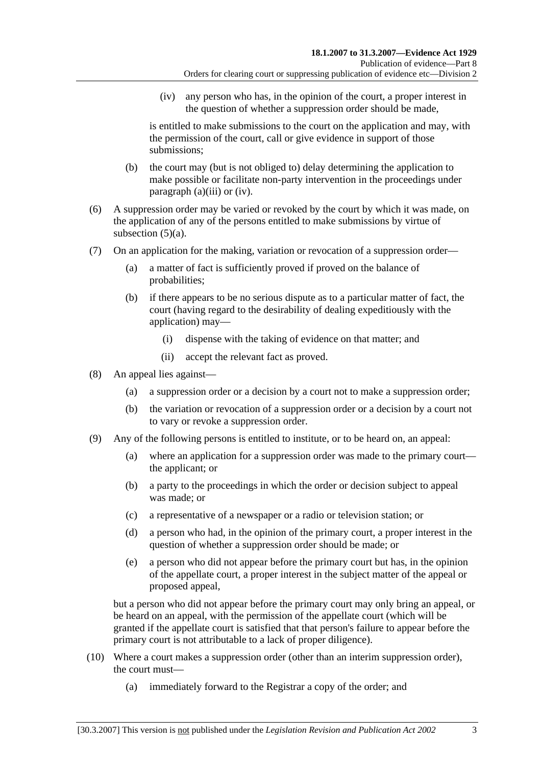(iv) any person who has, in the opinion of the court, a proper interest in the question of whether a suppression order should be made,

is entitled to make submissions to the court on the application and may, with the permission of the court, call or give evidence in support of those submissions;

(b) the court may (but is not obliged to) delay determining the application to make possible or facilitate non-party intervention in the proceedings under paragraph (a)(iii) or (iv).

(6) A suppression order may be varied or revoked by the court by which it was made, on the application of any of the persons entitled to make submissions by virtue of subsection (5)(a).

(7) On an application for the making, variation or revocation of a suppression order—

(a) a matter of fact is sufficiently proved if proved on the balance of probabilities;

(b) if there appears to be no serious dispute as to a particular matter of fact, the court (having regard to the desirability of dealing expeditiously with the application) may—

(i) dispense with the taking of evidence on that matter; and

(ii) accept the relevant fact as proved.

(8) An appeal lies against—

(a) a suppression order or a decision by a court not to make a suppression order;

(b) the variation or revocation of a suppression order or a decision by a court not to vary or revoke a suppression order.

(9) Any of the following persons is entitled to institute, or to be heard on, an appeal:

(a) where an application for a suppression order was made to the primary court—the applicant; or

(b) a party to the proceedings in which the order or decision subject to appeal was made; or

(c) a representative of a newspaper or a radio or television station; or

(d) a person who had, in the opinion of the primary court, a proper interest in the question of whether a suppression order should be made; or

(e) a person who did not appear before the primary court but has, in the opinion of the appellate court, a proper interest in the subject matter of the appeal or proposed appeal,

but a person who did not appear before the primary court may only bring an appeal, or be heard on an appeal, with the permission of the appellate court (which will be granted if the appellate court is satisfied that that person's failure to appear before the primary court is not attributable to a lack of proper diligence).

(10) Where a court makes a suppression order (other than an interim suppression order), the court must—

(a) immediately forward to the Registrar a copy of the order; and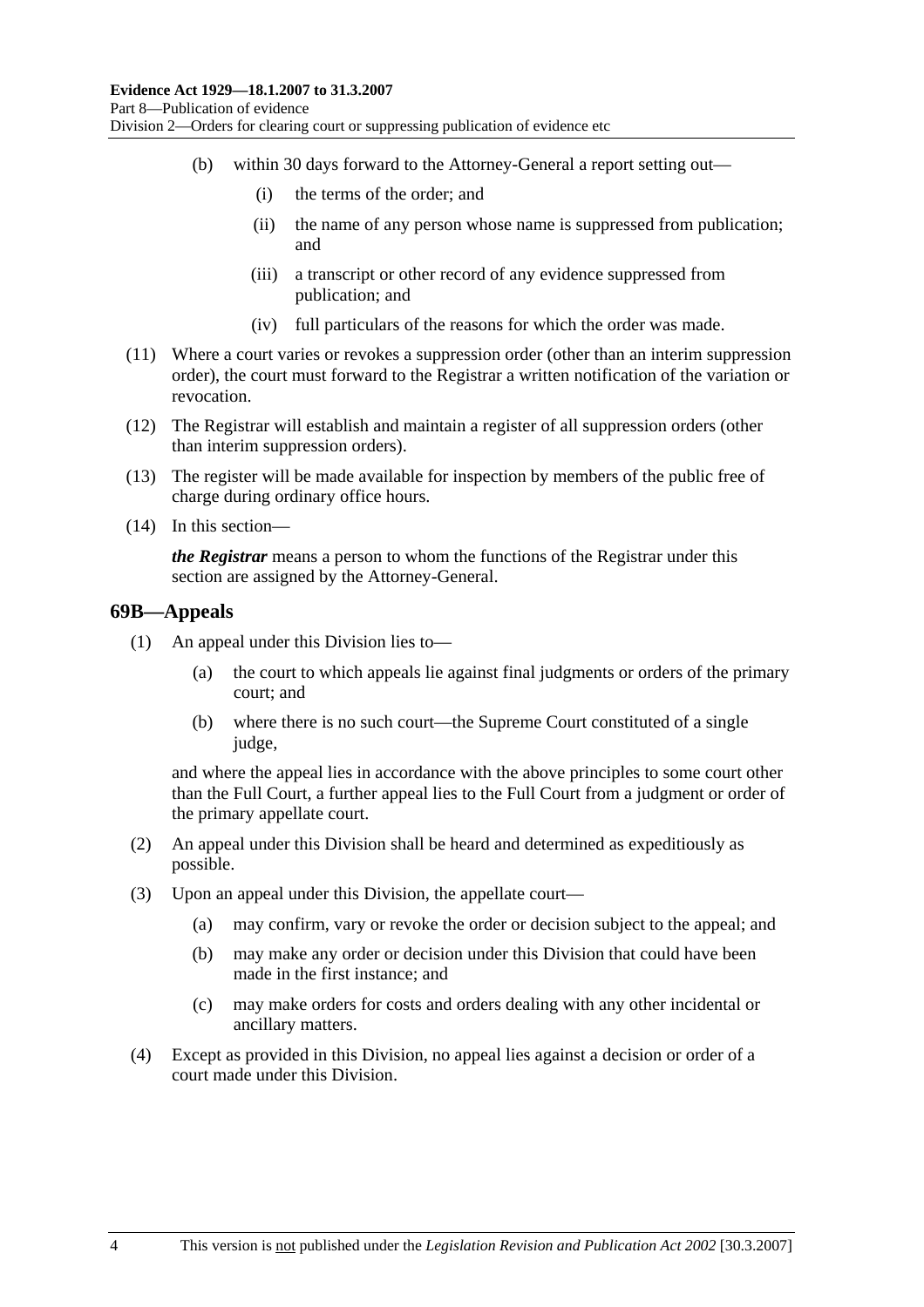(b) within 30 days forward to the Attorney-General a report setting out—

(i) the terms of the order; and

(ii) the name of any person whose name is suppressed from publication; and

(iii) a transcript or other record of any evidence suppressed from publication; and

(iv) full particulars of the reasons for which the order was made.

(11) Where a court varies or revokes a suppression order (other than an interim suppression order), the court must forward to the Registrar a written notification of the variation or revocation.

(12) The Registrar will establish and maintain a register of all suppression orders (other than interim suppression orders).

(13) The register will be made available for inspection by members of the public free of charge during ordinary office hours.

(14) In this section—

***the Registrar*** means a person to whom the functions of the Registrar under this section are assigned by the Attorney-General.

## 69B—Appeals

(1) An appeal under this Division lies to—

(a) the court to which appeals lie against final judgments or orders of the primary court; and

(b) where there is no such court—the Supreme Court constituted of a single judge,

and where the appeal lies in accordance with the above principles to some court other than the Full Court, a further appeal lies to the Full Court from a judgment or order of the primary appellate court.

(2) An appeal under this Division shall be heard and determined as expeditiously as possible.

(3) Upon an appeal under this Division, the appellate court—

(a) may confirm, vary or revoke the order or decision subject to the appeal; and

(b) may make any order or decision under this Division that could have been made in the first instance; and

(c) may make orders for costs and orders dealing with any other incidental or ancillary matters.

(4) Except as provided in this Division, no appeal lies against a decision or order of a court made under this Division.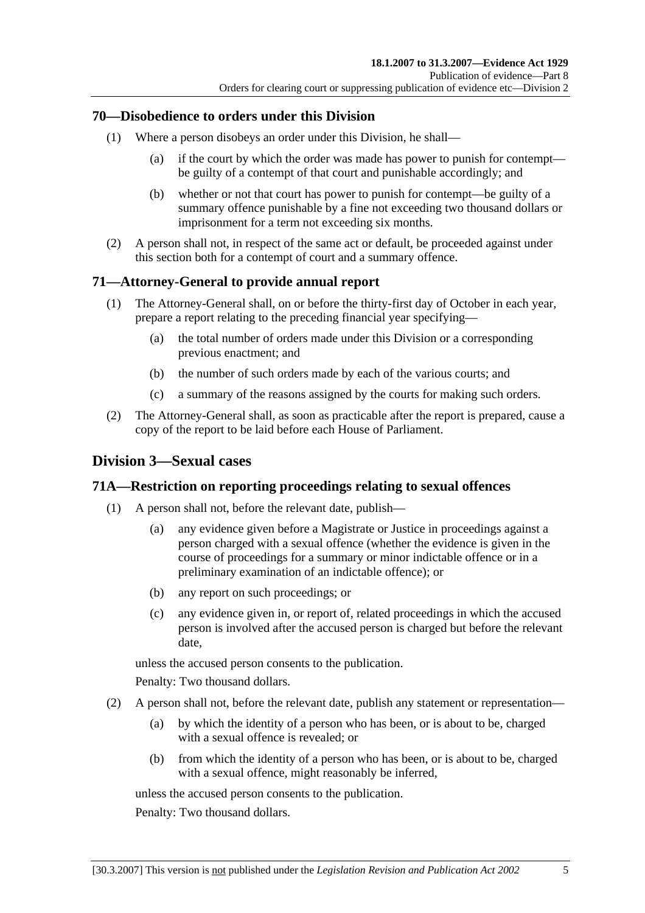## 70—Disobedience to orders under this Division

(1) Where a person disobeys an order under this Division, he shall—

(a) if the court by which the order was made has power to punish for contempt—be guilty of a contempt of that court and punishable accordingly; and

(b) whether or not that court has power to punish for contempt—be guilty of a summary offence punishable by a fine not exceeding two thousand dollars or imprisonment for a term not exceeding six months.

(2) A person shall not, in respect of the same act or default, be proceeded against under this section both for a contempt of court and a summary offence.

## 71—Attorney-General to provide annual report

(1) The Attorney-General shall, on or before the thirty-first day of October in each year, prepare a report relating to the preceding financial year specifying—

(a) the total number of orders made under this Division or a corresponding previous enactment; and

(b) the number of such orders made by each of the various courts; and

(c) a summary of the reasons assigned by the courts for making such orders.

(2) The Attorney-General shall, as soon as practicable after the report is prepared, cause a copy of the report to be laid before each House of Parliament.

# Division 3—Sexual cases

## 71A—Restriction on reporting proceedings relating to sexual offences

(1) A person shall not, before the relevant date, publish—

(a) any evidence given before a Magistrate or Justice in proceedings against a person charged with a sexual offence (whether the evidence is given in the course of proceedings for a summary or minor indictable offence or in a preliminary examination of an indictable offence); or

(b) any report on such proceedings; or

(c) any evidence given in, or report of, related proceedings in which the accused person is involved after the accused person is charged but before the relevant date,

unless the accused person consents to the publication.

Penalty: Two thousand dollars.

(2) A person shall not, before the relevant date, publish any statement or representation—

(a) by which the identity of a person who has been, or is about to be, charged with a sexual offence is revealed; or

(b) from which the identity of a person who has been, or is about to be, charged with a sexual offence, might reasonably be inferred,

unless the accused person consents to the publication.

Penalty: Two thousand dollars.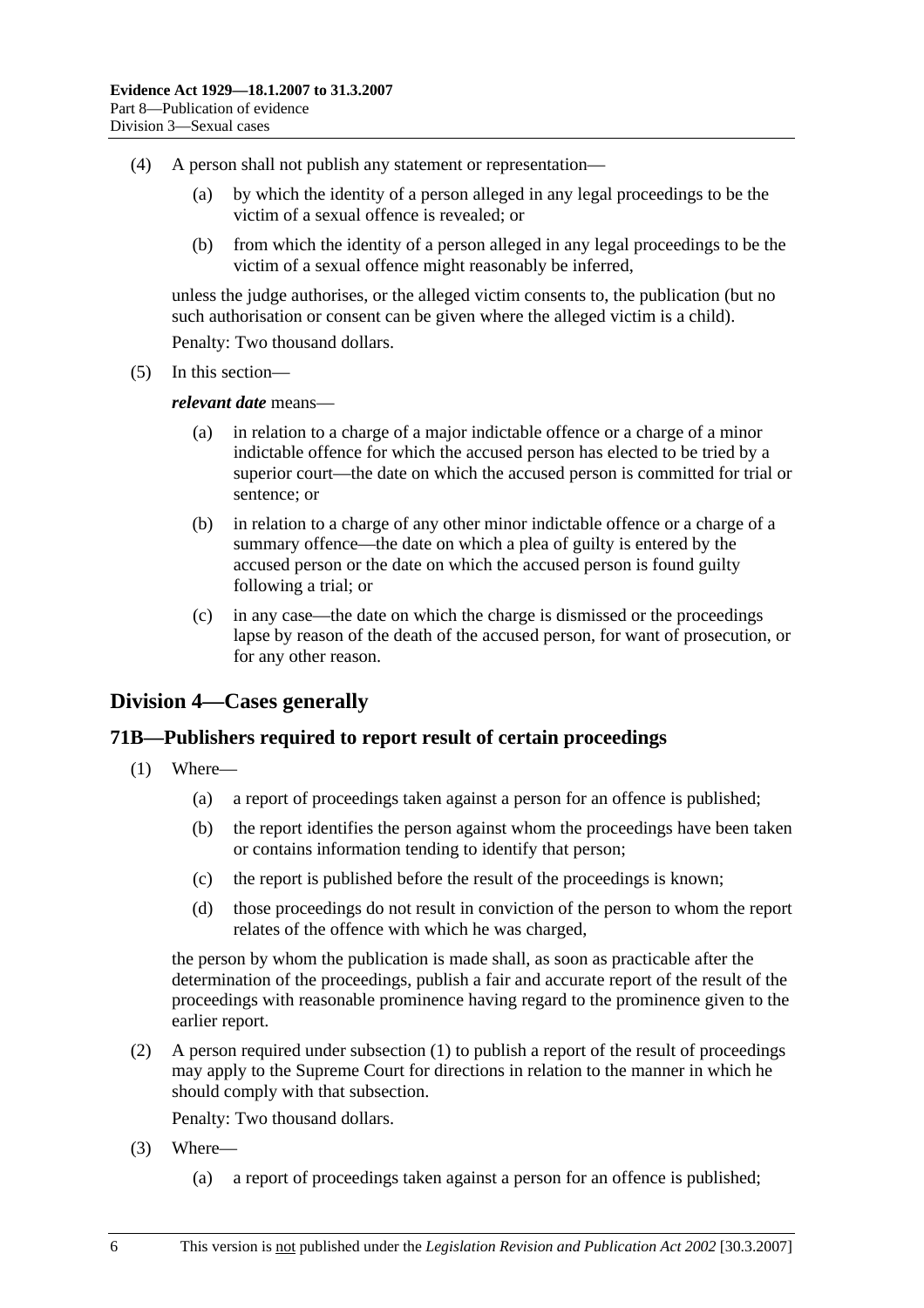(4) A person shall not publish any statement or representation—

  (a) by which the identity of a person alleged in any legal proceedings to be the victim of a sexual offence is revealed; or

  (b) from which the identity of a person alleged in any legal proceedings to be the victim of a sexual offence might reasonably be inferred,

unless the judge authorises, or the alleged victim consents to, the publication (but no such authorisation or consent can be given where the alleged victim is a child).

Penalty: Two thousand dollars.

(5) In this section—

***relevant date*** means—

  (a) in relation to a charge of a major indictable offence or a charge of a minor indictable offence for which the accused person has elected to be tried by a superior court—the date on which the accused person is committed for trial or sentence; or

  (b) in relation to a charge of any other minor indictable offence or a charge of a summary offence—the date on which a plea of guilty is entered by the accused person or the date on which the accused person is found guilty following a trial; or

  (c) in any case—the date on which the charge is dismissed or the proceedings lapse by reason of the death of the accused person, for want of prosecution, or for any other reason.

## Division 4—Cases generally

### 71B—Publishers required to report result of certain proceedings

(1) Where—

  (a) a report of proceedings taken against a person for an offence is published;

  (b) the report identifies the person against whom the proceedings have been taken or contains information tending to identify that person;

  (c) the report is published before the result of the proceedings is known;

  (d) those proceedings do not result in conviction of the person to whom the report relates of the offence with which he was charged,

the person by whom the publication is made shall, as soon as practicable after the determination of the proceedings, publish a fair and accurate report of the result of the proceedings with reasonable prominence having regard to the prominence given to the earlier report.

(2) A person required under subsection (1) to publish a report of the result of proceedings may apply to the Supreme Court for directions in relation to the manner in which he should comply with that subsection.

Penalty: Two thousand dollars.

(3) Where—

  (a) a report of proceedings taken against a person for an offence is published;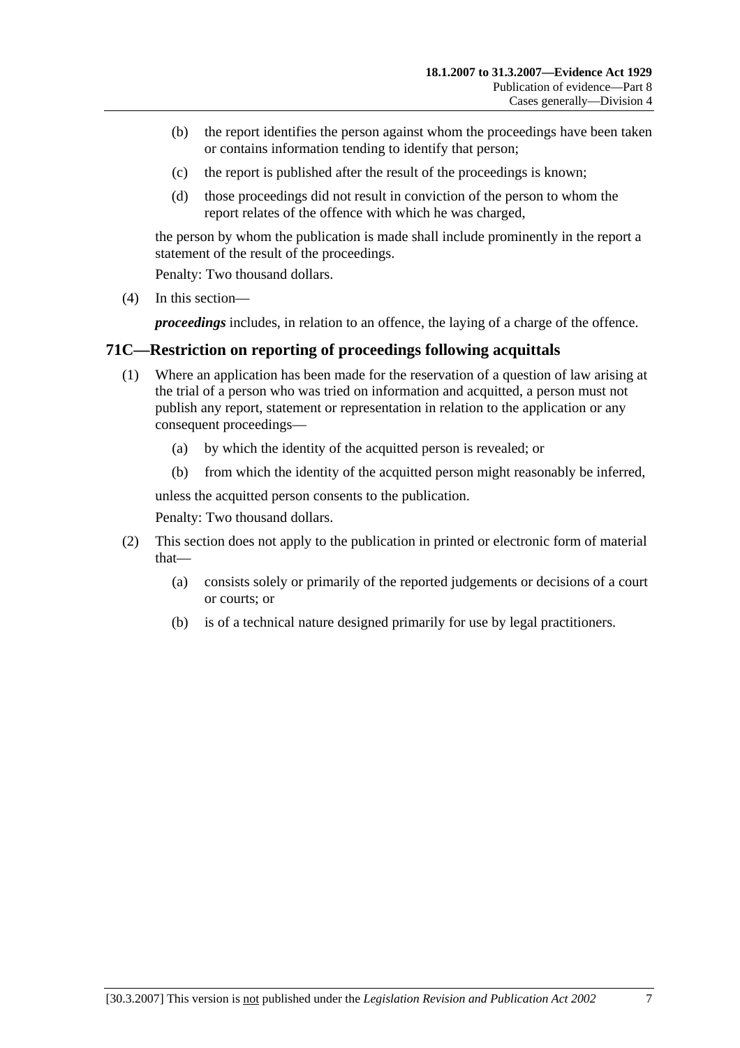(b) the report identifies the person against whom the proceedings have been taken or contains information tending to identify that person;

(c) the report is published after the result of the proceedings is known;

(d) those proceedings did not result in conviction of the person to whom the report relates of the offence with which he was charged,

the person by whom the publication is made shall include prominently in the report a statement of the result of the proceedings.

Penalty: Two thousand dollars.

(4) In this section—

***proceedings*** includes, in relation to an offence, the laying of a charge of the offence.

## 71C—Restriction on reporting of proceedings following acquittals

(1) Where an application has been made for the reservation of a question of law arising at the trial of a person who was tried on information and acquitted, a person must not publish any report, statement or representation in relation to the application or any consequent proceedings—

(a) by which the identity of the acquitted person is revealed; or

(b) from which the identity of the acquitted person might reasonably be inferred,

unless the acquitted person consents to the publication.

Penalty: Two thousand dollars.

(2) This section does not apply to the publication in printed or electronic form of material that—

(a) consists solely or primarily of the reported judgements or decisions of a court or courts; or

(b) is of a technical nature designed primarily for use by legal practitioners.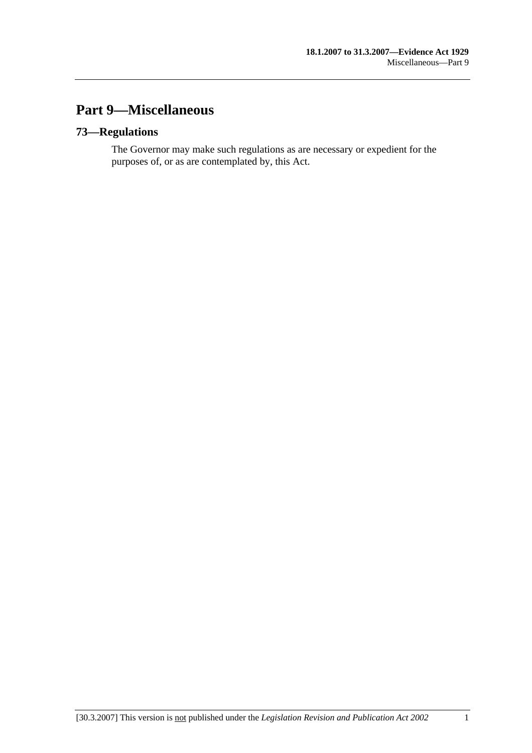# Part 9—Miscellaneous

## 73—Regulations

The Governor may make such regulations as are necessary or expedient for the purposes of, or as are contemplated by, this Act.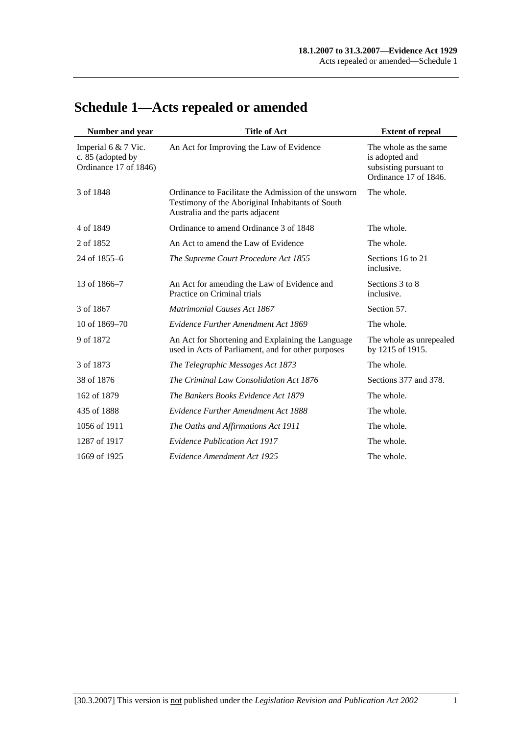# Schedule 1—Acts repealed or amended

| Number and year | Title of Act | Extent of repeal |
|---|---|---|
| Imperial 6 & 7 Vic. c. 85 (adopted by Ordinance 17 of 1846) | An Act for Improving the Law of Evidence | The whole as the same is adopted and subsisting pursuant to Ordinance 17 of 1846. |
| 3 of 1848 | Ordinance to Facilitate the Admission of the unsworn Testimony of the Aboriginal Inhabitants of South Australia and the parts adjacent | The whole. |
| 4 of 1849 | Ordinance to amend Ordinance 3 of 1848 | The whole. |
| 2 of 1852 | An Act to amend the Law of Evidence | The whole. |
| 24 of 1855–6 | *The Supreme Court Procedure Act 1855* | Sections 16 to 21 inclusive. |
| 13 of 1866–7 | An Act for amending the Law of Evidence and Practice on Criminal trials | Sections 3 to 8 inclusive. |
| 3 of 1867 | *Matrimonial Causes Act 1867* | Section 57. |
| 10 of 1869–70 | *Evidence Further Amendment Act 1869* | The whole. |
| 9 of 1872 | An Act for Shortening and Explaining the Language used in Acts of Parliament, and for other purposes | The whole as unrepealed by 1215 of 1915. |
| 3 of 1873 | *The Telegraphic Messages Act 1873* | The whole. |
| 38 of 1876 | *The Criminal Law Consolidation Act 1876* | Sections 377 and 378. |
| 162 of 1879 | *The Bankers Books Evidence Act 1879* | The whole. |
| 435 of 1888 | *Evidence Further Amendment Act 1888* | The whole. |
| 1056 of 1911 | *The Oaths and Affirmations Act 1911* | The whole. |
| 1287 of 1917 | *Evidence Publication Act 1917* | The whole. |
| 1669 of 1925 | *Evidence Amendment Act 1925* | The whole. |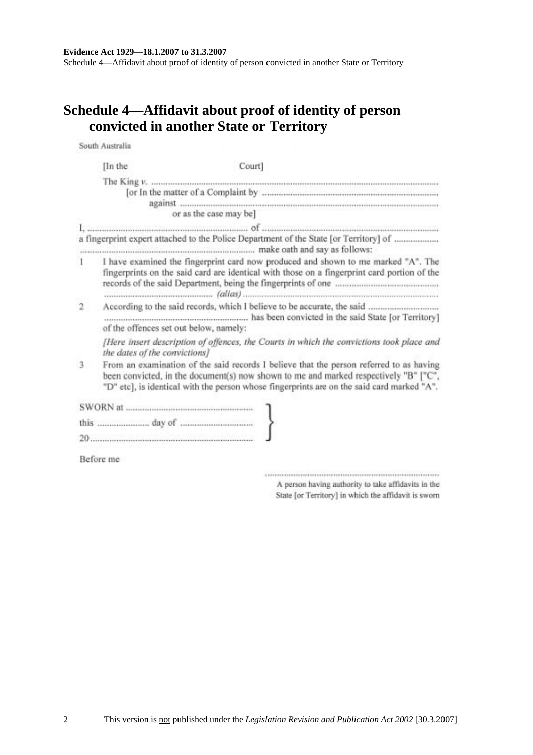# Schedule 4—Affidavit about proof of identity of person convicted in another State or Territory

South Australia

[In the Court]

The King *v.* ..................................................................................................................

[or In the matter of a Complaint by ..............................................................................

against ..................................................................................................................

or as the case may be]

I, ......................................................................... of .........................................................................

a fingerprint expert attached to the Police Department of the State [or Territory] of ....................

........................................................................... make oath and say as follows:

1 I have examined the fingerprint card now produced and shown to me marked "A". The fingerprints on the said card are identical with those on a fingerprint card portion of the records of the said Department, being the fingerprints of one ............................................ ............................................ *(alias)* ...........................................................................................

2 According to the said records, which I believe to be accurate, the said .............................. ............................................................ has been convicted in the said State [or Territory] of the offences set out below, namely:

*[Here insert description of offences, the Courts in which the convictions took place and the dates of the convictions]*

3 From an examination of the said records I believe that the person referred to as having been convicted, in the document(s) now shown to me and marked respectively "B" ["C", "D" etc], is identical with the person whose fingerprints are on the said card marked "A".

SWORN at ........................................................

this ....................... day of ................................

20......................................................................

Before me

..........................................................................

A person having authority to take affidavits in the State [or Territory] in which the affidavit is sworn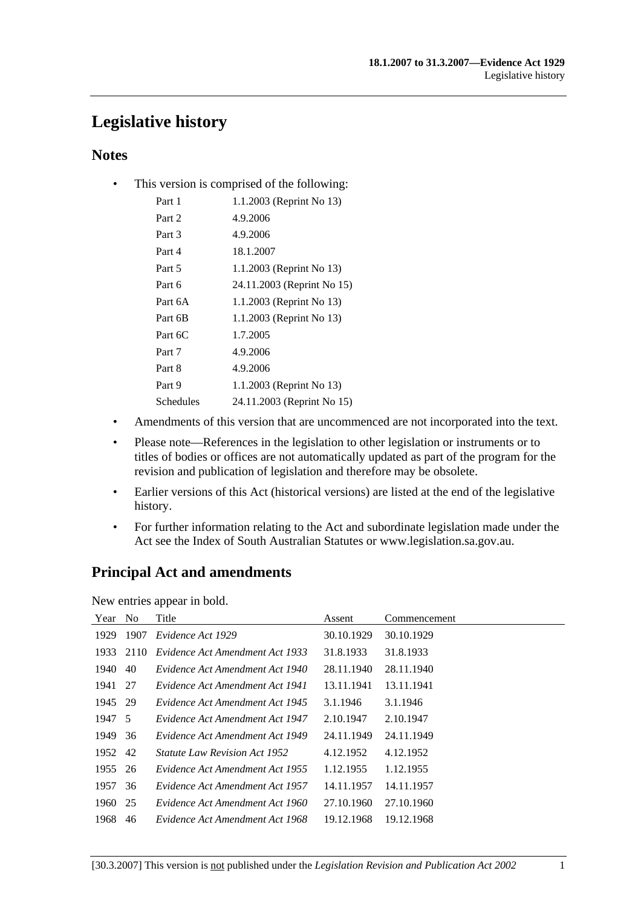# Legislative history

## Notes

- This version is comprised of the following:

| | |
|---|---|
| Part 1 | 1.1.2003 (Reprint No 13) |
| Part 2 | 4.9.2006 |
| Part 3 | 4.9.2006 |
| Part 4 | 18.1.2007 |
| Part 5 | 1.1.2003 (Reprint No 13) |
| Part 6 | 24.11.2003 (Reprint No 15) |
| Part 6A | 1.1.2003 (Reprint No 13) |
| Part 6B | 1.1.2003 (Reprint No 13) |
| Part 6C | 1.7.2005 |
| Part 7 | 4.9.2006 |
| Part 8 | 4.9.2006 |
| Part 9 | 1.1.2003 (Reprint No 13) |
| Schedules | 24.11.2003 (Reprint No 15) |

- Amendments of this version that are uncommenced are not incorporated into the text.
- Please note—References in the legislation to other legislation or instruments or to titles of bodies or offices are not automatically updated as part of the program for the revision and publication of legislation and therefore may be obsolete.
- Earlier versions of this Act (historical versions) are listed at the end of the legislative history.
- For further information relating to the Act and subordinate legislation made under the Act see the Index of South Australian Statutes or www.legislation.sa.gov.au.

## Principal Act and amendments

New entries appear in bold.

| Year | No | Title | Assent | Commencement |
|---|---|---|---|---|
| 1929 | 1907 | *Evidence Act 1929* | 30.10.1929 | 30.10.1929 |
| 1933 | 2110 | *Evidence Act Amendment Act 1933* | 31.8.1933 | 31.8.1933 |
| 1940 | 40 | *Evidence Act Amendment Act 1940* | 28.11.1940 | 28.11.1940 |
| 1941 | 27 | *Evidence Act Amendment Act 1941* | 13.11.1941 | 13.11.1941 |
| 1945 | 29 | *Evidence Act Amendment Act 1945* | 3.1.1946 | 3.1.1946 |
| 1947 | 5 | *Evidence Act Amendment Act 1947* | 2.10.1947 | 2.10.1947 |
| 1949 | 36 | *Evidence Act Amendment Act 1949* | 24.11.1949 | 24.11.1949 |
| 1952 | 42 | *Statute Law Revision Act 1952* | 4.12.1952 | 4.12.1952 |
| 1955 | 26 | *Evidence Act Amendment Act 1955* | 1.12.1955 | 1.12.1955 |
| 1957 | 36 | *Evidence Act Amendment Act 1957* | 14.11.1957 | 14.11.1957 |
| 1960 | 25 | *Evidence Act Amendment Act 1960* | 27.10.1960 | 27.10.1960 |
| 1968 | 46 | *Evidence Act Amendment Act 1968* | 19.12.1968 | 19.12.1968 |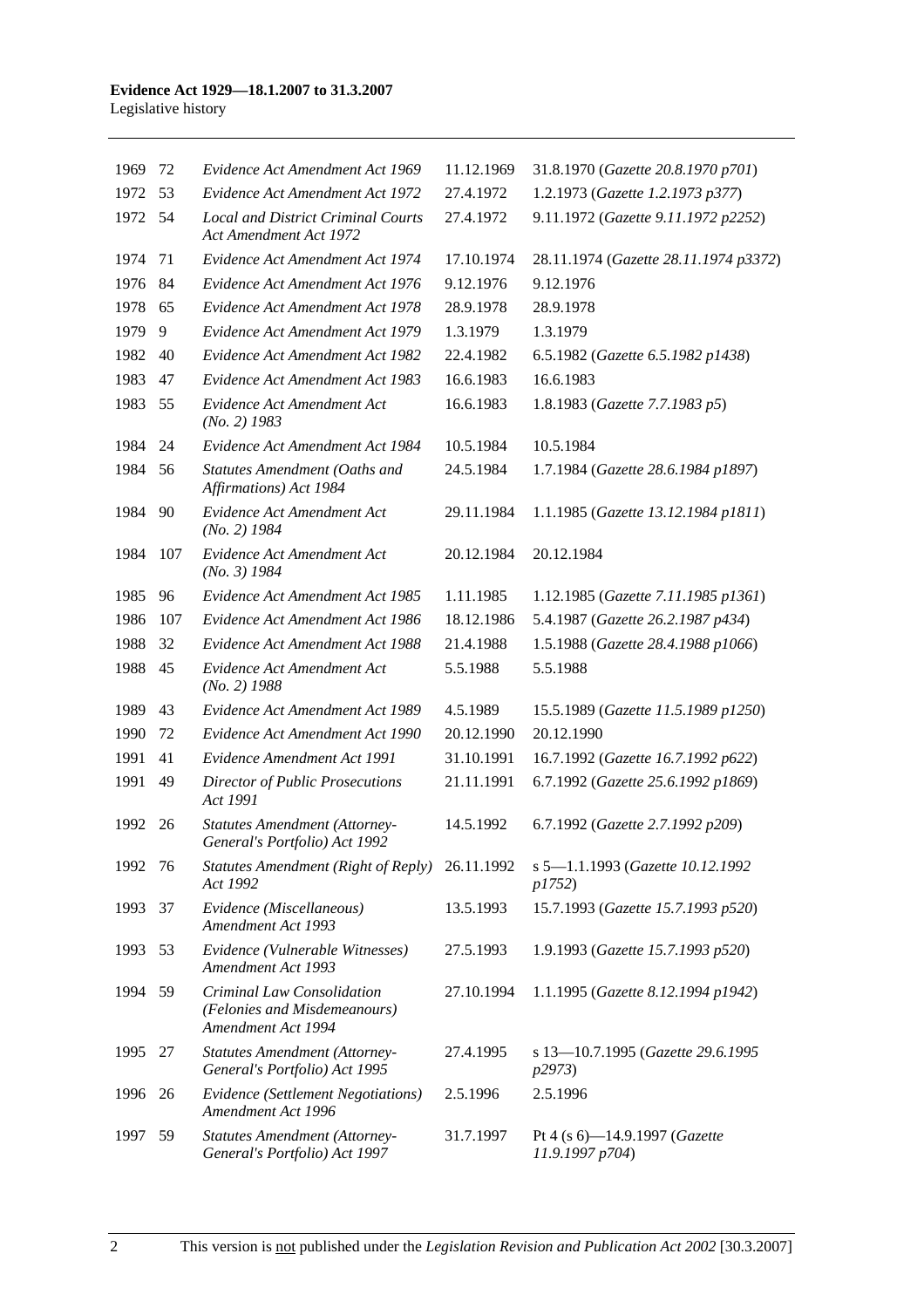| | | | | |
|---|---|---|---|---|
| 1969 | 72 | *Evidence Act Amendment Act 1969* | 11.12.1969 | 31.8.1970 (*Gazette 20.8.1970 p701*) |
| 1972 | 53 | *Evidence Act Amendment Act 1972* | 27.4.1972 | 1.2.1973 (*Gazette 1.2.1973 p377*) |
| 1972 | 54 | *Local and District Criminal Courts Act Amendment Act 1972* | 27.4.1972 | 9.11.1972 (*Gazette 9.11.1972 p2252*) |
| 1974 | 71 | *Evidence Act Amendment Act 1974* | 17.10.1974 | 28.11.1974 (*Gazette 28.11.1974 p3372*) |
| 1976 | 84 | *Evidence Act Amendment Act 1976* | 9.12.1976 | 9.12.1976 |
| 1978 | 65 | *Evidence Act Amendment Act 1978* | 28.9.1978 | 28.9.1978 |
| 1979 | 9 | *Evidence Act Amendment Act 1979* | 1.3.1979 | 1.3.1979 |
| 1982 | 40 | *Evidence Act Amendment Act 1982* | 22.4.1982 | 6.5.1982 (*Gazette 6.5.1982 p1438*) |
| 1983 | 47 | *Evidence Act Amendment Act 1983* | 16.6.1983 | 16.6.1983 |
| 1983 | 55 | *Evidence Act Amendment Act (No. 2) 1983* | 16.6.1983 | 1.8.1983 (*Gazette 7.7.1983 p5*) |
| 1984 | 24 | *Evidence Act Amendment Act 1984* | 10.5.1984 | 10.5.1984 |
| 1984 | 56 | *Statutes Amendment (Oaths and Affirmations) Act 1984* | 24.5.1984 | 1.7.1984 (*Gazette 28.6.1984 p1897*) |
| 1984 | 90 | *Evidence Act Amendment Act (No. 2) 1984* | 29.11.1984 | 1.1.1985 (*Gazette 13.12.1984 p1811*) |
| 1984 | 107 | *Evidence Act Amendment Act (No. 3) 1984* | 20.12.1984 | 20.12.1984 |
| 1985 | 96 | *Evidence Act Amendment Act 1985* | 1.11.1985 | 1.12.1985 (*Gazette 7.11.1985 p1361*) |
| 1986 | 107 | *Evidence Act Amendment Act 1986* | 18.12.1986 | 5.4.1987 (*Gazette 26.2.1987 p434*) |
| 1988 | 32 | *Evidence Act Amendment Act 1988* | 21.4.1988 | 1.5.1988 (*Gazette 28.4.1988 p1066*) |
| 1988 | 45 | *Evidence Act Amendment Act (No. 2) 1988* | 5.5.1988 | 5.5.1988 |
| 1989 | 43 | *Evidence Act Amendment Act 1989* | 4.5.1989 | 15.5.1989 (*Gazette 11.5.1989 p1250*) |
| 1990 | 72 | *Evidence Act Amendment Act 1990* | 20.12.1990 | 20.12.1990 |
| 1991 | 41 | *Evidence Amendment Act 1991* | 31.10.1991 | 16.7.1992 (*Gazette 16.7.1992 p622*) |
| 1991 | 49 | *Director of Public Prosecutions Act 1991* | 21.11.1991 | 6.7.1992 (*Gazette 25.6.1992 p1869*) |
| 1992 | 26 | *Statutes Amendment (Attorney-General's Portfolio) Act 1992* | 14.5.1992 | 6.7.1992 (*Gazette 2.7.1992 p209*) |
| 1992 | 76 | *Statutes Amendment (Right of Reply) Act 1992* | 26.11.1992 | s 5—1.1.1993 (*Gazette 10.12.1992 p1752*) |
| 1993 | 37 | *Evidence (Miscellaneous) Amendment Act 1993* | 13.5.1993 | 15.7.1993 (*Gazette 15.7.1993 p520*) |
| 1993 | 53 | *Evidence (Vulnerable Witnesses) Amendment Act 1993* | 27.5.1993 | 1.9.1993 (*Gazette 15.7.1993 p520*) |
| 1994 | 59 | *Criminal Law Consolidation (Felonies and Misdemeanours) Amendment Act 1994* | 27.10.1994 | 1.1.1995 (*Gazette 8.12.1994 p1942*) |
| 1995 | 27 | *Statutes Amendment (Attorney-General's Portfolio) Act 1995* | 27.4.1995 | s 13—10.7.1995 (*Gazette 29.6.1995 p2973*) |
| 1996 | 26 | *Evidence (Settlement Negotiations) Amendment Act 1996* | 2.5.1996 | 2.5.1996 |
| 1997 | 59 | *Statutes Amendment (Attorney-General's Portfolio) Act 1997* | 31.7.1997 | Pt 4 (s 6)—14.9.1997 (*Gazette 11.9.1997 p704*) |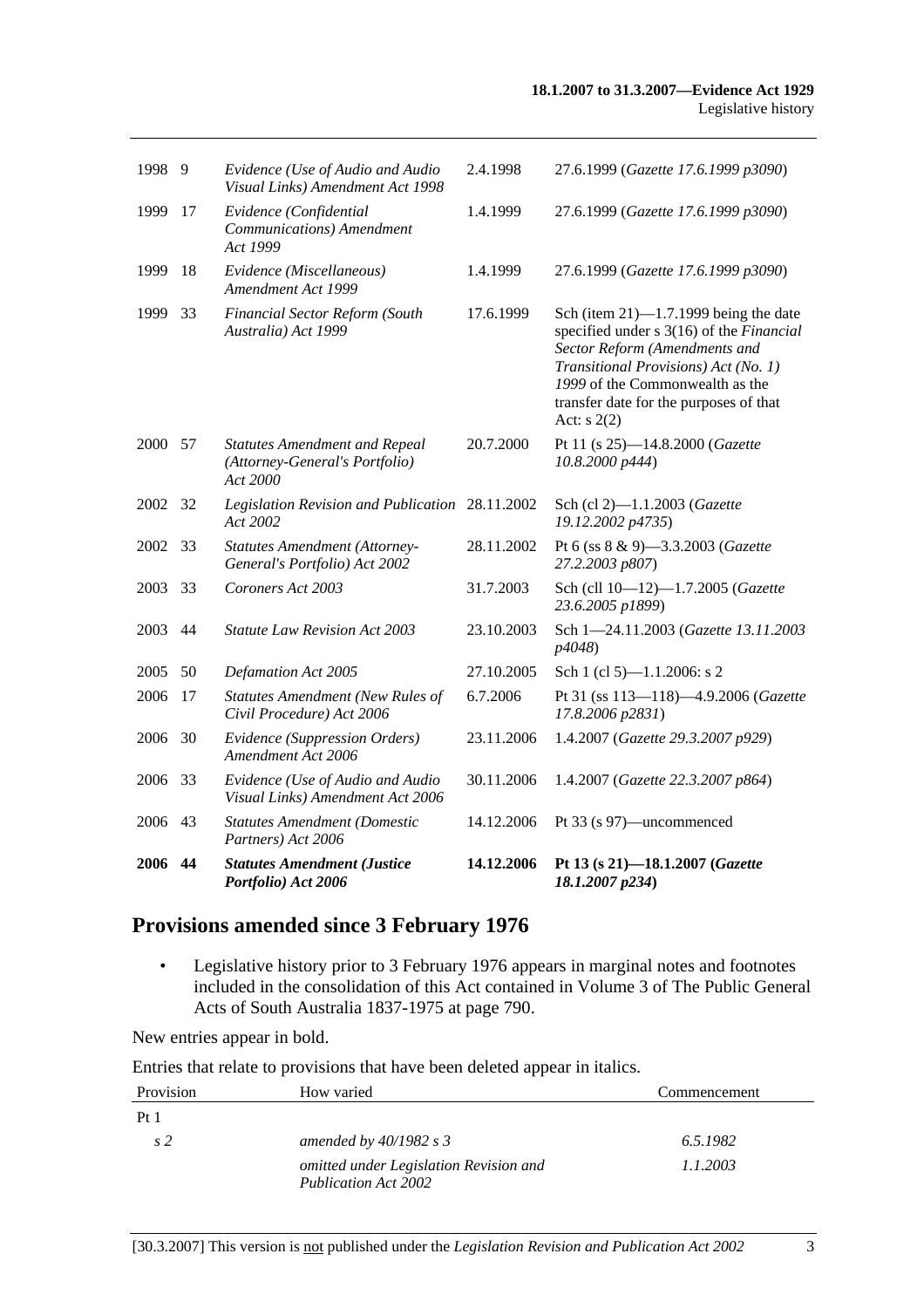| | | | | |
|---|---|---|---|---|
| 1998 | 9 | *Evidence (Use of Audio and Audio Visual Links) Amendment Act 1998* | 2.4.1998 | 27.6.1999 (*Gazette 17.6.1999 p3090*) |
| 1999 | 17 | *Evidence (Confidential Communications) Amendment Act 1999* | 1.4.1999 | 27.6.1999 (*Gazette 17.6.1999 p3090*) |
| 1999 | 18 | *Evidence (Miscellaneous) Amendment Act 1999* | 1.4.1999 | 27.6.1999 (*Gazette 17.6.1999 p3090*) |
| 1999 | 33 | *Financial Sector Reform (South Australia) Act 1999* | 17.6.1999 | Sch (item 21)—1.7.1999 being the date specified under s 3(16) of the *Financial Sector Reform (Amendments and Transitional Provisions) Act (No. 1) 1999* of the Commonwealth as the transfer date for the purposes of that Act: s 2(2) |
| 2000 | 57 | *Statutes Amendment and Repeal (Attorney-General's Portfolio) Act 2000* | 20.7.2000 | Pt 11 (s 25)—14.8.2000 (*Gazette 10.8.2000 p444*) |
| 2002 | 32 | *Legislation Revision and Publication Act 2002* | 28.11.2002 | Sch (cl 2)—1.1.2003 (*Gazette 19.12.2002 p4735*) |
| 2002 | 33 | *Statutes Amendment (Attorney-General's Portfolio) Act 2002* | 28.11.2002 | Pt 6 (ss 8 & 9)—3.3.2003 (*Gazette 27.2.2003 p807*) |
| 2003 | 33 | *Coroners Act 2003* | 31.7.2003 | Sch (cll 10—12)—1.7.2005 (*Gazette 23.6.2005 p1899*) |
| 2003 | 44 | *Statute Law Revision Act 2003* | 23.10.2003 | Sch 1—24.11.2003 (*Gazette 13.11.2003 p4048*) |
| 2005 | 50 | *Defamation Act 2005* | 27.10.2005 | Sch 1 (cl 5)—1.1.2006: s 2 |
| 2006 | 17 | *Statutes Amendment (New Rules of Civil Procedure) Act 2006* | 6.7.2006 | Pt 31 (ss 113—118)—4.9.2006 (*Gazette 17.8.2006 p2831*) |
| 2006 | 30 | *Evidence (Suppression Orders) Amendment Act 2006* | 23.11.2006 | 1.4.2007 (*Gazette 29.3.2007 p929*) |
| 2006 | 33 | *Evidence (Use of Audio and Audio Visual Links) Amendment Act 2006* | 30.11.2006 | 1.4.2007 (*Gazette 22.3.2007 p864*) |
| 2006 | 43 | *Statutes Amendment (Domestic Partners) Act 2006* | 14.12.2006 | Pt 33 (s 97)—uncommenced |
| **2006** | **44** | ***Statutes Amendment (Justice Portfolio) Act 2006*** | **14.12.2006** | **Pt 13 (s 21)—18.1.2007 (*Gazette 18.1.2007 p234*)** |

## Provisions amended since 3 February 1976

- Legislative history prior to 3 February 1976 appears in marginal notes and footnotes included in the consolidation of this Act contained in Volume 3 of The Public General Acts of South Australia 1837-1975 at page 790.

New entries appear in bold.

Entries that relate to provisions that have been deleted appear in italics.

| Provision | How varied | Commencement |
|---|---|---|
| Pt 1 | | |
| *s 2* | *amended by 40/1982 s 3* | *6.5.1982* |
| | *omitted under Legislation Revision and Publication Act 2002* | *1.1.2003* |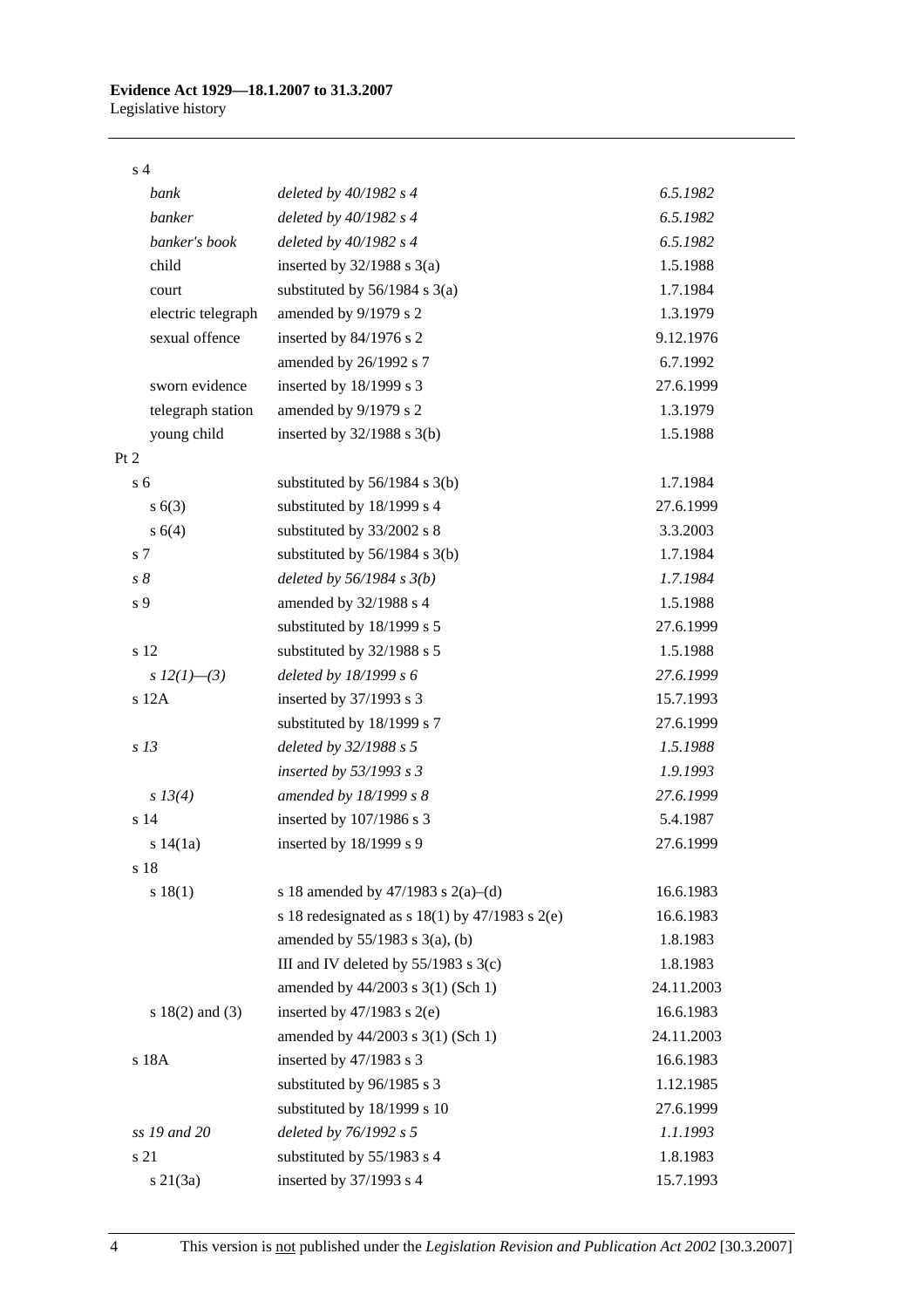| | | |
|---|---|---|
| s 4 | | |
| *bank* | *deleted by 40/1982 s 4* | *6.5.1982* |
| *banker* | *deleted by 40/1982 s 4* | *6.5.1982* |
| *banker's book* | *deleted by 40/1982 s 4* | *6.5.1982* |
| child | inserted by 32/1988 s 3(a) | 1.5.1988 |
| court | substituted by 56/1984 s 3(a) | 1.7.1984 |
| electric telegraph | amended by 9/1979 s 2 | 1.3.1979 |
| sexual offence | inserted by 84/1976 s 2 | 9.12.1976 |
| | amended by 26/1992 s 7 | 6.7.1992 |
| sworn evidence | inserted by 18/1999 s 3 | 27.6.1999 |
| telegraph station | amended by 9/1979 s 2 | 1.3.1979 |
| young child | inserted by 32/1988 s 3(b) | 1.5.1988 |
| Pt 2 | | |
| s 6 | substituted by 56/1984 s 3(b) | 1.7.1984 |
| s 6(3) | substituted by 18/1999 s 4 | 27.6.1999 |
| s 6(4) | substituted by 33/2002 s 8 | 3.3.2003 |
| s 7 | substituted by 56/1984 s 3(b) | 1.7.1984 |
| *s 8* | *deleted by 56/1984 s 3(b)* | *1.7.1984* |
| s 9 | amended by 32/1988 s 4 | 1.5.1988 |
| | substituted by 18/1999 s 5 | 27.6.1999 |
| s 12 | substituted by 32/1988 s 5 | 1.5.1988 |
| *s 12(1)—(3)* | *deleted by 18/1999 s 6* | *27.6.1999* |
| s 12A | inserted by 37/1993 s 3 | 15.7.1993 |
| | substituted by 18/1999 s 7 | 27.6.1999 |
| *s 13* | *deleted by 32/1988 s 5* | *1.5.1988* |
| | *inserted by 53/1993 s 3* | *1.9.1993* |
| *s 13(4)* | *amended by 18/1999 s 8* | *27.6.1999* |
| s 14 | inserted by 107/1986 s 3 | 5.4.1987 |
| s 14(1a) | inserted by 18/1999 s 9 | 27.6.1999 |
| s 18 | | |
| s 18(1) | s 18 amended by 47/1983 s 2(a)–(d) | 16.6.1983 |
| | s 18 redesignated as s 18(1) by 47/1983 s 2(e) | 16.6.1983 |
| | amended by 55/1983 s 3(a), (b) | 1.8.1983 |
| | III and IV deleted by 55/1983 s 3(c) | 1.8.1983 |
| | amended by 44/2003 s 3(1) (Sch 1) | 24.11.2003 |
| s 18(2) and (3) | inserted by 47/1983 s 2(e) | 16.6.1983 |
| | amended by 44/2003 s 3(1) (Sch 1) | 24.11.2003 |
| s 18A | inserted by 47/1983 s 3 | 16.6.1983 |
| | substituted by 96/1985 s 3 | 1.12.1985 |
| | substituted by 18/1999 s 10 | 27.6.1999 |
| *ss 19 and 20* | *deleted by 76/1992 s 5* | *1.1.1993* |
| s 21 | substituted by 55/1983 s 4 | 1.8.1983 |
| s 21(3a) | inserted by 37/1993 s 4 | 15.7.1993 |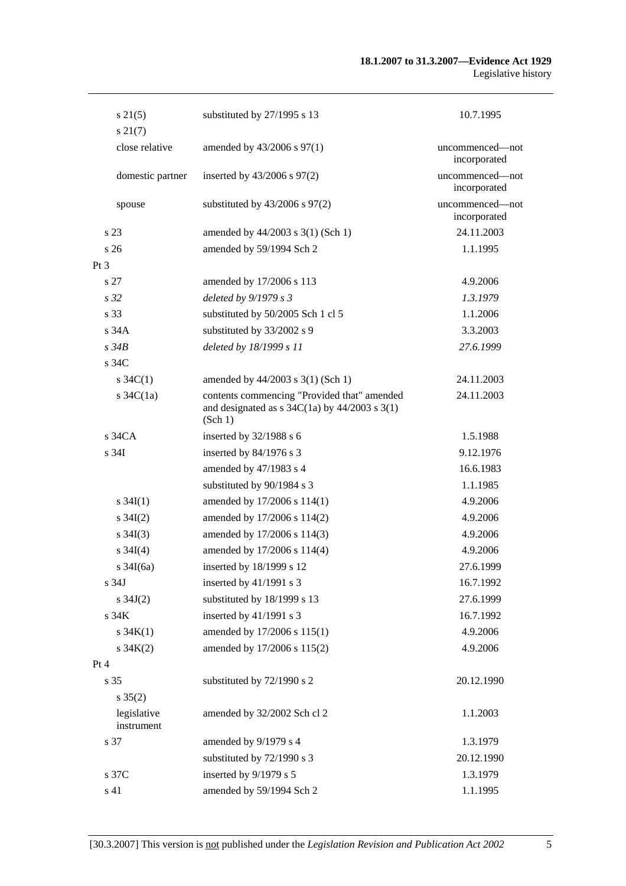| | | |
|---|---|---|
| s 21(5) | substituted by 27/1995 s 13 | 10.7.1995 |
| s 21(7) | | |
| close relative | amended by 43/2006 s 97(1) | uncommenced—not incorporated |
| domestic partner | inserted by 43/2006 s 97(2) | uncommenced—not incorporated |
| spouse | substituted by 43/2006 s 97(2) | uncommenced—not incorporated |
| s 23 | amended by 44/2003 s 3(1) (Sch 1) | 24.11.2003 |
| s 26 | amended by 59/1994 Sch 2 | 1.1.1995 |
| Pt 3 | | |
| s 27 | amended by 17/2006 s 113 | 4.9.2006 |
| *s 32* | *deleted by 9/1979 s 3* | *1.3.1979* |
| s 33 | substituted by 50/2005 Sch 1 cl 5 | 1.1.2006 |
| s 34A | substituted by 33/2002 s 9 | 3.3.2003 |
| *s 34B* | *deleted by 18/1999 s 11* | *27.6.1999* |
| s 34C | | |
| s 34C(1) | amended by 44/2003 s 3(1) (Sch 1) | 24.11.2003 |
| s 34C(1a) | contents commencing "Provided that" amended and designated as s 34C(1a) by 44/2003 s 3(1) (Sch 1) | 24.11.2003 |
| s 34CA | inserted by 32/1988 s 6 | 1.5.1988 |
| s 34I | inserted by 84/1976 s 3 | 9.12.1976 |
| | amended by 47/1983 s 4 | 16.6.1983 |
| | substituted by 90/1984 s 3 | 1.1.1985 |
| s 34I(1) | amended by 17/2006 s 114(1) | 4.9.2006 |
| s 34I(2) | amended by 17/2006 s 114(2) | 4.9.2006 |
| s 34I(3) | amended by 17/2006 s 114(3) | 4.9.2006 |
| s 34I(4) | amended by 17/2006 s 114(4) | 4.9.2006 |
| s 34I(6a) | inserted by 18/1999 s 12 | 27.6.1999 |
| s 34J | inserted by 41/1991 s 3 | 16.7.1992 |
| s 34J(2) | substituted by 18/1999 s 13 | 27.6.1999 |
| s 34K | inserted by 41/1991 s 3 | 16.7.1992 |
| s 34K(1) | amended by 17/2006 s 115(1) | 4.9.2006 |
| s 34K(2) | amended by 17/2006 s 115(2) | 4.9.2006 |
| Pt 4 | | |
| s 35 | substituted by 72/1990 s 2 | 20.12.1990 |
| s 35(2) | | |
| legislative instrument | amended by 32/2002 Sch cl 2 | 1.1.2003 |
| s 37 | amended by 9/1979 s 4 | 1.3.1979 |
| | substituted by 72/1990 s 3 | 20.12.1990 |
| s 37C | inserted by 9/1979 s 5 | 1.3.1979 |
| s 41 | amended by 59/1994 Sch 2 | 1.1.1995 |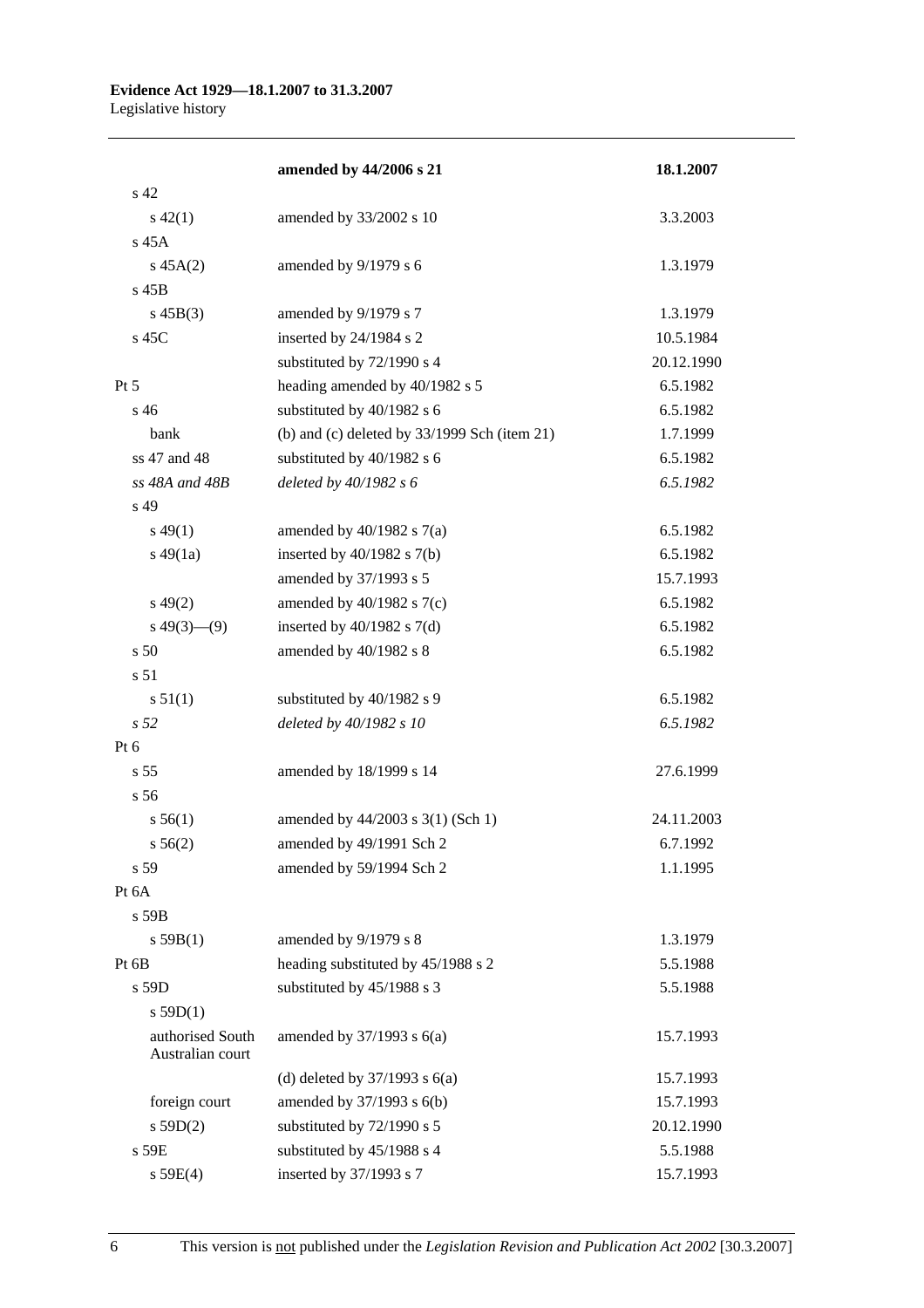| | **amended by 44/2006 s 21** | **18.1.2007** |
|---|---|---|
| s 42 | | |
| s 42(1) | amended by 33/2002 s 10 | 3.3.2003 |
| s 45A | | |
| s 45A(2) | amended by 9/1979 s 6 | 1.3.1979 |
| s 45B | | |
| s 45B(3) | amended by 9/1979 s 7 | 1.3.1979 |
| s 45C | inserted by 24/1984 s 2 | 10.5.1984 |
| | substituted by 72/1990 s 4 | 20.12.1990 |
| Pt 5 | heading amended by 40/1982 s 5 | 6.5.1982 |
| s 46 | substituted by 40/1982 s 6 | 6.5.1982 |
| bank | (b) and (c) deleted by 33/1999 Sch (item 21) | 1.7.1999 |
| ss 47 and 48 | substituted by 40/1982 s 6 | 6.5.1982 |
| *ss 48A and 48B* | *deleted by 40/1982 s 6* | *6.5.1982* |
| s 49 | | |
| s 49(1) | amended by 40/1982 s 7(a) | 6.5.1982 |
| s 49(1a) | inserted by 40/1982 s 7(b) | 6.5.1982 |
| | amended by 37/1993 s 5 | 15.7.1993 |
| s 49(2) | amended by 40/1982 s 7(c) | 6.5.1982 |
| s 49(3)—(9) | inserted by 40/1982 s 7(d) | 6.5.1982 |
| s 50 | amended by 40/1982 s 8 | 6.5.1982 |
| s 51 | | |
| s 51(1) | substituted by 40/1982 s 9 | 6.5.1982 |
| *s 52* | *deleted by 40/1982 s 10* | *6.5.1982* |
| Pt 6 | | |
| s 55 | amended by 18/1999 s 14 | 27.6.1999 |
| s 56 | | |
| s 56(1) | amended by 44/2003 s 3(1) (Sch 1) | 24.11.2003 |
| s 56(2) | amended by 49/1991 Sch 2 | 6.7.1992 |
| s 59 | amended by 59/1994 Sch 2 | 1.1.1995 |
| Pt 6A | | |
| s 59B | | |
| s 59B(1) | amended by 9/1979 s 8 | 1.3.1979 |
| Pt 6B | heading substituted by 45/1988 s 2 | 5.5.1988 |
| s 59D | substituted by 45/1988 s 3 | 5.5.1988 |
| s 59D(1) | | |
| authorised South Australian court | amended by 37/1993 s 6(a) | 15.7.1993 |
| | (d) deleted by 37/1993 s 6(a) | 15.7.1993 |
| foreign court | amended by 37/1993 s 6(b) | 15.7.1993 |
| s 59D(2) | substituted by 72/1990 s 5 | 20.12.1990 |
| s 59E | substituted by 45/1988 s 4 | 5.5.1988 |
| s 59E(4) | inserted by 37/1993 s 7 | 15.7.1993 |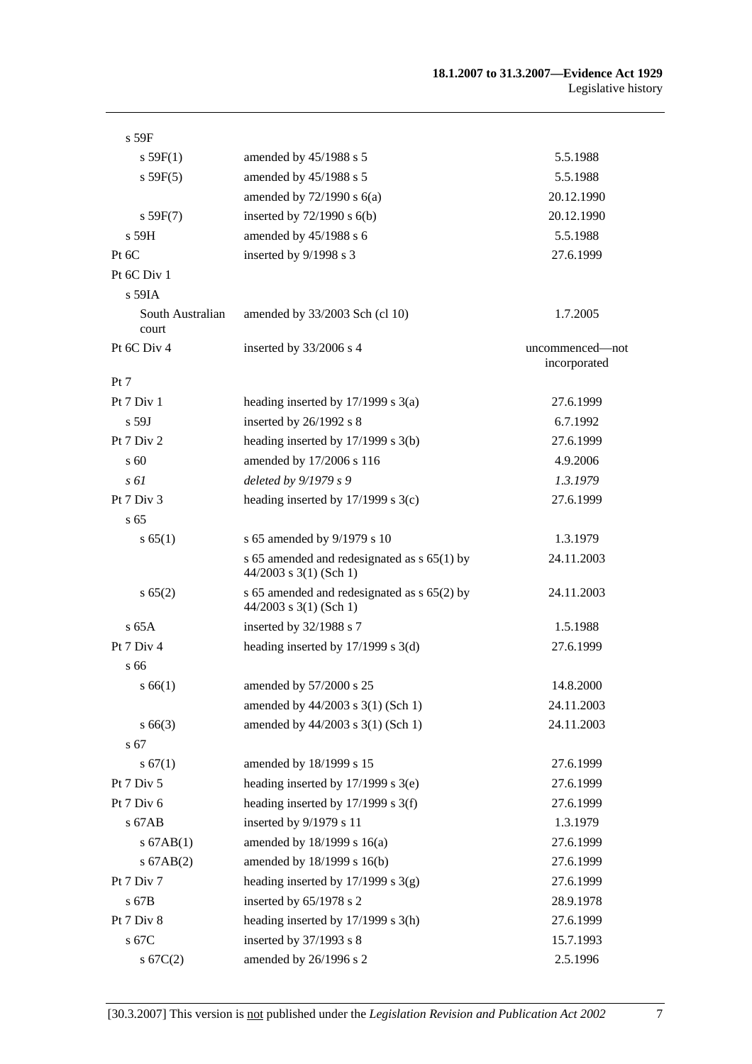| | | |
|---|---|---|
| s 59F | | |
| s 59F(1) | amended by 45/1988 s 5 | 5.5.1988 |
| s 59F(5) | amended by 45/1988 s 5 | 5.5.1988 |
| | amended by 72/1990 s 6(a) | 20.12.1990 |
| s 59F(7) | inserted by 72/1990 s 6(b) | 20.12.1990 |
| s 59H | amended by 45/1988 s 6 | 5.5.1988 |
| Pt 6C | inserted by 9/1998 s 3 | 27.6.1999 |
| Pt 6C Div 1 | | |
| s 59IA | | |
| South Australian court | amended by 33/2003 Sch (cl 10) | 1.7.2005 |
| Pt 6C Div 4 | inserted by 33/2006 s 4 | uncommenced—not incorporated |
| Pt 7 | | |
| Pt 7 Div 1 | heading inserted by 17/1999 s 3(a) | 27.6.1999 |
| s 59J | inserted by 26/1992 s 8 | 6.7.1992 |
| Pt 7 Div 2 | heading inserted by 17/1999 s 3(b) | 27.6.1999 |
| s 60 | amended by 17/2006 s 116 | 4.9.2006 |
| *s 61* | *deleted by 9/1979 s 9* | *1.3.1979* |
| Pt 7 Div 3 | heading inserted by 17/1999 s 3(c) | 27.6.1999 |
| s 65 | | |
| s 65(1) | s 65 amended by 9/1979 s 10 | 1.3.1979 |
| | s 65 amended and redesignated as s 65(1) by 44/2003 s 3(1) (Sch 1) | 24.11.2003 |
| s 65(2) | s 65 amended and redesignated as s 65(2) by 44/2003 s 3(1) (Sch 1) | 24.11.2003 |
| s 65A | inserted by 32/1988 s 7 | 1.5.1988 |
| Pt 7 Div 4 | heading inserted by 17/1999 s 3(d) | 27.6.1999 |
| s 66 | | |
| s 66(1) | amended by 57/2000 s 25 | 14.8.2000 |
| | amended by 44/2003 s 3(1) (Sch 1) | 24.11.2003 |
| s 66(3) | amended by 44/2003 s 3(1) (Sch 1) | 24.11.2003 |
| s 67 | | |
| s 67(1) | amended by 18/1999 s 15 | 27.6.1999 |
| Pt 7 Div 5 | heading inserted by 17/1999 s 3(e) | 27.6.1999 |
| Pt 7 Div 6 | heading inserted by 17/1999 s 3(f) | 27.6.1999 |
| s 67AB | inserted by 9/1979 s 11 | 1.3.1979 |
| s 67AB(1) | amended by 18/1999 s 16(a) | 27.6.1999 |
| s 67AB(2) | amended by 18/1999 s 16(b) | 27.6.1999 |
| Pt 7 Div 7 | heading inserted by 17/1999 s 3(g) | 27.6.1999 |
| s 67B | inserted by 65/1978 s 2 | 28.9.1978 |
| Pt 7 Div 8 | heading inserted by 17/1999 s 3(h) | 27.6.1999 |
| s 67C | inserted by 37/1993 s 8 | 15.7.1993 |
| s 67C(2) | amended by 26/1996 s 2 | 2.5.1996 |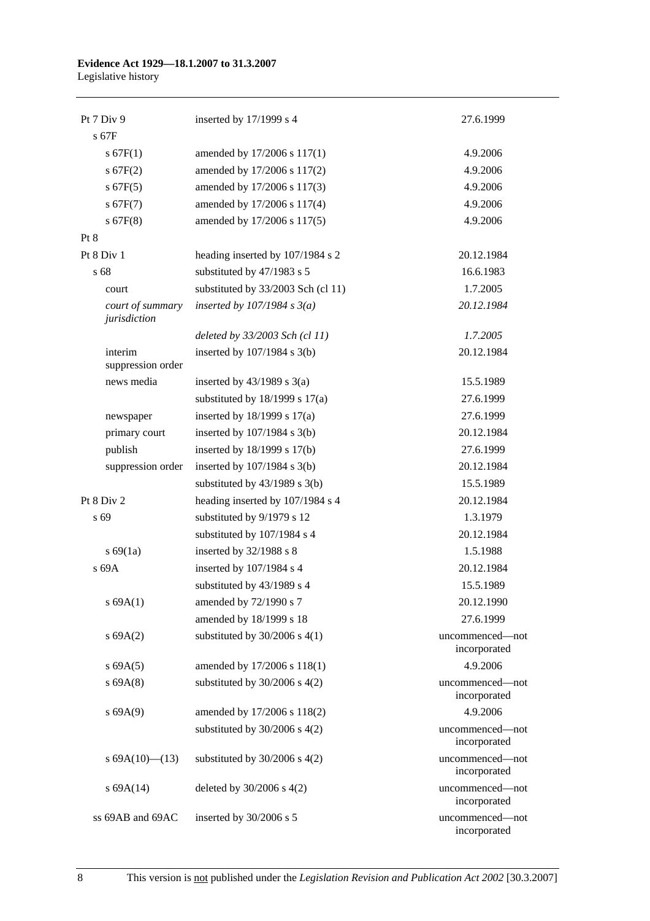| | | |
|---|---|---|
| Pt 7 Div 9 | inserted by 17/1999 s 4 | 27.6.1999 |
| s 67F | | |
| s 67F(1) | amended by 17/2006 s 117(1) | 4.9.2006 |
| s 67F(2) | amended by 17/2006 s 117(2) | 4.9.2006 |
| s 67F(5) | amended by 17/2006 s 117(3) | 4.9.2006 |
| s 67F(7) | amended by 17/2006 s 117(4) | 4.9.2006 |
| s 67F(8) | amended by 17/2006 s 117(5) | 4.9.2006 |
| Pt 8 | | |
| Pt 8 Div 1 | heading inserted by 107/1984 s 2 | 20.12.1984 |
| s 68 | substituted by 47/1983 s 5 | 16.6.1983 |
| court | substituted by 33/2003 Sch (cl 11) | 1.7.2005 |
| *court of summary jurisdiction* | *inserted by 107/1984 s 3(a)* | *20.12.1984* |
| | *deleted by 33/2003 Sch (cl 11)* | *1.7.2005* |
| interim suppression order | inserted by 107/1984 s 3(b) | 20.12.1984 |
| news media | inserted by 43/1989 s 3(a) | 15.5.1989 |
| | substituted by 18/1999 s 17(a) | 27.6.1999 |
| newspaper | inserted by 18/1999 s 17(a) | 27.6.1999 |
| primary court | inserted by 107/1984 s 3(b) | 20.12.1984 |
| publish | inserted by 18/1999 s 17(b) | 27.6.1999 |
| suppression order | inserted by 107/1984 s 3(b) | 20.12.1984 |
| | substituted by 43/1989 s 3(b) | 15.5.1989 |
| Pt 8 Div 2 | heading inserted by 107/1984 s 4 | 20.12.1984 |
| s 69 | substituted by 9/1979 s 12 | 1.3.1979 |
| | substituted by 107/1984 s 4 | 20.12.1984 |
| s 69(1a) | inserted by 32/1988 s 8 | 1.5.1988 |
| s 69A | inserted by 107/1984 s 4 | 20.12.1984 |
| | substituted by 43/1989 s 4 | 15.5.1989 |
| s 69A(1) | amended by 72/1990 s 7 | 20.12.1990 |
| | amended by 18/1999 s 18 | 27.6.1999 |
| s 69A(2) | substituted by 30/2006 s 4(1) | uncommenced—not incorporated |
| s 69A(5) | amended by 17/2006 s 118(1) | 4.9.2006 |
| s 69A(8) | substituted by 30/2006 s 4(2) | uncommenced—not incorporated |
| s 69A(9) | amended by 17/2006 s 118(2) | 4.9.2006 |
| | substituted by 30/2006 s 4(2) | uncommenced—not incorporated |
| s 69A(10)—(13) | substituted by 30/2006 s 4(2) | uncommenced—not incorporated |
| s 69A(14) | deleted by 30/2006 s 4(2) | uncommenced—not incorporated |
| ss 69AB and 69AC | inserted by 30/2006 s 5 | uncommenced—not incorporated |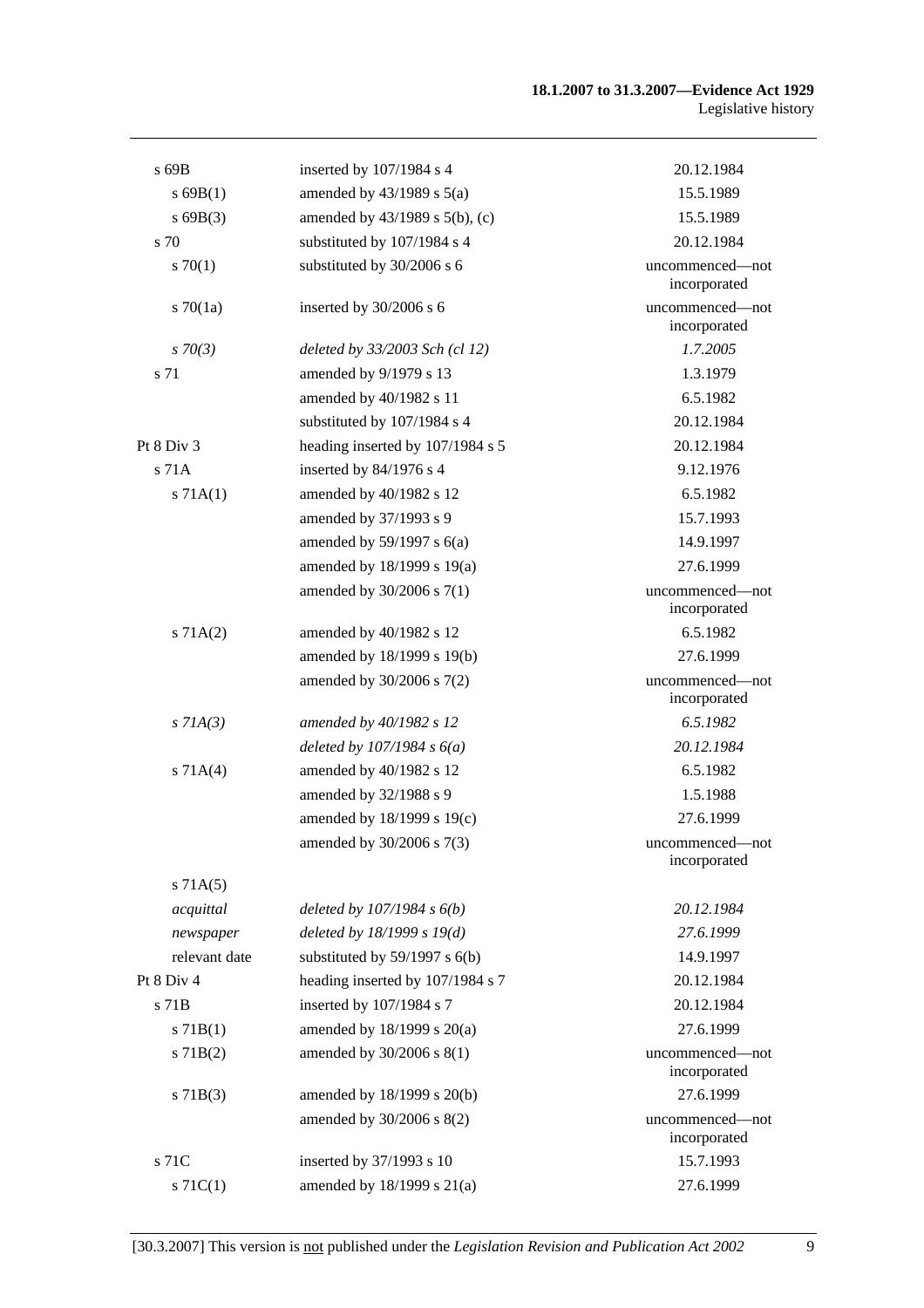| | | |
|---|---|---|
| s 69B | inserted by 107/1984 s 4 | 20.12.1984 |
| s 69B(1) | amended by 43/1989 s 5(a) | 15.5.1989 |
| s 69B(3) | amended by 43/1989 s 5(b), (c) | 15.5.1989 |
| s 70 | substituted by 107/1984 s 4 | 20.12.1984 |
| s 70(1) | substituted by 30/2006 s 6 | uncommenced—not incorporated |
| s 70(1a) | inserted by 30/2006 s 6 | uncommenced—not incorporated |
| *s 70(3)* | *deleted by 33/2003 Sch (cl 12)* | *1.7.2005* |
| s 71 | amended by 9/1979 s 13 | 1.3.1979 |
| | amended by 40/1982 s 11 | 6.5.1982 |
| | substituted by 107/1984 s 4 | 20.12.1984 |
| Pt 8 Div 3 | heading inserted by 107/1984 s 5 | 20.12.1984 |
| s 71A | inserted by 84/1976 s 4 | 9.12.1976 |
| s 71A(1) | amended by 40/1982 s 12 | 6.5.1982 |
| | amended by 37/1993 s 9 | 15.7.1993 |
| | amended by 59/1997 s 6(a) | 14.9.1997 |
| | amended by 18/1999 s 19(a) | 27.6.1999 |
| | amended by 30/2006 s 7(1) | uncommenced—not incorporated |
| s 71A(2) | amended by 40/1982 s 12 | 6.5.1982 |
| | amended by 18/1999 s 19(b) | 27.6.1999 |
| | amended by 30/2006 s 7(2) | uncommenced—not incorporated |
| *s 71A(3)* | *amended by 40/1982 s 12* | *6.5.1982* |
| | *deleted by 107/1984 s 6(a)* | *20.12.1984* |
| s 71A(4) | amended by 40/1982 s 12 | 6.5.1982 |
| | amended by 32/1988 s 9 | 1.5.1988 |
| | amended by 18/1999 s 19(c) | 27.6.1999 |
| | amended by 30/2006 s 7(3) | uncommenced—not incorporated |
| s 71A(5) | | |
| *acquittal* | *deleted by 107/1984 s 6(b)* | *20.12.1984* |
| *newspaper* | *deleted by 18/1999 s 19(d)* | *27.6.1999* |
| relevant date | substituted by 59/1997 s 6(b) | 14.9.1997 |
| Pt 8 Div 4 | heading inserted by 107/1984 s 7 | 20.12.1984 |
| s 71B | inserted by 107/1984 s 7 | 20.12.1984 |
| s 71B(1) | amended by 18/1999 s 20(a) | 27.6.1999 |
| s 71B(2) | amended by 30/2006 s 8(1) | uncommenced—not incorporated |
| s 71B(3) | amended by 18/1999 s 20(b) | 27.6.1999 |
| | amended by 30/2006 s 8(2) | uncommenced—not incorporated |
| s 71C | inserted by 37/1993 s 10 | 15.7.1993 |
| s 71C(1) | amended by 18/1999 s 21(a) | 27.6.1999 |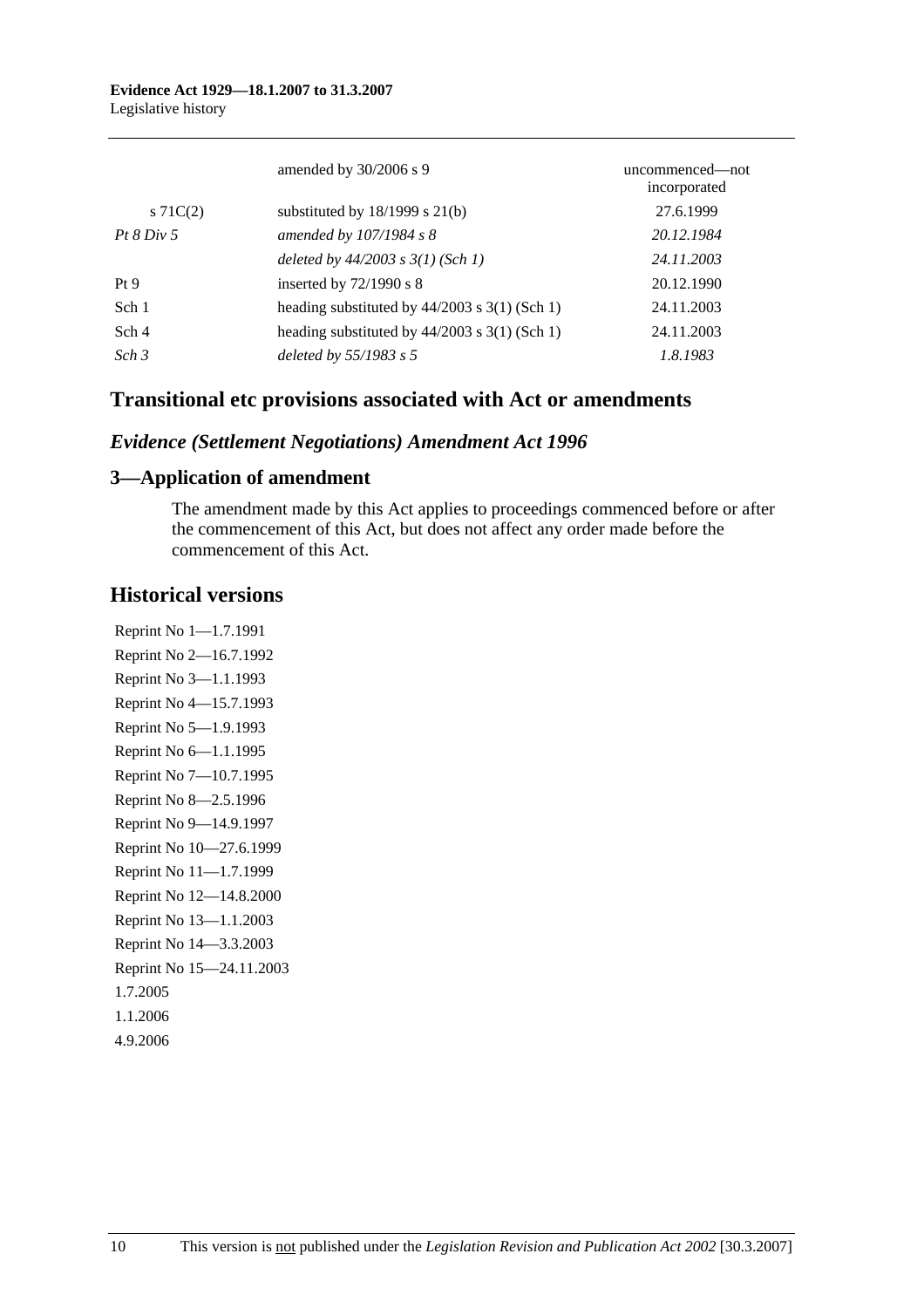| | | |
|---|---|---|
| | amended by 30/2006 s 9 | uncommenced—not incorporated |
| s 71C(2) | substituted by 18/1999 s 21(b) | 27.6.1999 |
| *Pt 8 Div 5* | *amended by 107/1984 s 8* | *20.12.1984* |
| | *deleted by 44/2003 s 3(1) (Sch 1)* | *24.11.2003* |
| Pt 9 | inserted by 72/1990 s 8 | 20.12.1990 |
| Sch 1 | heading substituted by 44/2003 s 3(1) (Sch 1) | 24.11.2003 |
| Sch 4 | heading substituted by 44/2003 s 3(1) (Sch 1) | 24.11.2003 |
| *Sch 3* | *deleted by 55/1983 s 5* | *1.8.1983* |

## Transitional etc provisions associated with Act or amendments

### *Evidence (Settlement Negotiations) Amendment Act 1996*

### 3—Application of amendment

The amendment made by this Act applies to proceedings commenced before or after the commencement of this Act, but does not affect any order made before the commencement of this Act.

## Historical versions

Reprint No 1—1.7.1991
Reprint No 2—16.7.1992
Reprint No 3—1.1.1993
Reprint No 4—15.7.1993
Reprint No 5—1.9.1993
Reprint No 6—1.1.1995
Reprint No 7—10.7.1995
Reprint No 8—2.5.1996
Reprint No 9—14.9.1997
Reprint No 10—27.6.1999
Reprint No 11—1.7.1999
Reprint No 12—14.8.2000
Reprint No 13—1.1.2003
Reprint No 14—3.3.2003
Reprint No 15—24.11.2003
1.7.2005
1.1.2006
4.9.2006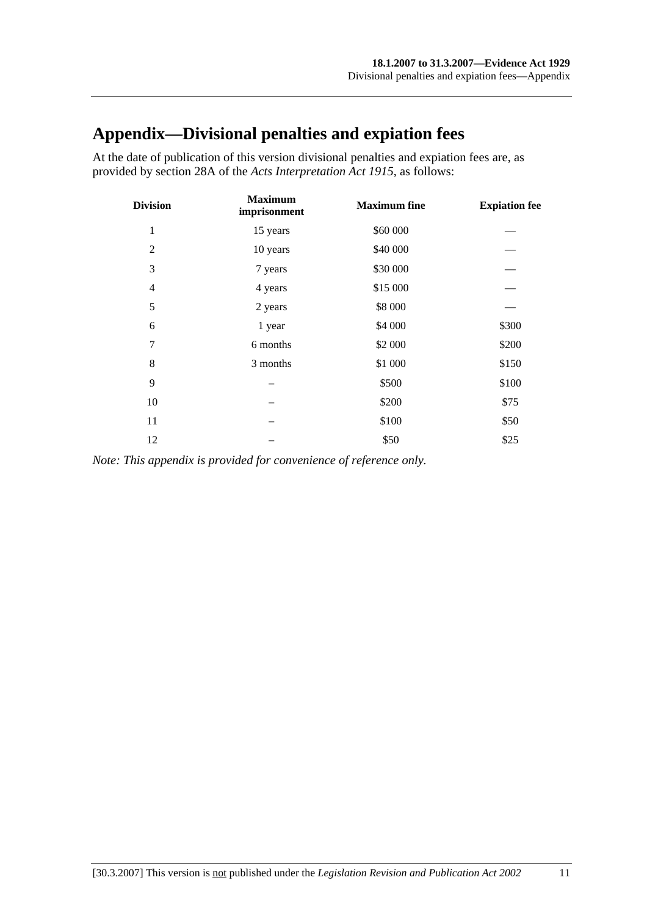# Appendix—Divisional penalties and expiation fees

At the date of publication of this version divisional penalties and expiation fees are, as provided by section 28A of the *Acts Interpretation Act 1915*, as follows:

| Division | Maximum imprisonment | Maximum fine | Expiation fee |
|---|---|---|---|
| 1 | 15 years | $60 000 | — |
| 2 | 10 years | $40 000 | — |
| 3 | 7 years | $30 000 | — |
| 4 | 4 years | $15 000 | — |
| 5 | 2 years | $8 000 | — |
| 6 | 1 year | $4 000 | $300 |
| 7 | 6 months | $2 000 | $200 |
| 8 | 3 months | $1 000 | $150 |
| 9 | – | $500 | $100 |
| 10 | – | $200 | $75 |
| 11 | – | $100 | $50 |
| 12 | – | $50 | $25 |

*Note: This appendix is provided for convenience of reference only.*